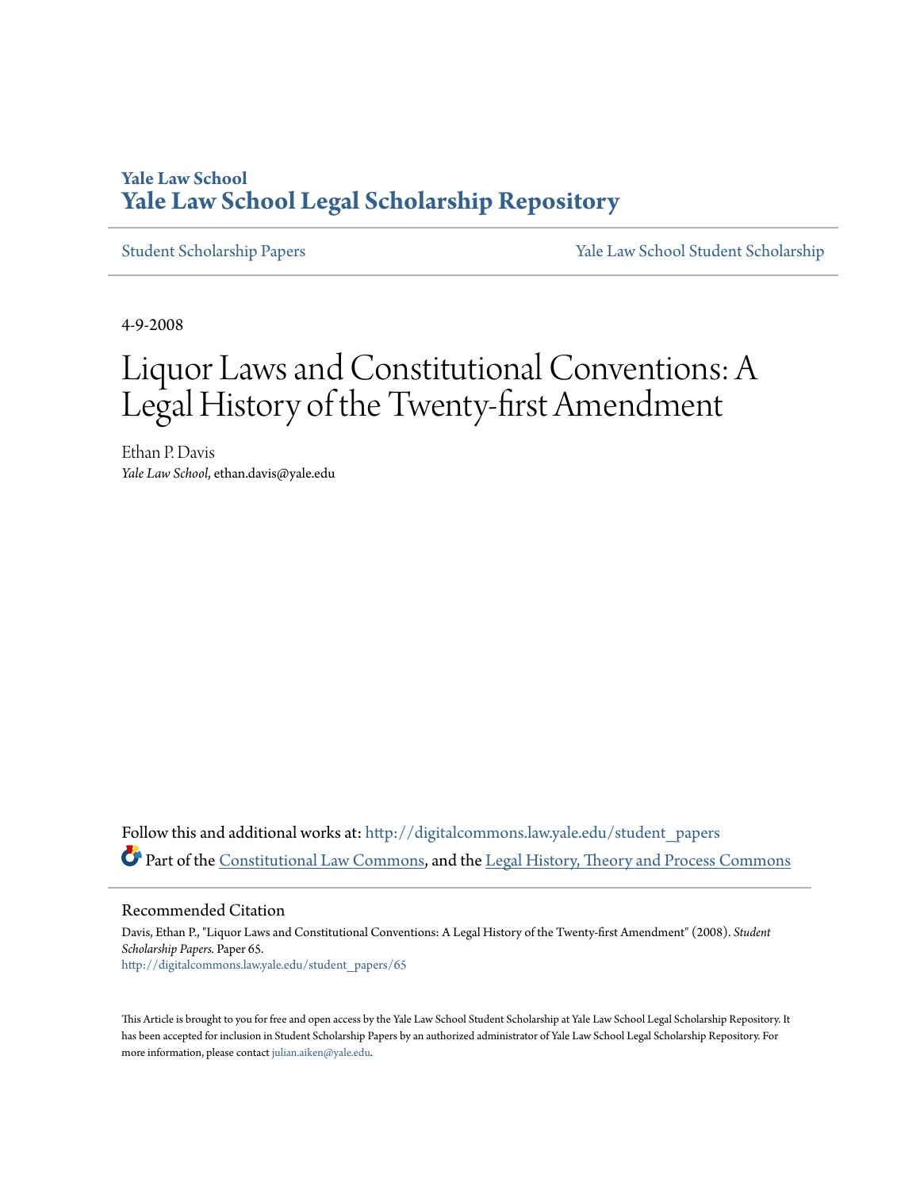**Yale Law School**
**Yale Law School Legal Scholarship Repository**

Student Scholarship Papers | Yale Law School Student Scholarship

4-9-2008

# Liquor Laws and Constitutional Conventions: A Legal History of the Twenty-first Amendment

Ethan P. Davis
*Yale Law School*, ethan.davis@yale.edu

Follow this and additional works at: http://digitalcommons.law.yale.edu/student_papers

Part of the Constitutional Law Commons, and the Legal History, Theory and Process Commons

## Recommended Citation

Davis, Ethan P., "Liquor Laws and Constitutional Conventions: A Legal History of the Twenty-first Amendment" (2008). *Student Scholarship Papers.* Paper 65.
http://digitalcommons.law.yale.edu/student_papers/65

This Article is brought to you for free and open access by the Yale Law School Student Scholarship at Yale Law School Legal Scholarship Repository. It has been accepted for inclusion in Student Scholarship Papers by an authorized administrator of Yale Law School Legal Scholarship Repository. For more information, please contact julian.aiken@yale.edu.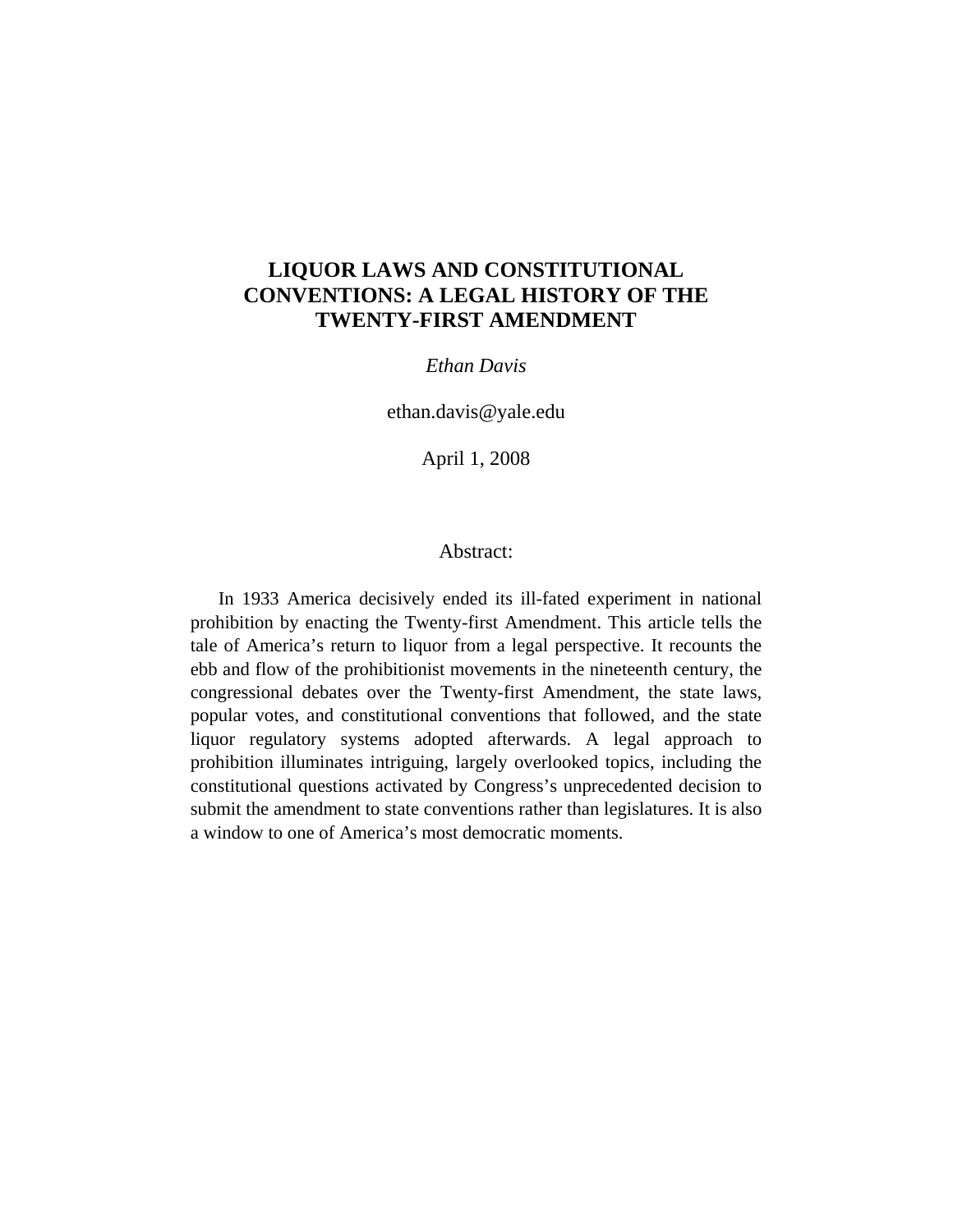# LIQUOR LAWS AND CONSTITUTIONAL CONVENTIONS: A LEGAL HISTORY OF THE TWENTY-FIRST AMENDMENT

*Ethan Davis*

ethan.davis@yale.edu

April 1, 2008

## Abstract:

In 1933 America decisively ended its ill-fated experiment in national prohibition by enacting the Twenty-first Amendment. This article tells the tale of America's return to liquor from a legal perspective. It recounts the ebb and flow of the prohibitionist movements in the nineteenth century, the congressional debates over the Twenty-first Amendment, the state laws, popular votes, and constitutional conventions that followed, and the state liquor regulatory systems adopted afterwards. A legal approach to prohibition illuminates intriguing, largely overlooked topics, including the constitutional questions activated by Congress's unprecedented decision to submit the amendment to state conventions rather than legislatures. It is also a window to one of America's most democratic moments.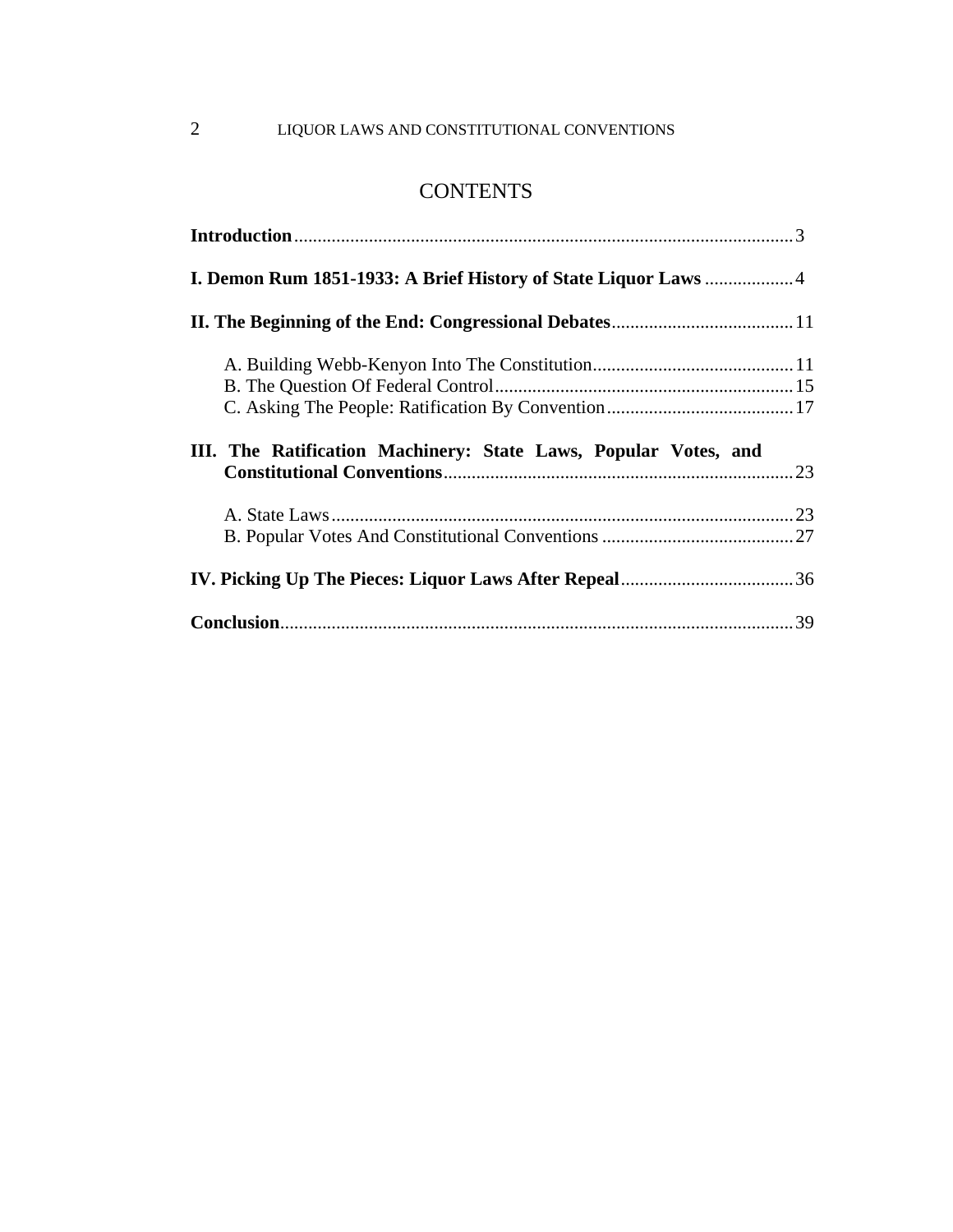# CONTENTS

**Introduction** ........................................................................................................... 3

**I. Demon Rum 1851-1933: A Brief History of State Liquor Laws** .................. 4

**II. The Beginning of the End: Congressional Debates** ....................................... 11

- A. Building Webb-Kenyon Into The Constitution ........................................... 11
- B. The Question Of Federal Control ................................................................ 15
- C. Asking The People: Ratification By Convention ........................................ 17

**III. The Ratification Machinery: State Laws, Popular Votes, and Constitutional Conventions** ........................................................................... 23

- A. State Laws .................................................................................................. 23
- B. Popular Votes And Constitutional Conventions ......................................... 27

**IV. Picking Up The Pieces: Liquor Laws After Repeal** ..................................... 36

**Conclusion** ............................................................................................................. 39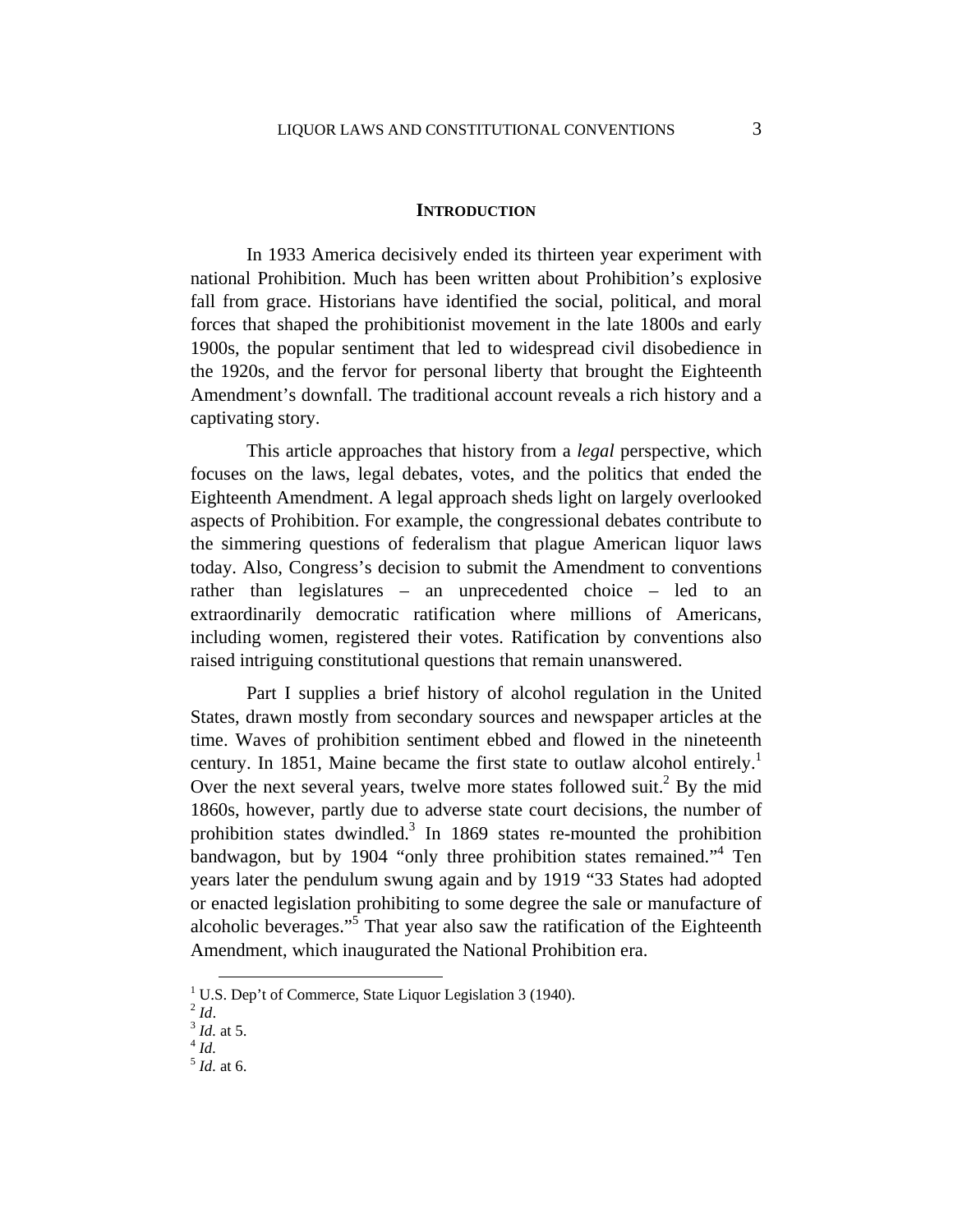## INTRODUCTION

In 1933 America decisively ended its thirteen year experiment with national Prohibition. Much has been written about Prohibition's explosive fall from grace. Historians have identified the social, political, and moral forces that shaped the prohibitionist movement in the late 1800s and early 1900s, the popular sentiment that led to widespread civil disobedience in the 1920s, and the fervor for personal liberty that brought the Eighteenth Amendment's downfall. The traditional account reveals a rich history and a captivating story.

This article approaches that history from a *legal* perspective, which focuses on the laws, legal debates, votes, and the politics that ended the Eighteenth Amendment. A legal approach sheds light on largely overlooked aspects of Prohibition. For example, the congressional debates contribute to the simmering questions of federalism that plague American liquor laws today. Also, Congress's decision to submit the Amendment to conventions rather than legislatures – an unprecedented choice – led to an extraordinarily democratic ratification where millions of Americans, including women, registered their votes. Ratification by conventions also raised intriguing constitutional questions that remain unanswered.

Part I supplies a brief history of alcohol regulation in the United States, drawn mostly from secondary sources and newspaper articles at the time. Waves of prohibition sentiment ebbed and flowed in the nineteenth century. In 1851, Maine became the first state to outlaw alcohol entirely.[1] Over the next several years, twelve more states followed suit.[2] By the mid 1860s, however, partly due to adverse state court decisions, the number of prohibition states dwindled.[3] In 1869 states re-mounted the prohibition bandwagon, but by 1904 "only three prohibition states remained."[4] Ten years later the pendulum swung again and by 1919 "33 States had adopted or enacted legislation prohibiting to some degree the sale or manufacture of alcoholic beverages."[5] That year also saw the ratification of the Eighteenth Amendment, which inaugurated the National Prohibition era.

---

[1] U.S. Dep't of Commerce, State Liquor Legislation 3 (1940).
[2] *Id*.
[3] *Id*. at 5.
[4] *Id*.
[5] *Id*. at 6.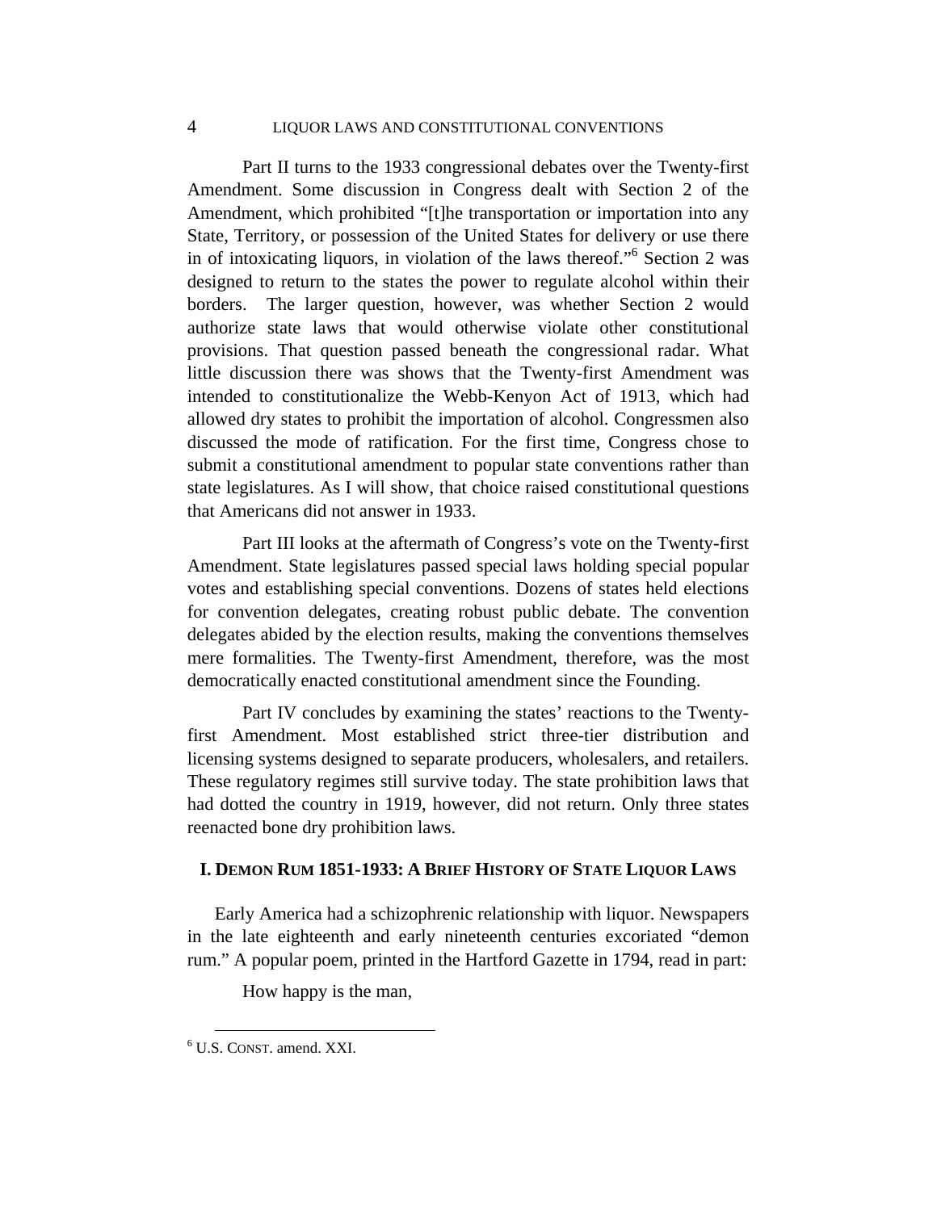Part II turns to the 1933 congressional debates over the Twenty-first Amendment. Some discussion in Congress dealt with Section 2 of the Amendment, which prohibited "[t]he transportation or importation into any State, Territory, or possession of the United States for delivery or use there in of intoxicating liquors, in violation of the laws thereof."[6] Section 2 was designed to return to the states the power to regulate alcohol within their borders. The larger question, however, was whether Section 2 would authorize state laws that would otherwise violate other constitutional provisions. That question passed beneath the congressional radar. What little discussion there was shows that the Twenty-first Amendment was intended to constitutionalize the Webb-Kenyon Act of 1913, which had allowed dry states to prohibit the importation of alcohol. Congressmen also discussed the mode of ratification. For the first time, Congress chose to submit a constitutional amendment to popular state conventions rather than state legislatures. As I will show, that choice raised constitutional questions that Americans did not answer in 1933.

Part III looks at the aftermath of Congress's vote on the Twenty-first Amendment. State legislatures passed special laws holding special popular votes and establishing special conventions. Dozens of states held elections for convention delegates, creating robust public debate. The convention delegates abided by the election results, making the conventions themselves mere formalities. The Twenty-first Amendment, therefore, was the most democratically enacted constitutional amendment since the Founding.

Part IV concludes by examining the states' reactions to the Twenty-first Amendment. Most established strict three-tier distribution and licensing systems designed to separate producers, wholesalers, and retailers. These regulatory regimes still survive today. The state prohibition laws that had dotted the country in 1919, however, did not return. Only three states reenacted bone dry prohibition laws.

## I. DEMON RUM 1851-1933: A BRIEF HISTORY OF STATE LIQUOR LAWS

Early America had a schizophrenic relationship with liquor. Newspapers in the late eighteenth and early nineteenth centuries excoriated "demon rum." A popular poem, printed in the Hartford Gazette in 1794, read in part:

How happy is the man,

[6] U.S. CONST. amend. XXI.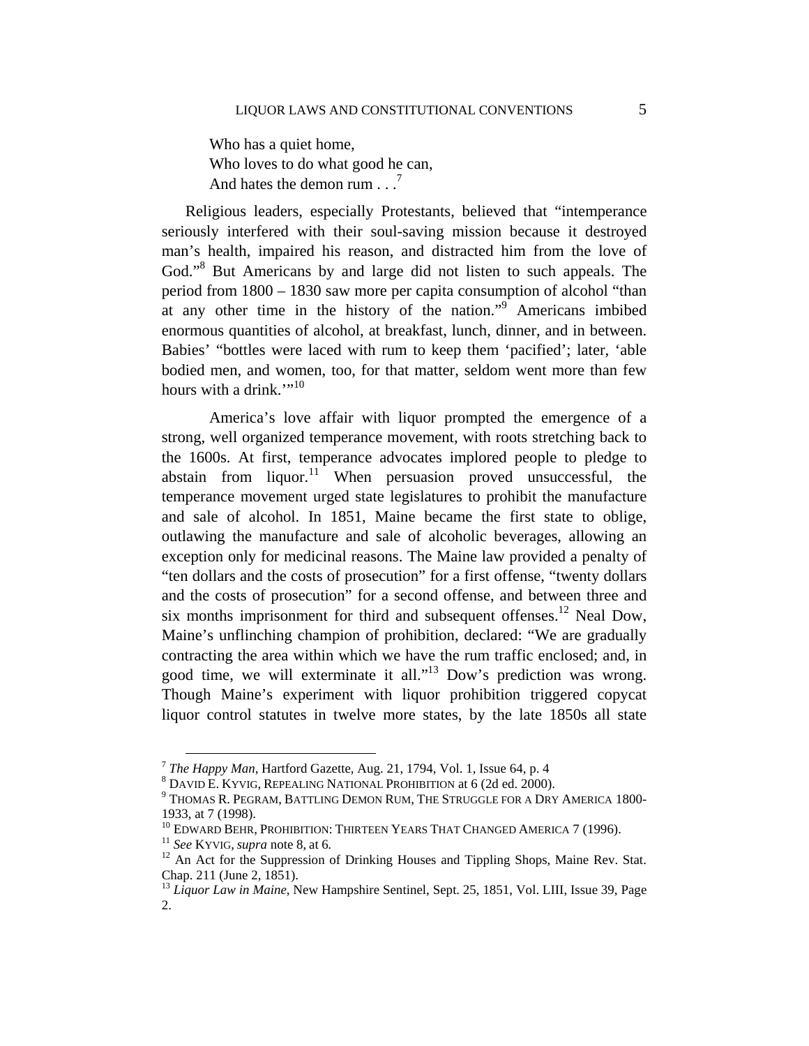Who has a quiet home,  
Who loves to do what good he can,  
And hates the demon rum . . .[7]

Religious leaders, especially Protestants, believed that "intemperance seriously interfered with their soul-saving mission because it destroyed man's health, impaired his reason, and distracted him from the love of God."[8] But Americans by and large did not listen to such appeals. The period from 1800 – 1830 saw more per capita consumption of alcohol "than at any other time in the history of the nation."[9] Americans imbibed enormous quantities of alcohol, at breakfast, lunch, dinner, and in between. Babies' "bottles were laced with rum to keep them 'pacified'; later, 'able bodied men, and women, too, for that matter, seldom went more than few hours with a drink.'"[10]

America's love affair with liquor prompted the emergence of a strong, well organized temperance movement, with roots stretching back to the 1600s. At first, temperance advocates implored people to pledge to abstain from liquor.[11] When persuasion proved unsuccessful, the temperance movement urged state legislatures to prohibit the manufacture and sale of alcohol. In 1851, Maine became the first state to oblige, outlawing the manufacture and sale of alcoholic beverages, allowing an exception only for medicinal reasons. The Maine law provided a penalty of "ten dollars and the costs of prosecution" for a first offense, "twenty dollars and the costs of prosecution" for a second offense, and between three and six months imprisonment for third and subsequent offenses.[12] Neal Dow, Maine's unflinching champion of prohibition, declared: "We are gradually contracting the area within which we have the rum traffic enclosed; and, in good time, we will exterminate it all."[13] Dow's prediction was wrong. Though Maine's experiment with liquor prohibition triggered copycat liquor control statutes in twelve more states, by the late 1850s all state

---

[7] *The Happy Man*, Hartford Gazette, Aug. 21, 1794, Vol. 1, Issue 64, p. 4

[8] DAVID E. KYVIG, REPEALING NATIONAL PROHIBITION at 6 (2d ed. 2000).

[9] THOMAS R. PEGRAM, BATTLING DEMON RUM, THE STRUGGLE FOR A DRY AMERICA 1800-1933, at 7 (1998).

[10] EDWARD BEHR, PROHIBITION: THIRTEEN YEARS THAT CHANGED AMERICA 7 (1996).

[11] *See* KYVIG, *supra* note 8, at 6.

[12] An Act for the Suppression of Drinking Houses and Tippling Shops, Maine Rev. Stat. Chap. 211 (June 2, 1851).

[13] *Liquor Law in Maine*, New Hampshire Sentinel, Sept. 25, 1851, Vol. LIII, Issue 39, Page 2.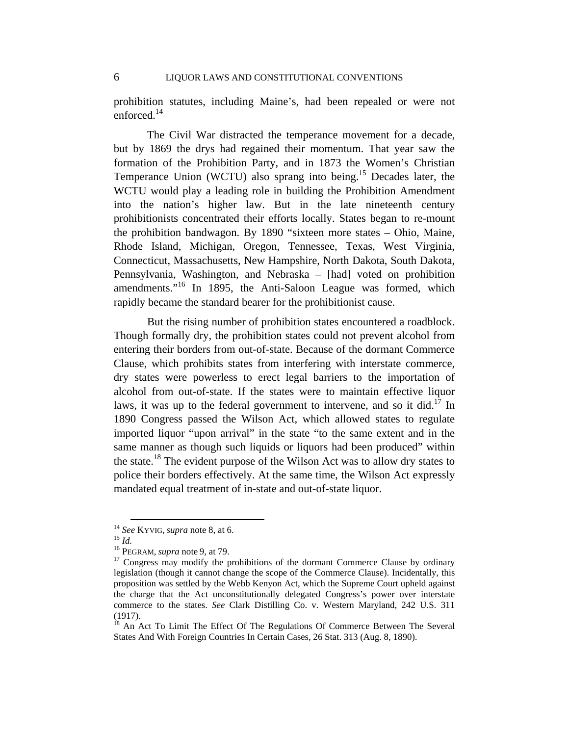prohibition statutes, including Maine's, had been repealed or were not enforced.[14]

The Civil War distracted the temperance movement for a decade, but by 1869 the drys had regained their momentum. That year saw the formation of the Prohibition Party, and in 1873 the Women's Christian Temperance Union (WCTU) also sprang into being.[15] Decades later, the WCTU would play a leading role in building the Prohibition Amendment into the nation's higher law. But in the late nineteenth century prohibitionists concentrated their efforts locally. States began to re-mount the prohibition bandwagon. By 1890 "sixteen more states – Ohio, Maine, Rhode Island, Michigan, Oregon, Tennessee, Texas, West Virginia, Connecticut, Massachusetts, New Hampshire, North Dakota, South Dakota, Pennsylvania, Washington, and Nebraska – [had] voted on prohibition amendments."[16] In 1895, the Anti-Saloon League was formed, which rapidly became the standard bearer for the prohibitionist cause.

But the rising number of prohibition states encountered a roadblock. Though formally dry, the prohibition states could not prevent alcohol from entering their borders from out-of-state. Because of the dormant Commerce Clause, which prohibits states from interfering with interstate commerce, dry states were powerless to erect legal barriers to the importation of alcohol from out-of-state. If the states were to maintain effective liquor laws, it was up to the federal government to intervene, and so it did.[17] In 1890 Congress passed the Wilson Act, which allowed states to regulate imported liquor "upon arrival" in the state "to the same extent and in the same manner as though such liquids or liquors had been produced" within the state.[18] The evident purpose of the Wilson Act was to allow dry states to police their borders effectively. At the same time, the Wilson Act expressly mandated equal treatment of in-state and out-of-state liquor.

---

[14] *See* KYVIG, *supra* note 8, at 6.

[15] *Id.*

[16] PEGRAM, *supra* note 9, at 79.

[17] Congress may modify the prohibitions of the dormant Commerce Clause by ordinary legislation (though it cannot change the scope of the Commerce Clause). Incidentally, this proposition was settled by the Webb Kenyon Act, which the Supreme Court upheld against the charge that the Act unconstitutionally delegated Congress's power over interstate commerce to the states. *See* Clark Distilling Co. v. Western Maryland, 242 U.S. 311 (1917).

[18] An Act To Limit The Effect Of The Regulations Of Commerce Between The Several States And With Foreign Countries In Certain Cases, 26 Stat. 313 (Aug. 8, 1890).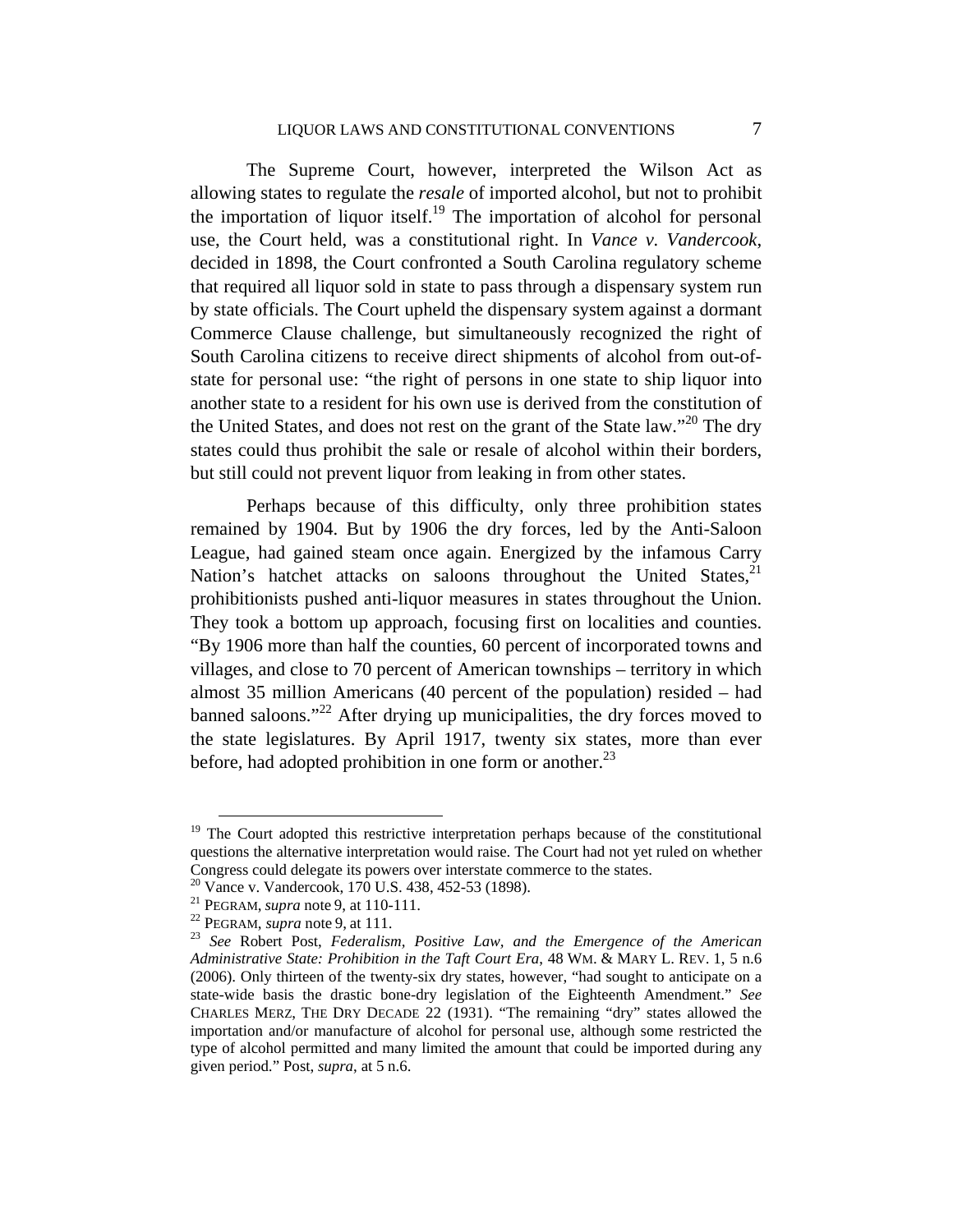The Supreme Court, however, interpreted the Wilson Act as allowing states to regulate the *resale* of imported alcohol, but not to prohibit the importation of liquor itself.[19] The importation of alcohol for personal use, the Court held, was a constitutional right. In *Vance v. Vandercook*, decided in 1898, the Court confronted a South Carolina regulatory scheme that required all liquor sold in state to pass through a dispensary system run by state officials. The Court upheld the dispensary system against a dormant Commerce Clause challenge, but simultaneously recognized the right of South Carolina citizens to receive direct shipments of alcohol from out-of-state for personal use: "the right of persons in one state to ship liquor into another state to a resident for his own use is derived from the constitution of the United States, and does not rest on the grant of the State law."[20] The dry states could thus prohibit the sale or resale of alcohol within their borders, but still could not prevent liquor from leaking in from other states.

Perhaps because of this difficulty, only three prohibition states remained by 1904. But by 1906 the dry forces, led by the Anti-Saloon League, had gained steam once again. Energized by the infamous Carry Nation's hatchet attacks on saloons throughout the United States,[21] prohibitionists pushed anti-liquor measures in states throughout the Union. They took a bottom up approach, focusing first on localities and counties. "By 1906 more than half the counties, 60 percent of incorporated towns and villages, and close to 70 percent of American townships – territory in which almost 35 million Americans (40 percent of the population) resided – had banned saloons."[22] After drying up municipalities, the dry forces moved to the state legislatures. By April 1917, twenty six states, more than ever before, had adopted prohibition in one form or another.[23]

---

[19] The Court adopted this restrictive interpretation perhaps because of the constitutional questions the alternative interpretation would raise. The Court had not yet ruled on whether Congress could delegate its powers over interstate commerce to the states.

[20] Vance v. Vandercook, 170 U.S. 438, 452-53 (1898).

[21] PEGRAM, *supra* note 9, at 110-111.

[22] PEGRAM, *supra* note 9, at 111.

[23] *See* Robert Post, *Federalism, Positive Law, and the Emergence of the American Administrative State: Prohibition in the Taft Court Era*, 48 WM. & MARY L. REV. 1, 5 n.6 (2006). Only thirteen of the twenty-six dry states, however, "had sought to anticipate on a state-wide basis the drastic bone-dry legislation of the Eighteenth Amendment." *See* CHARLES MERZ, THE DRY DECADE 22 (1931). "The remaining "dry" states allowed the importation and/or manufacture of alcohol for personal use, although some restricted the type of alcohol permitted and many limited the amount that could be imported during any given period." Post, *supra*, at 5 n.6.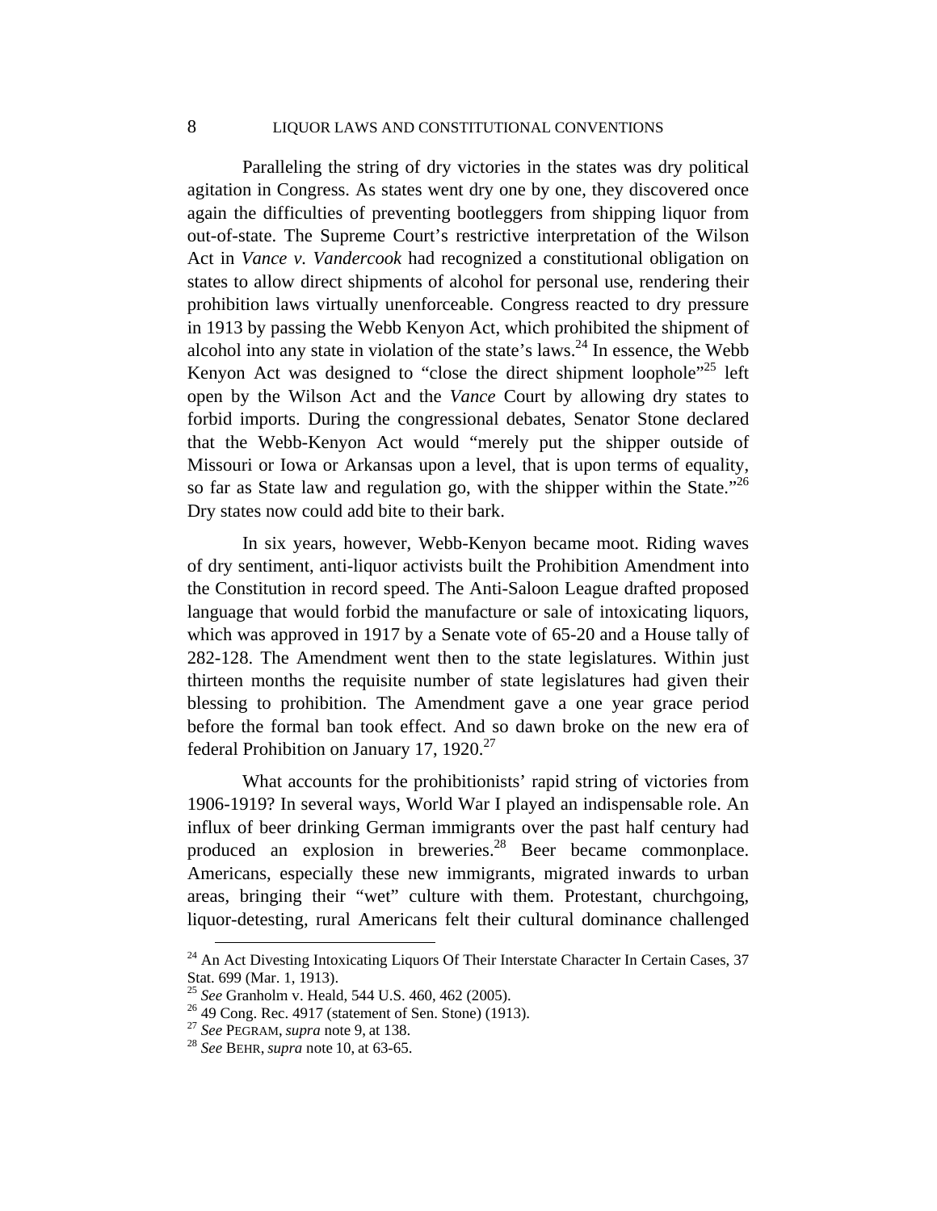Paralleling the string of dry victories in the states was dry political agitation in Congress. As states went dry one by one, they discovered once again the difficulties of preventing bootleggers from shipping liquor from out-of-state. The Supreme Court's restrictive interpretation of the Wilson Act in *Vance v. Vandercook* had recognized a constitutional obligation on states to allow direct shipments of alcohol for personal use, rendering their prohibition laws virtually unenforceable. Congress reacted to dry pressure in 1913 by passing the Webb Kenyon Act, which prohibited the shipment of alcohol into any state in violation of the state's laws.[24] In essence, the Webb Kenyon Act was designed to "close the direct shipment loophole"[25] left open by the Wilson Act and the *Vance* Court by allowing dry states to forbid imports. During the congressional debates, Senator Stone declared that the Webb-Kenyon Act would "merely put the shipper outside of Missouri or Iowa or Arkansas upon a level, that is upon terms of equality, so far as State law and regulation go, with the shipper within the State."[26] Dry states now could add bite to their bark.

In six years, however, Webb-Kenyon became moot. Riding waves of dry sentiment, anti-liquor activists built the Prohibition Amendment into the Constitution in record speed. The Anti-Saloon League drafted proposed language that would forbid the manufacture or sale of intoxicating liquors, which was approved in 1917 by a Senate vote of 65-20 and a House tally of 282-128. The Amendment went then to the state legislatures. Within just thirteen months the requisite number of state legislatures had given their blessing to prohibition. The Amendment gave a one year grace period before the formal ban took effect. And so dawn broke on the new era of federal Prohibition on January 17, 1920.[27]

What accounts for the prohibitionists' rapid string of victories from 1906-1919? In several ways, World War I played an indispensable role. An influx of beer drinking German immigrants over the past half century had produced an explosion in breweries.[28] Beer became commonplace. Americans, especially these new immigrants, migrated inwards to urban areas, bringing their "wet" culture with them. Protestant, churchgoing, liquor-detesting, rural Americans felt their cultural dominance challenged

---

[24] An Act Divesting Intoxicating Liquors Of Their Interstate Character In Certain Cases, 37 Stat. 699 (Mar. 1, 1913).

[25] *See* Granholm v. Heald, 544 U.S. 460, 462 (2005).

[26] 49 Cong. Rec. 4917 (statement of Sen. Stone) (1913).

[27] *See* PEGRAM, *supra* note 9, at 138.

[28] *See* BEHR, *supra* note 10, at 63-65.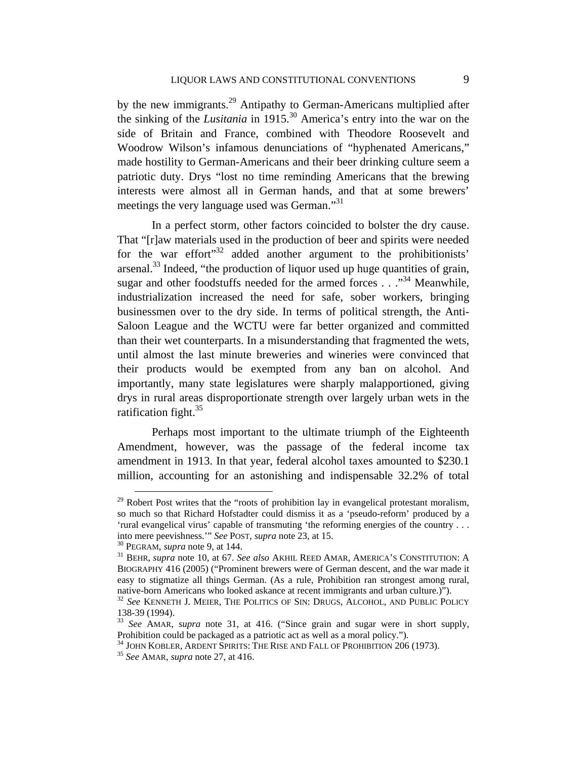by the new immigrants.[29] Antipathy to German-Americans multiplied after the sinking of the *Lusitania* in 1915.[30] America's entry into the war on the side of Britain and France, combined with Theodore Roosevelt and Woodrow Wilson's infamous denunciations of "hyphenated Americans," made hostility to German-Americans and their beer drinking culture seem a patriotic duty. Drys "lost no time reminding Americans that the brewing interests were almost all in German hands, and that at some brewers' meetings the very language used was German."[31]

In a perfect storm, other factors coincided to bolster the dry cause. That "[r]aw materials used in the production of beer and spirits were needed for the war effort"[32] added another argument to the prohibitionists' arsenal.[33] Indeed, "the production of liquor used up huge quantities of grain, sugar and other foodstuffs needed for the armed forces . . ."[34] Meanwhile, industrialization increased the need for safe, sober workers, bringing businessmen over to the dry side. In terms of political strength, the Anti-Saloon League and the WCTU were far better organized and committed than their wet counterparts. In a misunderstanding that fragmented the wets, until almost the last minute breweries and wineries were convinced that their products would be exempted from any ban on alcohol. And importantly, many state legislatures were sharply malapportioned, giving drys in rural areas disproportionate strength over largely urban wets in the ratification fight.[35]

Perhaps most important to the ultimate triumph of the Eighteenth Amendment, however, was the passage of the federal income tax amendment in 1913. In that year, federal alcohol taxes amounted to $230.1 million, accounting for an astonishing and indispensable 32.2% of total

---

[29] Robert Post writes that the "roots of prohibition lay in evangelical protestant moralism, so much so that Richard Hofstadter could dismiss it as a 'pseudo-reform' produced by a 'rural evangelical virus' capable of transmuting 'the reforming energies of the country . . . into mere peevishness.'" *See* POST, *supra* note 23, at 15.

[30] PEGRAM, *supra* note 9, at 144.

[31] BEHR, *supra* note 10, at 67. *See also* AKHIL REED AMAR, AMERICA'S CONSTITUTION: A BIOGRAPHY 416 (2005) ("Prominent brewers were of German descent, and the war made it easy to stigmatize all things German. (As a rule, Prohibition ran strongest among rural, native-born Americans who looked askance at recent immigrants and urban culture.)").

[32] *See* KENNETH J. MEIER, THE POLITICS OF SIN: DRUGS, ALCOHOL, AND PUBLIC POLICY 138-39 (1994).

[33] *See* AMAR, *supra* note 31, at 416. ("Since grain and sugar were in short supply, Prohibition could be packaged as a patriotic act as well as a moral policy.").

[34] JOHN KOBLER, ARDENT SPIRITS: THE RISE AND FALL OF PROHIBITION 206 (1973).

[35] *See* AMAR, *supra* note 27, at 416.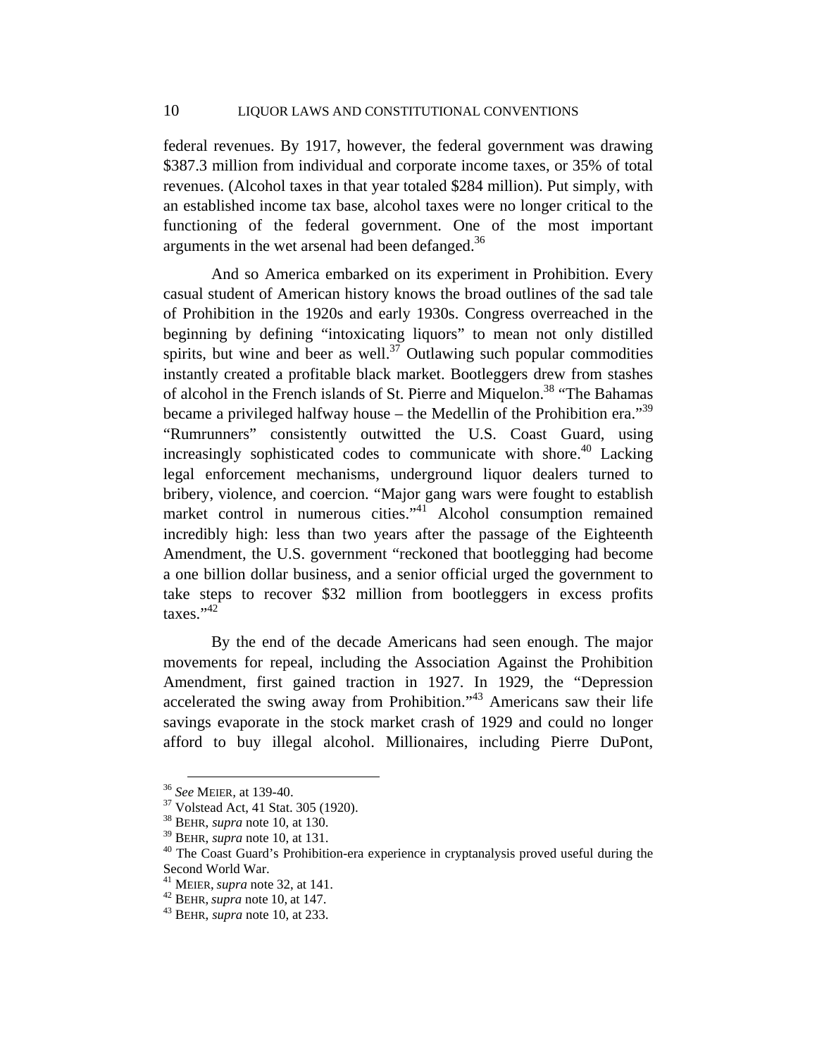federal revenues. By 1917, however, the federal government was drawing $387.3 million from individual and corporate income taxes, or 35% of total revenues. (Alcohol taxes in that year totaled $284 million). Put simply, with an established income tax base, alcohol taxes were no longer critical to the functioning of the federal government. One of the most important arguments in the wet arsenal had been defanged.[36]

And so America embarked on its experiment in Prohibition. Every casual student of American history knows the broad outlines of the sad tale of Prohibition in the 1920s and early 1930s. Congress overreached in the beginning by defining "intoxicating liquors" to mean not only distilled spirits, but wine and beer as well.[37] Outlawing such popular commodities instantly created a profitable black market. Bootleggers drew from stashes of alcohol in the French islands of St. Pierre and Miquelon.[38] "The Bahamas became a privileged halfway house – the Medellin of the Prohibition era."[39] "Rumrunners" consistently outwitted the U.S. Coast Guard, using increasingly sophisticated codes to communicate with shore.[40] Lacking legal enforcement mechanisms, underground liquor dealers turned to bribery, violence, and coercion. "Major gang wars were fought to establish market control in numerous cities."[41] Alcohol consumption remained incredibly high: less than two years after the passage of the Eighteenth Amendment, the U.S. government "reckoned that bootlegging had become a one billion dollar business, and a senior official urged the government to take steps to recover $32 million from bootleggers in excess profits taxes."[42]

By the end of the decade Americans had seen enough. The major movements for repeal, including the Association Against the Prohibition Amendment, first gained traction in 1927. In 1929, the "Depression accelerated the swing away from Prohibition."[43] Americans saw their life savings evaporate in the stock market crash of 1929 and could no longer afford to buy illegal alcohol. Millionaires, including Pierre DuPont,

---

[36] *See* MEIER, at 139-40.
[37] Volstead Act, 41 Stat. 305 (1920).
[38] BEHR, *supra* note 10, at 130.
[39] BEHR, *supra* note 10, at 131.
[40] The Coast Guard's Prohibition-era experience in cryptanalysis proved useful during the Second World War.
[41] MEIER, *supra* note 32, at 141.
[42] BEHR, *supra* note 10, at 147.
[43] BEHR, *supra* note 10, at 233.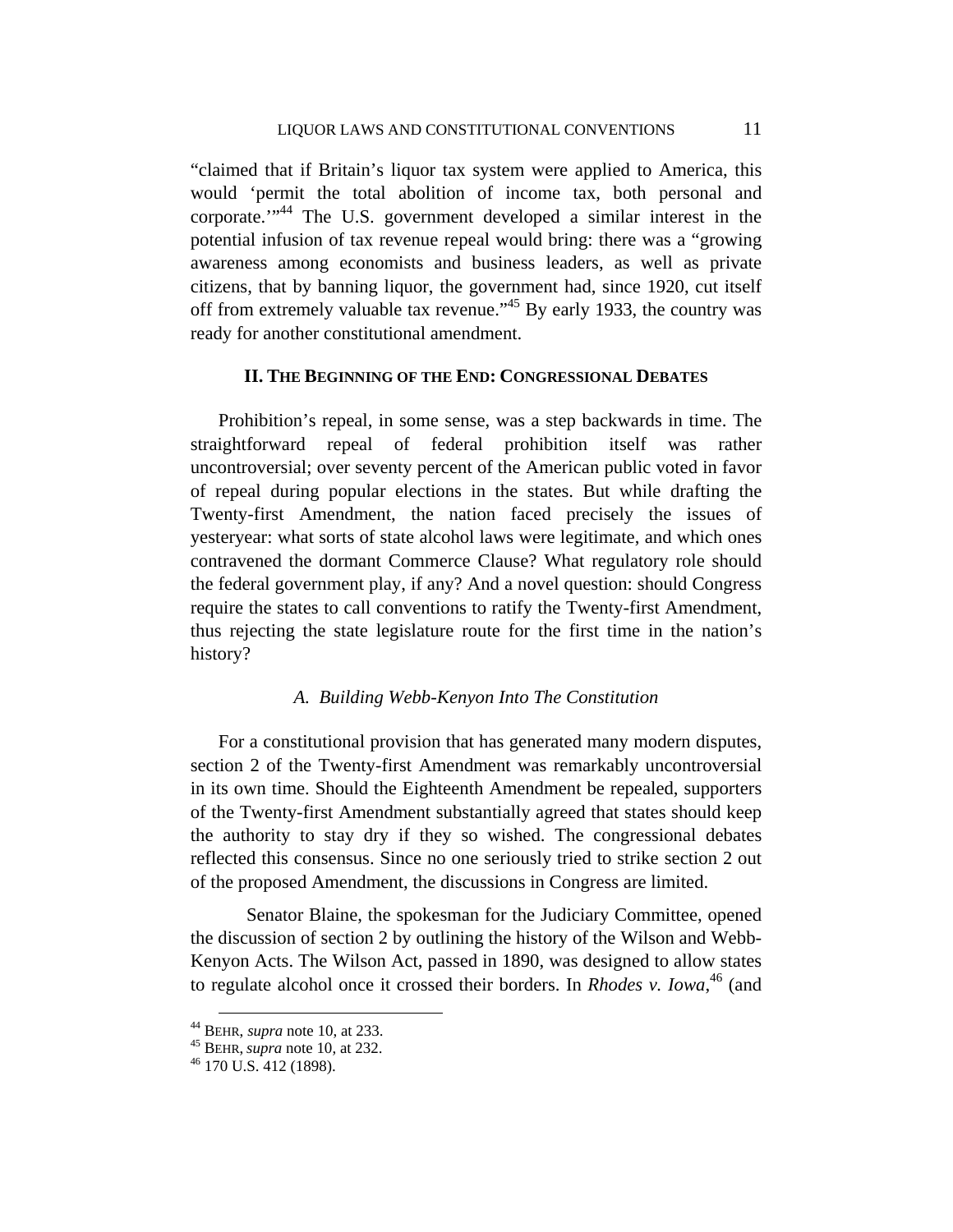"claimed that if Britain's liquor tax system were applied to America, this would 'permit the total abolition of income tax, both personal and corporate.'"[44] The U.S. government developed a similar interest in the potential infusion of tax revenue repeal would bring: there was a "growing awareness among economists and business leaders, as well as private citizens, that by banning liquor, the government had, since 1920, cut itself off from extremely valuable tax revenue."[45] By early 1933, the country was ready for another constitutional amendment.

## II. The Beginning of the End: Congressional Debates

Prohibition's repeal, in some sense, was a step backwards in time. The straightforward repeal of federal prohibition itself was rather uncontroversial; over seventy percent of the American public voted in favor of repeal during popular elections in the states. But while drafting the Twenty-first Amendment, the nation faced precisely the issues of yesteryear: what sorts of state alcohol laws were legitimate, and which ones contravened the dormant Commerce Clause? What regulatory role should the federal government play, if any? And a novel question: should Congress require the states to call conventions to ratify the Twenty-first Amendment, thus rejecting the state legislature route for the first time in the nation's history?

### *A. Building Webb-Kenyon Into The Constitution*

For a constitutional provision that has generated many modern disputes, section 2 of the Twenty-first Amendment was remarkably uncontroversial in its own time. Should the Eighteenth Amendment be repealed, supporters of the Twenty-first Amendment substantially agreed that states should keep the authority to stay dry if they so wished. The congressional debates reflected this consensus. Since no one seriously tried to strike section 2 out of the proposed Amendment, the discussions in Congress are limited.

Senator Blaine, the spokesman for the Judiciary Committee, opened the discussion of section 2 by outlining the history of the Wilson and Webb-Kenyon Acts. The Wilson Act, passed in 1890, was designed to allow states to regulate alcohol once it crossed their borders. In *Rhodes v. Iowa*,[46] (and

---

[44] BEHR, *supra* note 10, at 233.

[45] BEHR, *supra* note 10, at 232.

[46] 170 U.S. 412 (1898).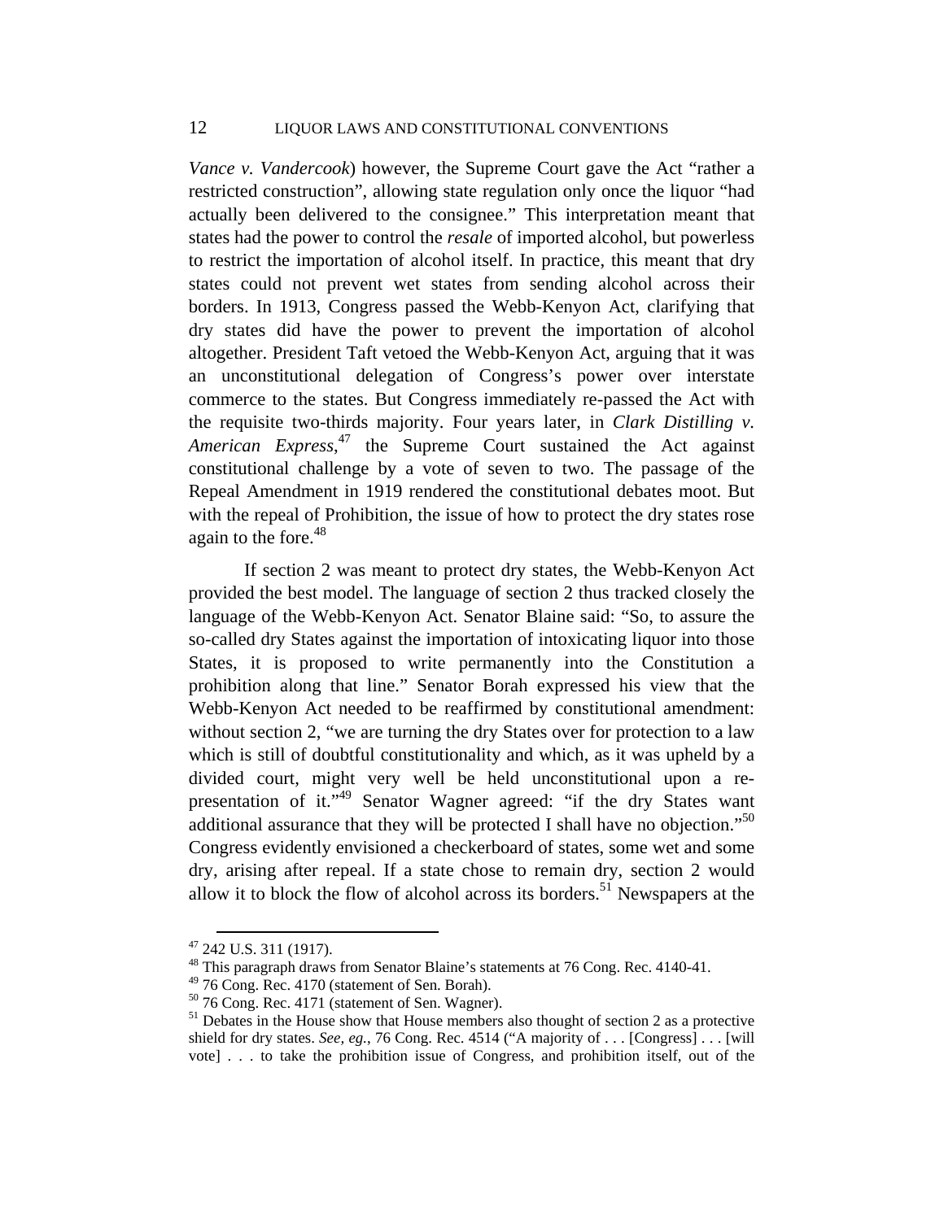*Vance v. Vandercook*) however, the Supreme Court gave the Act "rather a restricted construction", allowing state regulation only once the liquor "had actually been delivered to the consignee." This interpretation meant that states had the power to control the *resale* of imported alcohol, but powerless to restrict the importation of alcohol itself. In practice, this meant that dry states could not prevent wet states from sending alcohol across their borders. In 1913, Congress passed the Webb-Kenyon Act, clarifying that dry states did have the power to prevent the importation of alcohol altogether. President Taft vetoed the Webb-Kenyon Act, arguing that it was an unconstitutional delegation of Congress's power over interstate commerce to the states. But Congress immediately re-passed the Act with the requisite two-thirds majority. Four years later, in *Clark Distilling v. American Express*,[47] the Supreme Court sustained the Act against constitutional challenge by a vote of seven to two. The passage of the Repeal Amendment in 1919 rendered the constitutional debates moot. But with the repeal of Prohibition, the issue of how to protect the dry states rose again to the fore.[48]

If section 2 was meant to protect dry states, the Webb-Kenyon Act provided the best model. The language of section 2 thus tracked closely the language of the Webb-Kenyon Act. Senator Blaine said: "So, to assure the so-called dry States against the importation of intoxicating liquor into those States, it is proposed to write permanently into the Constitution a prohibition along that line." Senator Borah expressed his view that the Webb-Kenyon Act needed to be reaffirmed by constitutional amendment: without section 2, "we are turning the dry States over for protection to a law which is still of doubtful constitutionality and which, as it was upheld by a divided court, might very well be held unconstitutional upon a re-presentation of it."[49] Senator Wagner agreed: "if the dry States want additional assurance that they will be protected I shall have no objection."[50] Congress evidently envisioned a checkerboard of states, some wet and some dry, arising after repeal. If a state chose to remain dry, section 2 would allow it to block the flow of alcohol across its borders.[51] Newspapers at the

---

[47] 242 U.S. 311 (1917).

[48] This paragraph draws from Senator Blaine's statements at 76 Cong. Rec. 4140-41.

[49] 76 Cong. Rec. 4170 (statement of Sen. Borah).

[50] 76 Cong. Rec. 4171 (statement of Sen. Wagner).

[51] Debates in the House show that House members also thought of section 2 as a protective shield for dry states. *See, eg.*, 76 Cong. Rec. 4514 ("A majority of . . . [Congress] . . . [will vote] . . . to take the prohibition issue of Congress, and prohibition itself, out of the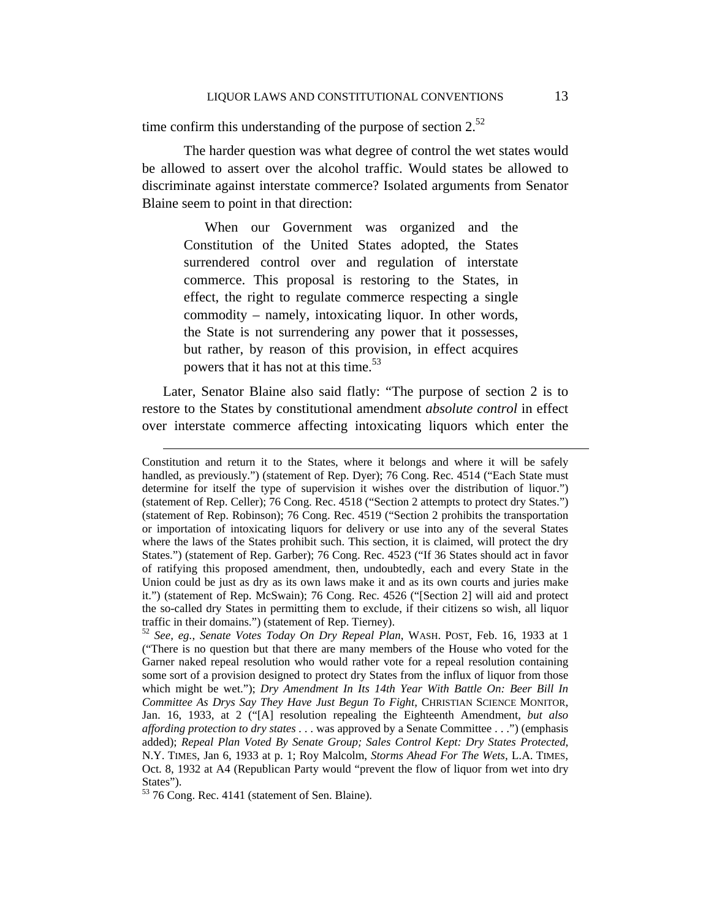time confirm this understanding of the purpose of section 2.[52]

The harder question was what degree of control the wet states would be allowed to assert over the alcohol traffic. Would states be allowed to discriminate against interstate commerce? Isolated arguments from Senator Blaine seem to point in that direction:

> When our Government was organized and the Constitution of the United States adopted, the States surrendered control over and regulation of interstate commerce. This proposal is restoring to the States, in effect, the right to regulate commerce respecting a single commodity – namely, intoxicating liquor. In other words, the State is not surrendering any power that it possesses, but rather, by reason of this provision, in effect acquires powers that it has not at this time.[53]

Later, Senator Blaine also said flatly: "The purpose of section 2 is to restore to the States by constitutional amendment *absolute control* in effect over interstate commerce affecting intoxicating liquors which enter the

---

Constitution and return it to the States, where it belongs and where it will be safely handled, as previously.") (statement of Rep. Dyer); 76 Cong. Rec. 4514 ("Each State must determine for itself the type of supervision it wishes over the distribution of liquor.") (statement of Rep. Celler); 76 Cong. Rec. 4518 ("Section 2 attempts to protect dry States.") (statement of Rep. Robinson); 76 Cong. Rec. 4519 ("Section 2 prohibits the transportation or importation of intoxicating liquors for delivery or use into any of the several States where the laws of the States prohibit such. This section, it is claimed, will protect the dry States.") (statement of Rep. Garber); 76 Cong. Rec. 4523 ("If 36 States should act in favor of ratifying this proposed amendment, then, undoubtedly, each and every State in the Union could be just as dry as its own laws make it and as its own courts and juries make it.") (statement of Rep. McSwain); 76 Cong. Rec. 4526 ("[Section 2] will aid and protect the so-called dry States in permitting them to exclude, if their citizens so wish, all liquor traffic in their domains.") (statement of Rep. Tierney).

[52] *See, eg.*, *Senate Votes Today On Dry Repeal Plan*, WASH. POST, Feb. 16, 1933 at 1 ("There is no question but that there are many members of the House who voted for the Garner naked repeal resolution who would rather vote for a repeal resolution containing some sort of a provision designed to protect dry States from the influx of liquor from those which might be wet."); *Dry Amendment In Its 14th Year With Battle On: Beer Bill In Committee As Drys Say They Have Just Begun To Fight*, CHRISTIAN SCIENCE MONITOR, Jan. 16, 1933, at 2 ("[A] resolution repealing the Eighteenth Amendment, *but also affording protection to dry states* . . . was approved by a Senate Committee . . .") (emphasis added); *Repeal Plan Voted By Senate Group; Sales Control Kept: Dry States Protected*, N.Y. TIMES, Jan 6, 1933 at p. 1; Roy Malcolm, *Storms Ahead For The Wets*, L.A. TIMES, Oct. 8, 1932 at A4 (Republican Party would "prevent the flow of liquor from wet into dry States").

[53] 76 Cong. Rec. 4141 (statement of Sen. Blaine).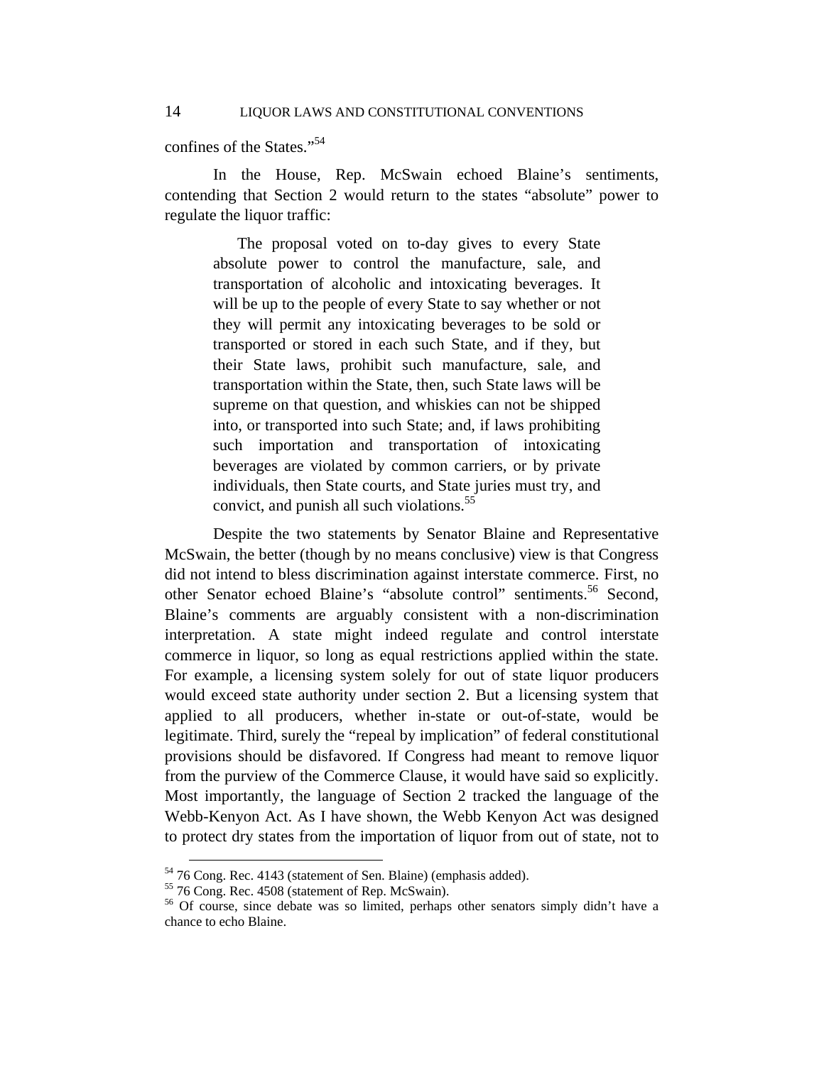confines of the States."[54]

In the House, Rep. McSwain echoed Blaine's sentiments, contending that Section 2 would return to the states "absolute" power to regulate the liquor traffic:

> The proposal voted on to-day gives to every State absolute power to control the manufacture, sale, and transportation of alcoholic and intoxicating beverages. It will be up to the people of every State to say whether or not they will permit any intoxicating beverages to be sold or transported or stored in each such State, and if they, but their State laws, prohibit such manufacture, sale, and transportation within the State, then, such State laws will be supreme on that question, and whiskies can not be shipped into, or transported into such State; and, if laws prohibiting such importation and transportation of intoxicating beverages are violated by common carriers, or by private individuals, then State courts, and State juries must try, and convict, and punish all such violations.[55]

Despite the two statements by Senator Blaine and Representative McSwain, the better (though by no means conclusive) view is that Congress did not intend to bless discrimination against interstate commerce. First, no other Senator echoed Blaine's "absolute control" sentiments.[56] Second, Blaine's comments are arguably consistent with a non-discrimination interpretation. A state might indeed regulate and control interstate commerce in liquor, so long as equal restrictions applied within the state. For example, a licensing system solely for out of state liquor producers would exceed state authority under section 2. But a licensing system that applied to all producers, whether in-state or out-of-state, would be legitimate. Third, surely the "repeal by implication" of federal constitutional provisions should be disfavored. If Congress had meant to remove liquor from the purview of the Commerce Clause, it would have said so explicitly. Most importantly, the language of Section 2 tracked the language of the Webb-Kenyon Act. As I have shown, the Webb Kenyon Act was designed to protect dry states from the importation of liquor from out of state, not to

---

[54] 76 Cong. Rec. 4143 (statement of Sen. Blaine) (emphasis added).

[55] 76 Cong. Rec. 4508 (statement of Rep. McSwain).

[56] Of course, since debate was so limited, perhaps other senators simply didn't have a chance to echo Blaine.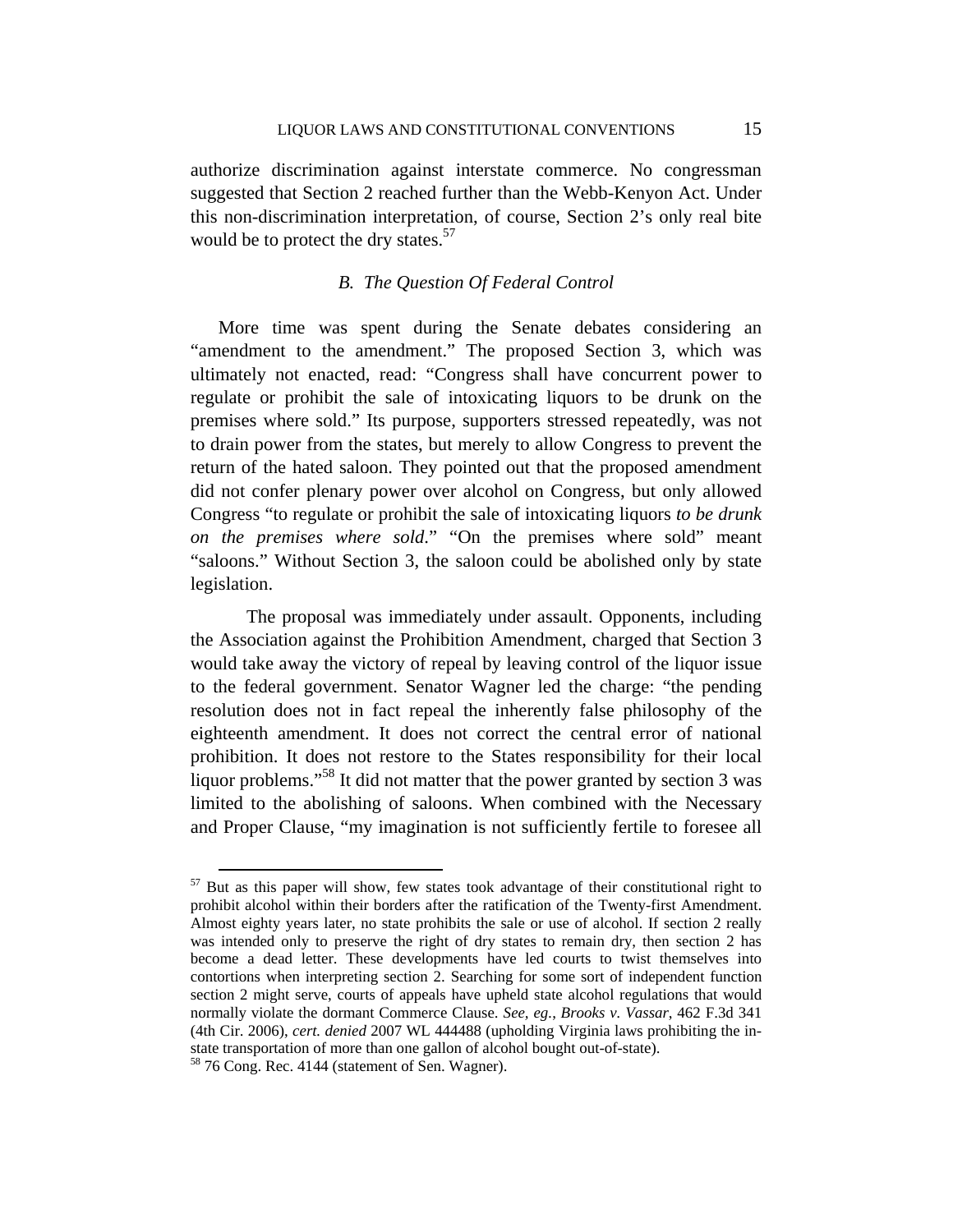authorize discrimination against interstate commerce. No congressman suggested that Section 2 reached further than the Webb-Kenyon Act. Under this non-discrimination interpretation, of course, Section 2's only real bite would be to protect the dry states.[57]

### *B. The Question Of Federal Control*

More time was spent during the Senate debates considering an "amendment to the amendment." The proposed Section 3, which was ultimately not enacted, read: "Congress shall have concurrent power to regulate or prohibit the sale of intoxicating liquors to be drunk on the premises where sold." Its purpose, supporters stressed repeatedly, was not to drain power from the states, but merely to allow Congress to prevent the return of the hated saloon. They pointed out that the proposed amendment did not confer plenary power over alcohol on Congress, but only allowed Congress "to regulate or prohibit the sale of intoxicating liquors *to be drunk on the premises where sold*." "On the premises where sold" meant "saloons." Without Section 3, the saloon could be abolished only by state legislation.

The proposal was immediately under assault. Opponents, including the Association against the Prohibition Amendment, charged that Section 3 would take away the victory of repeal by leaving control of the liquor issue to the federal government. Senator Wagner led the charge: "the pending resolution does not in fact repeal the inherently false philosophy of the eighteenth amendment. It does not correct the central error of national prohibition. It does not restore to the States responsibility for their local liquor problems."[58] It did not matter that the power granted by section 3 was limited to the abolishing of saloons. When combined with the Necessary and Proper Clause, "my imagination is not sufficiently fertile to foresee all

---

[57] But as this paper will show, few states took advantage of their constitutional right to prohibit alcohol within their borders after the ratification of the Twenty-first Amendment. Almost eighty years later, no state prohibits the sale or use of alcohol. If section 2 really was intended only to preserve the right of dry states to remain dry, then section 2 has become a dead letter. These developments have led courts to twist themselves into contortions when interpreting section 2. Searching for some sort of independent function section 2 might serve, courts of appeals have upheld state alcohol regulations that would normally violate the dormant Commerce Clause. *See, eg.*, *Brooks v. Vassar*, 462 F.3d 341 (4th Cir. 2006), *cert. denied* 2007 WL 444488 (upholding Virginia laws prohibiting the in-state transportation of more than one gallon of alcohol bought out-of-state).

[58] 76 Cong. Rec. 4144 (statement of Sen. Wagner).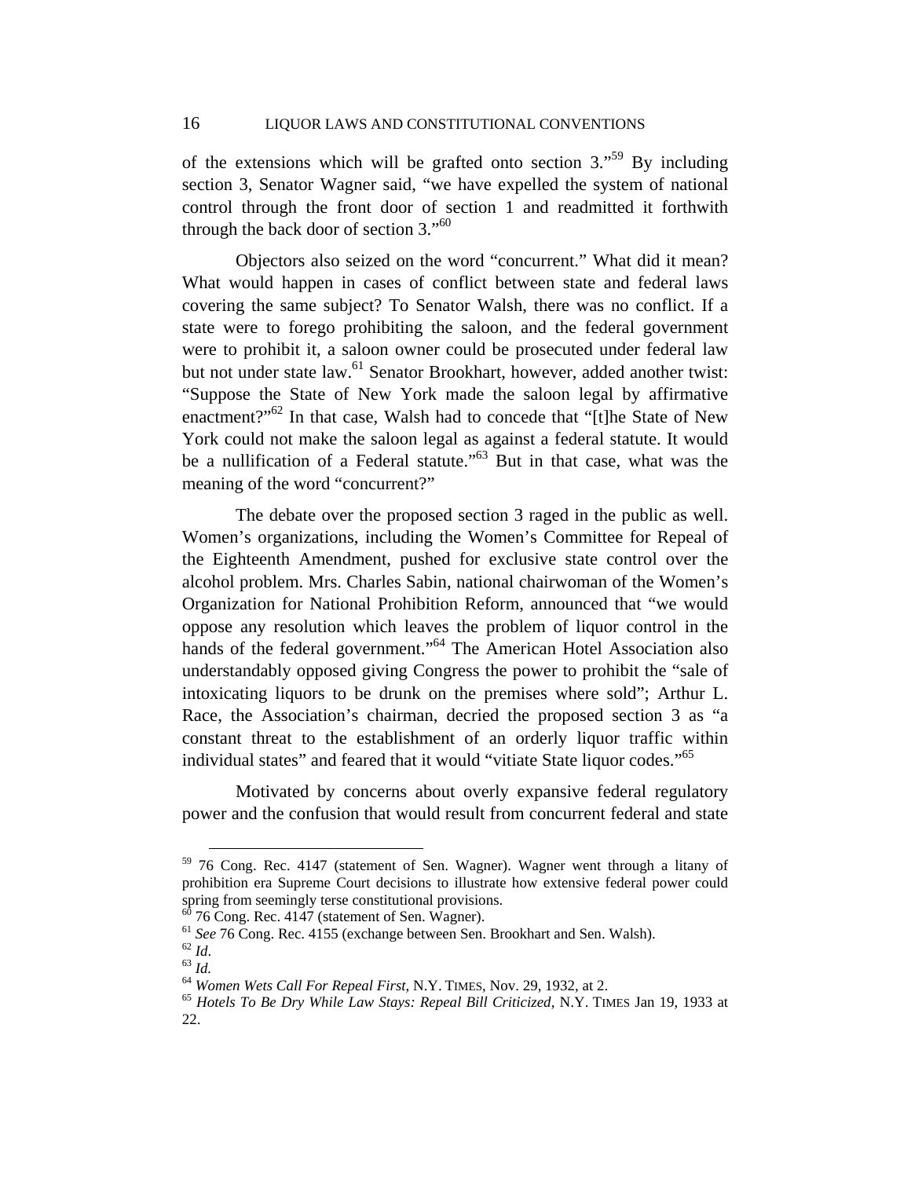of the extensions which will be grafted onto section 3."[59] By including section 3, Senator Wagner said, "we have expelled the system of national control through the front door of section 1 and readmitted it forthwith through the back door of section 3."[60]

Objectors also seized on the word "concurrent." What did it mean? What would happen in cases of conflict between state and federal laws covering the same subject? To Senator Walsh, there was no conflict. If a state were to forego prohibiting the saloon, and the federal government were to prohibit it, a saloon owner could be prosecuted under federal law but not under state law.[61] Senator Brookhart, however, added another twist: "Suppose the State of New York made the saloon legal by affirmative enactment?"[62] In that case, Walsh had to concede that "[t]he State of New York could not make the saloon legal as against a federal statute. It would be a nullification of a Federal statute."[63] But in that case, what was the meaning of the word "concurrent?"

The debate over the proposed section 3 raged in the public as well. Women's organizations, including the Women's Committee for Repeal of the Eighteenth Amendment, pushed for exclusive state control over the alcohol problem. Mrs. Charles Sabin, national chairwoman of the Women's Organization for National Prohibition Reform, announced that "we would oppose any resolution which leaves the problem of liquor control in the hands of the federal government."[64] The American Hotel Association also understandably opposed giving Congress the power to prohibit the "sale of intoxicating liquors to be drunk on the premises where sold"; Arthur L. Race, the Association's chairman, decried the proposed section 3 as "a constant threat to the establishment of an orderly liquor traffic within individual states" and feared that it would "vitiate State liquor codes."[65]

Motivated by concerns about overly expansive federal regulatory power and the confusion that would result from concurrent federal and state

---

[59] 76 Cong. Rec. 4147 (statement of Sen. Wagner). Wagner went through a litany of prohibition era Supreme Court decisions to illustrate how extensive federal power could spring from seemingly terse constitutional provisions.

[60] 76 Cong. Rec. 4147 (statement of Sen. Wagner).

[61] *See* 76 Cong. Rec. 4155 (exchange between Sen. Brookhart and Sen. Walsh).

[62] *Id.*

[63] *Id.*

[64] *Women Wets Call For Repeal First*, N.Y. TIMES, Nov. 29, 1932, at 2.

[65] *Hotels To Be Dry While Law Stays: Repeal Bill Criticized*, N.Y. TIMES Jan 19, 1933 at 22.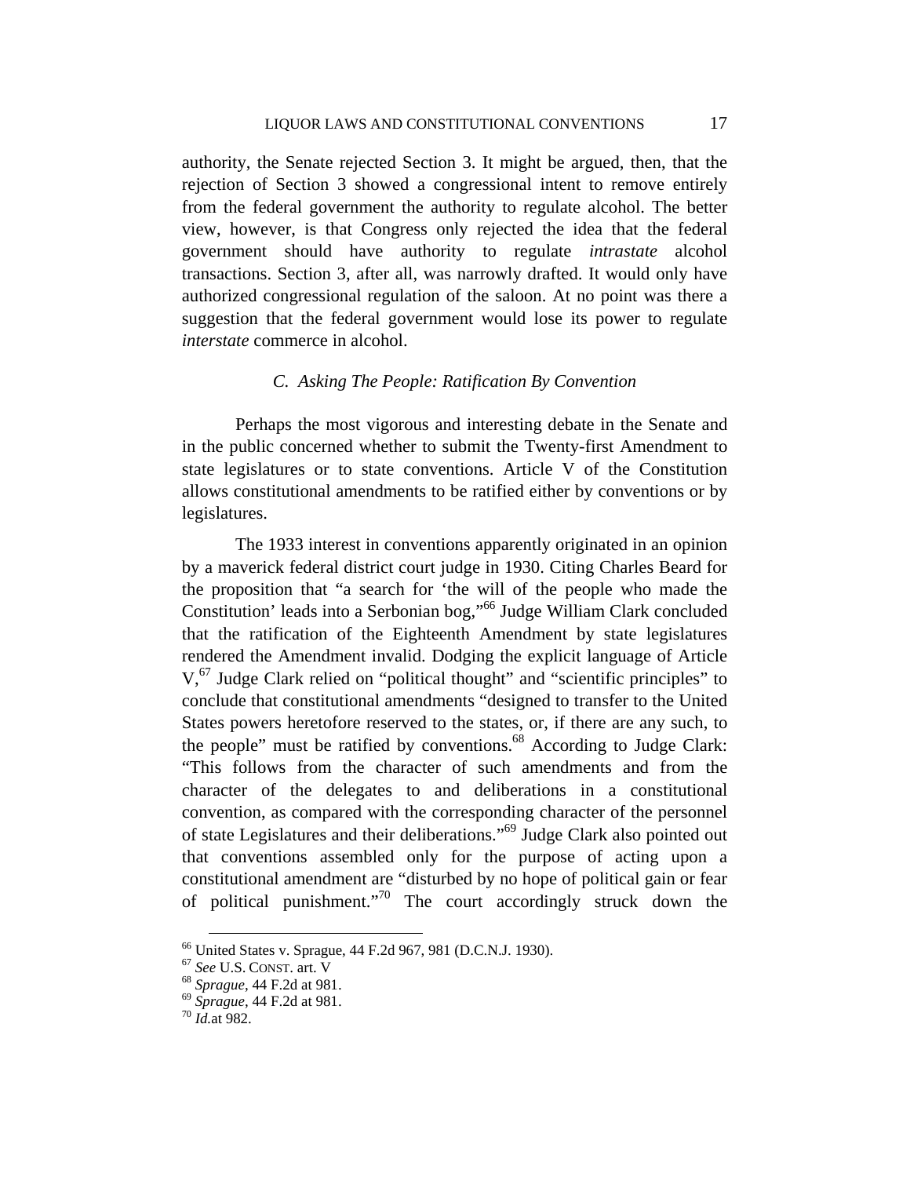authority, the Senate rejected Section 3. It might be argued, then, that the rejection of Section 3 showed a congressional intent to remove entirely from the federal government the authority to regulate alcohol. The better view, however, is that Congress only rejected the idea that the federal government should have authority to regulate *intrastate* alcohol transactions. Section 3, after all, was narrowly drafted. It would only have authorized congressional regulation of the saloon. At no point was there a suggestion that the federal government would lose its power to regulate *interstate* commerce in alcohol.

### *C. Asking The People: Ratification By Convention*

Perhaps the most vigorous and interesting debate in the Senate and in the public concerned whether to submit the Twenty-first Amendment to state legislatures or to state conventions. Article V of the Constitution allows constitutional amendments to be ratified either by conventions or by legislatures.

The 1933 interest in conventions apparently originated in an opinion by a maverick federal district court judge in 1930. Citing Charles Beard for the proposition that "a search for 'the will of the people who made the Constitution' leads into a Serbonian bog,"[66] Judge William Clark concluded that the ratification of the Eighteenth Amendment by state legislatures rendered the Amendment invalid. Dodging the explicit language of Article V,[67] Judge Clark relied on "political thought" and "scientific principles" to conclude that constitutional amendments "designed to transfer to the United States powers heretofore reserved to the states, or, if there are any such, to the people" must be ratified by conventions.[68] According to Judge Clark: "This follows from the character of such amendments and from the character of the delegates to and deliberations in a constitutional convention, as compared with the corresponding character of the personnel of state Legislatures and their deliberations."[69] Judge Clark also pointed out that conventions assembled only for the purpose of acting upon a constitutional amendment are "disturbed by no hope of political gain or fear of political punishment."[70] The court accordingly struck down the

---

[66] United States v. Sprague, 44 F.2d 967, 981 (D.C.N.J. 1930).
[67] *See* U.S. CONST. art. V
[68] *Sprague*, 44 F.2d at 981.
[69] *Sprague*, 44 F.2d at 981.
[70] *Id.*at 982.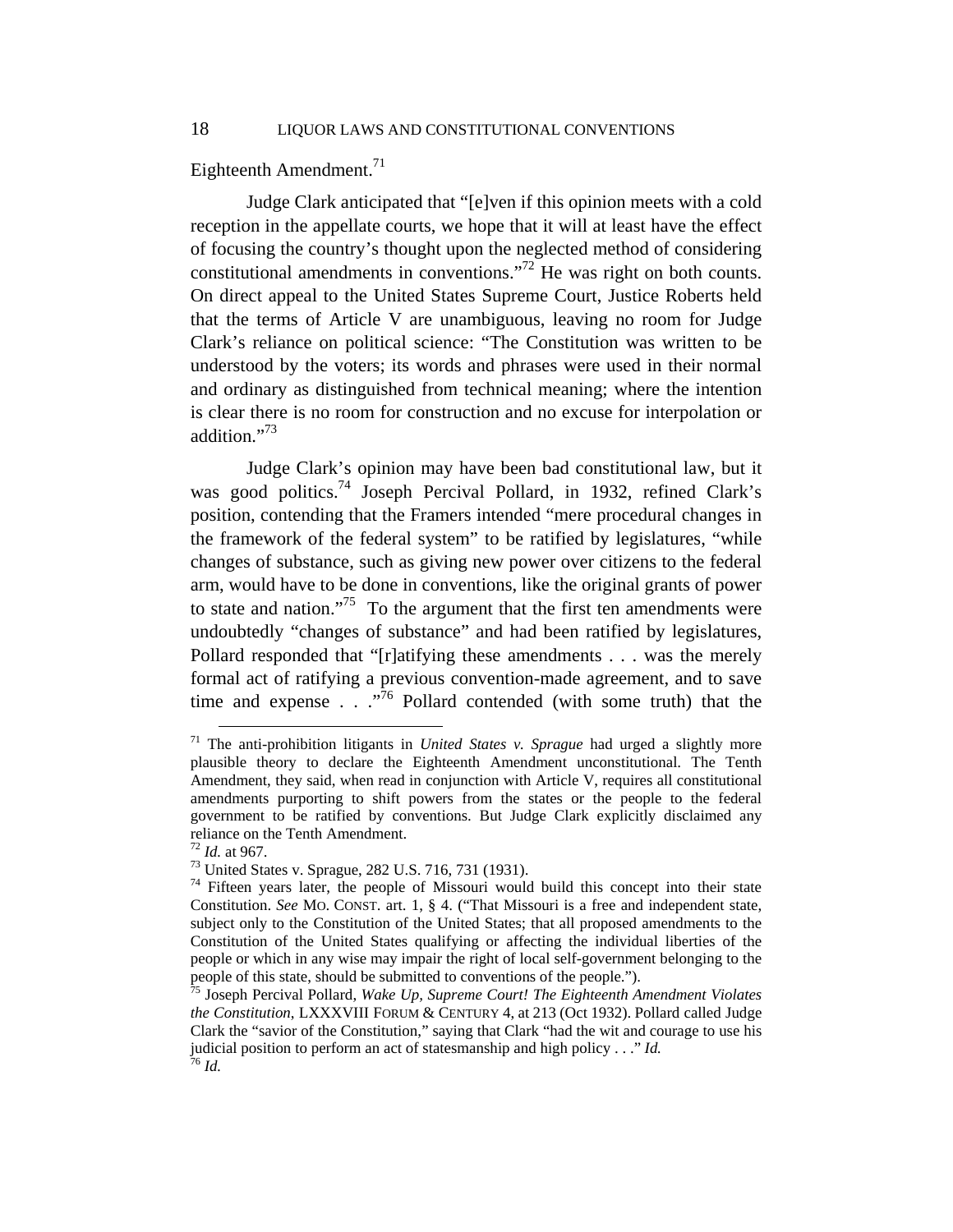Eighteenth Amendment.[71]

Judge Clark anticipated that "[e]ven if this opinion meets with a cold reception in the appellate courts, we hope that it will at least have the effect of focusing the country's thought upon the neglected method of considering constitutional amendments in conventions."[72] He was right on both counts. On direct appeal to the United States Supreme Court, Justice Roberts held that the terms of Article V are unambiguous, leaving no room for Judge Clark's reliance on political science: "The Constitution was written to be understood by the voters; its words and phrases were used in their normal and ordinary as distinguished from technical meaning; where the intention is clear there is no room for construction and no excuse for interpolation or addition."[73]

Judge Clark's opinion may have been bad constitutional law, but it was good politics.[74] Joseph Percival Pollard, in 1932, refined Clark's position, contending that the Framers intended "mere procedural changes in the framework of the federal system" to be ratified by legislatures, "while changes of substance, such as giving new power over citizens to the federal arm, would have to be done in conventions, like the original grants of power to state and nation."[75] To the argument that the first ten amendments were undoubtedly "changes of substance" and had been ratified by legislatures, Pollard responded that "[r]atifying these amendments . . . was the merely formal act of ratifying a previous convention-made agreement, and to save time and expense . . ."[76] Pollard contended (with some truth) that the

---

[71] The anti-prohibition litigants in *United States v. Sprague* had urged a slightly more plausible theory to declare the Eighteenth Amendment unconstitutional. The Tenth Amendment, they said, when read in conjunction with Article V, requires all constitutional amendments purporting to shift powers from the states or the people to the federal government to be ratified by conventions. But Judge Clark explicitly disclaimed any reliance on the Tenth Amendment.

[72] *Id.* at 967.

[73] United States v. Sprague, 282 U.S. 716, 731 (1931).

[74] Fifteen years later, the people of Missouri would build this concept into their state Constitution. *See* MO. CONST. art. 1, § 4. ("That Missouri is a free and independent state, subject only to the Constitution of the United States; that all proposed amendments to the Constitution of the United States qualifying or affecting the individual liberties of the people or which in any wise may impair the right of local self-government belonging to the people of this state, should be submitted to conventions of the people.").

[75] Joseph Percival Pollard, *Wake Up, Supreme Court! The Eighteenth Amendment Violates the Constitution*, LXXXVIII FORUM & CENTURY 4, at 213 (Oct 1932). Pollard called Judge Clark the "savior of the Constitution," saying that Clark "had the wit and courage to use his judicial position to perform an act of statesmanship and high policy . . ." *Id.*

[76] *Id.*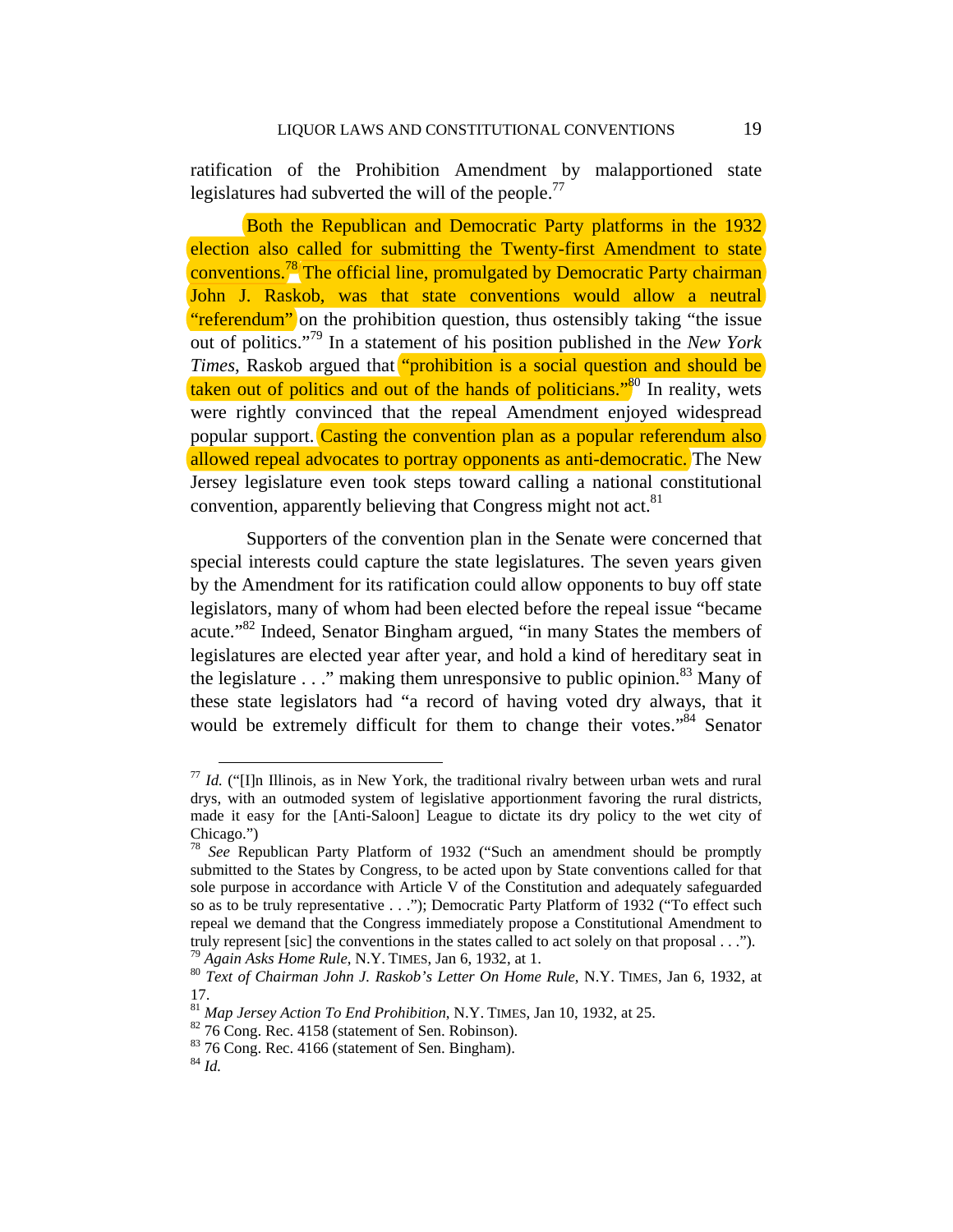ratification of the Prohibition Amendment by malapportioned state legislatures had subverted the will of the people.[77]

Both the Republican and Democratic Party platforms in the 1932 election also called for submitting the Twenty-first Amendment to state conventions.[78] The official line, promulgated by Democratic Party chairman John J. Raskob, was that state conventions would allow a neutral "referendum" on the prohibition question, thus ostensibly taking "the issue out of politics."[79] In a statement of his position published in the *New York Times*, Raskob argued that "prohibition is a social question and should be taken out of politics and out of the hands of politicians."[80] In reality, wets were rightly convinced that the repeal Amendment enjoyed widespread popular support. Casting the convention plan as a popular referendum also allowed repeal advocates to portray opponents as anti-democratic. The New Jersey legislature even took steps toward calling a national constitutional convention, apparently believing that Congress might not act.[81]

Supporters of the convention plan in the Senate were concerned that special interests could capture the state legislatures. The seven years given by the Amendment for its ratification could allow opponents to buy off state legislators, many of whom had been elected before the repeal issue "became acute."[82] Indeed, Senator Bingham argued, "in many States the members of legislatures are elected year after year, and hold a kind of hereditary seat in the legislature . . ." making them unresponsive to public opinion.[83] Many of these state legislators had "a record of having voted dry always, that it would be extremely difficult for them to change their votes."[84] Senator

---

[77] *Id.* ("[I]n Illinois, as in New York, the traditional rivalry between urban wets and rural drys, with an outmoded system of legislative apportionment favoring the rural districts, made it easy for the [Anti-Saloon] League to dictate its dry policy to the wet city of Chicago.")

[78] *See* Republican Party Platform of 1932 ("Such an amendment should be promptly submitted to the States by Congress, to be acted upon by State conventions called for that sole purpose in accordance with Article V of the Constitution and adequately safeguarded so as to be truly representative . . ."); Democratic Party Platform of 1932 ("To effect such repeal we demand that the Congress immediately propose a Constitutional Amendment to truly represent [sic] the conventions in the states called to act solely on that proposal . . .").

[79] *Again Asks Home Rule*, N.Y. TIMES, Jan 6, 1932, at 1.

[80] *Text of Chairman John J. Raskob's Letter On Home Rule*, N.Y. TIMES, Jan 6, 1932, at 17.

[81] *Map Jersey Action To End Prohibition*, N.Y. TIMES, Jan 10, 1932, at 25.

[82] 76 Cong. Rec. 4158 (statement of Sen. Robinson).

[83] 76 Cong. Rec. 4166 (statement of Sen. Bingham).

[84] *Id.*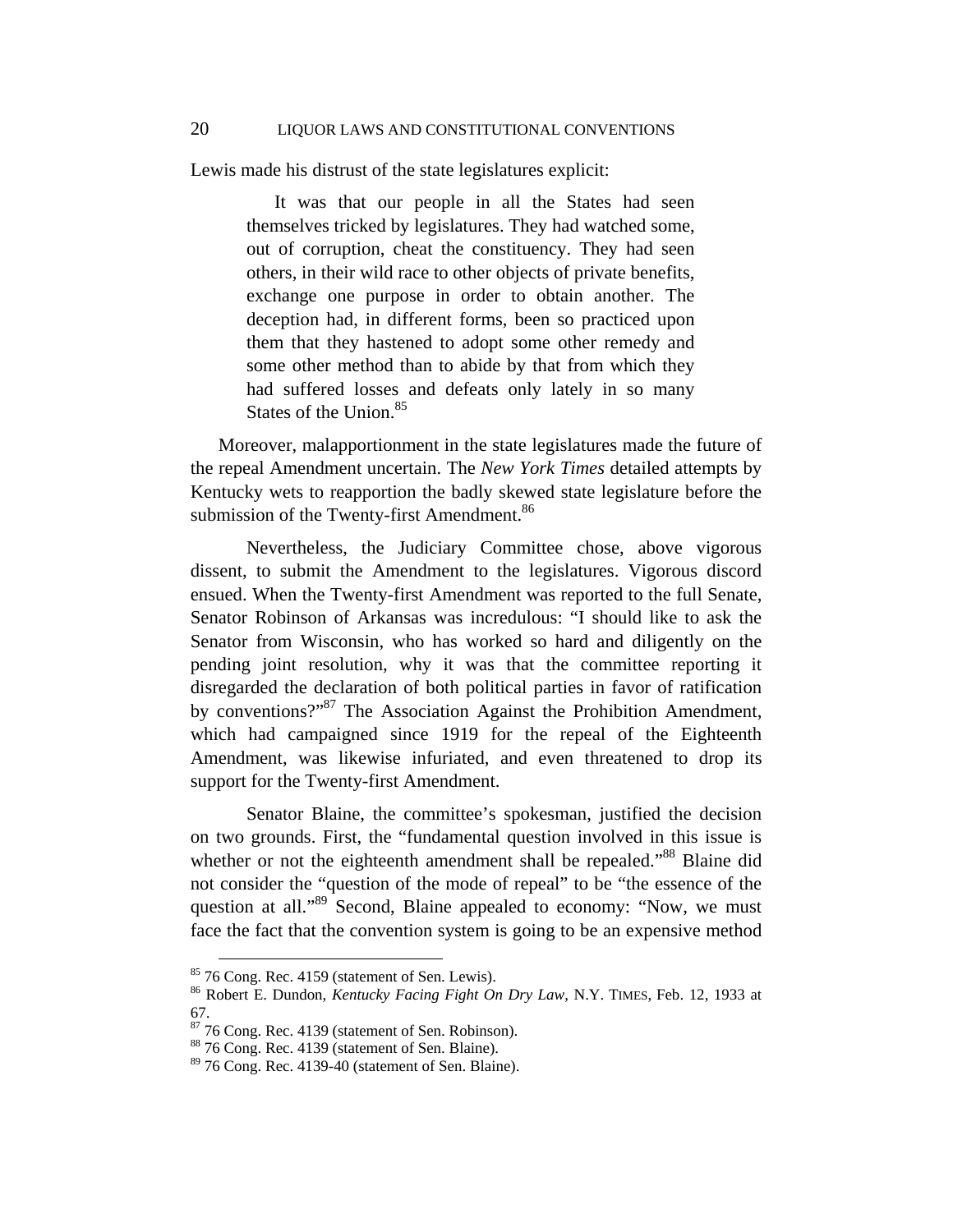Lewis made his distrust of the state legislatures explicit:

> It was that our people in all the States had seen themselves tricked by legislatures. They had watched some, out of corruption, cheat the constituency. They had seen others, in their wild race to other objects of private benefits, exchange one purpose in order to obtain another. The deception had, in different forms, been so practiced upon them that they hastened to adopt some other remedy and some other method than to abide by that from which they had suffered losses and defeats only lately in so many States of the Union.[85]

Moreover, malapportionment in the state legislatures made the future of the repeal Amendment uncertain. The *New York Times* detailed attempts by Kentucky wets to reapportion the badly skewed state legislature before the submission of the Twenty-first Amendment.[86]

Nevertheless, the Judiciary Committee chose, above vigorous dissent, to submit the Amendment to the legislatures. Vigorous discord ensued. When the Twenty-first Amendment was reported to the full Senate, Senator Robinson of Arkansas was incredulous: "I should like to ask the Senator from Wisconsin, who has worked so hard and diligently on the pending joint resolution, why it was that the committee reporting it disregarded the declaration of both political parties in favor of ratification by conventions?"[87] The Association Against the Prohibition Amendment, which had campaigned since 1919 for the repeal of the Eighteenth Amendment, was likewise infuriated, and even threatened to drop its support for the Twenty-first Amendment.

Senator Blaine, the committee's spokesman, justified the decision on two grounds. First, the "fundamental question involved in this issue is whether or not the eighteenth amendment shall be repealed."[88] Blaine did not consider the "question of the mode of repeal" to be "the essence of the question at all."[89] Second, Blaine appealed to economy: "Now, we must face the fact that the convention system is going to be an expensive method

---

[85] 76 Cong. Rec. 4159 (statement of Sen. Lewis).

[86] Robert E. Dundon, *Kentucky Facing Fight On Dry Law*, N.Y. TIMES, Feb. 12, 1933 at 67.

[87] 76 Cong. Rec. 4139 (statement of Sen. Robinson).

[88] 76 Cong. Rec. 4139 (statement of Sen. Blaine).

[89] 76 Cong. Rec. 4139-40 (statement of Sen. Blaine).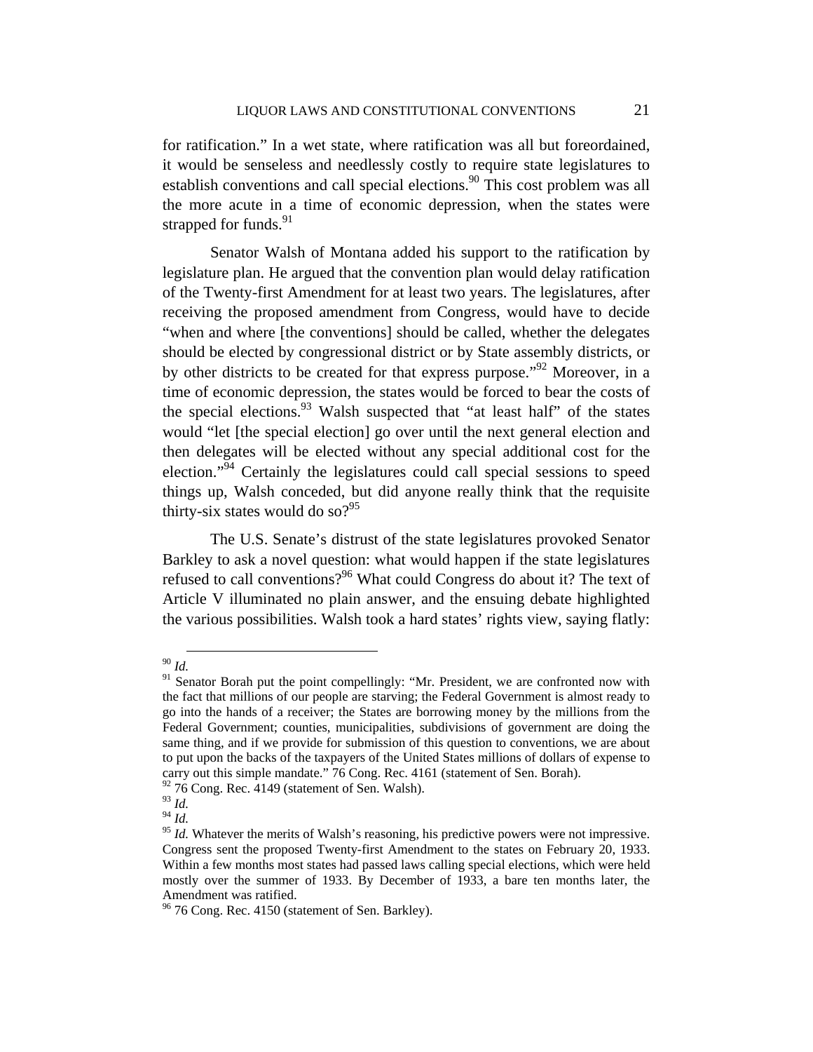for ratification." In a wet state, where ratification was all but foreordained, it would be senseless and needlessly costly to require state legislatures to establish conventions and call special elections.[90] This cost problem was all the more acute in a time of economic depression, when the states were strapped for funds.[91]

Senator Walsh of Montana added his support to the ratification by legislature plan. He argued that the convention plan would delay ratification of the Twenty-first Amendment for at least two years. The legislatures, after receiving the proposed amendment from Congress, would have to decide "when and where [the conventions] should be called, whether the delegates should be elected by congressional district or by State assembly districts, or by other districts to be created for that express purpose."[92] Moreover, in a time of economic depression, the states would be forced to bear the costs of the special elections.[93] Walsh suspected that "at least half" of the states would "let [the special election] go over until the next general election and then delegates will be elected without any special additional cost for the election."[94] Certainly the legislatures could call special sessions to speed things up, Walsh conceded, but did anyone really think that the requisite thirty-six states would do so?[95]

The U.S. Senate's distrust of the state legislatures provoked Senator Barkley to ask a novel question: what would happen if the state legislatures refused to call conventions?[96] What could Congress do about it? The text of Article V illuminated no plain answer, and the ensuing debate highlighted the various possibilities. Walsh took a hard states' rights view, saying flatly:

---

[90] *Id.*

[91] Senator Borah put the point compellingly: "Mr. President, we are confronted now with the fact that millions of our people are starving; the Federal Government is almost ready to go into the hands of a receiver; the States are borrowing money by the millions from the Federal Government; counties, municipalities, subdivisions of government are doing the same thing, and if we provide for submission of this question to conventions, we are about to put upon the backs of the taxpayers of the United States millions of dollars of expense to carry out this simple mandate." 76 Cong. Rec. 4161 (statement of Sen. Borah).

[92] 76 Cong. Rec. 4149 (statement of Sen. Walsh).

[93] *Id.*

[94] *Id.*

[95] *Id.* Whatever the merits of Walsh's reasoning, his predictive powers were not impressive. Congress sent the proposed Twenty-first Amendment to the states on February 20, 1933. Within a few months most states had passed laws calling special elections, which were held mostly over the summer of 1933. By December of 1933, a bare ten months later, the Amendment was ratified.

[96] 76 Cong. Rec. 4150 (statement of Sen. Barkley).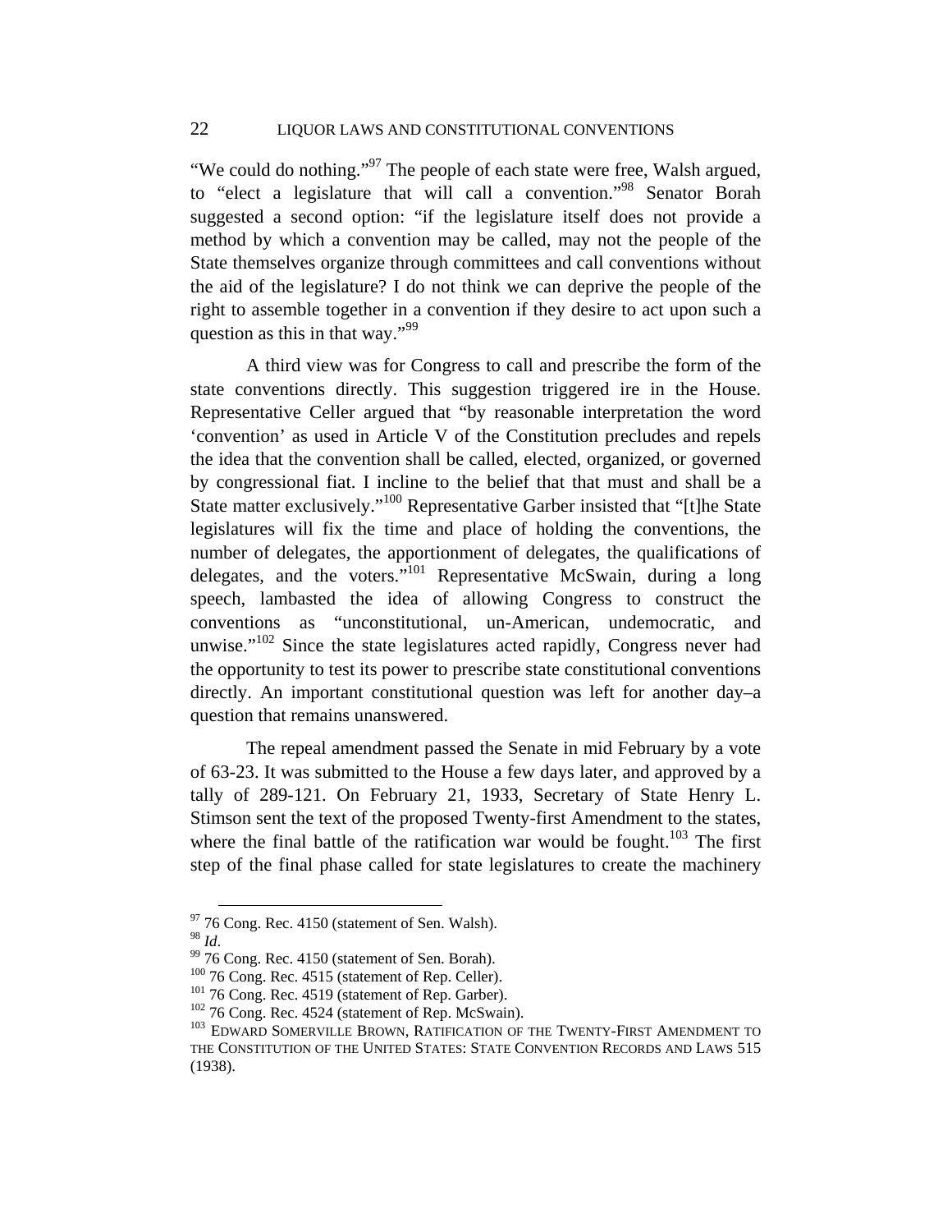"We could do nothing."[97] The people of each state were free, Walsh argued, to "elect a legislature that will call a convention."[98] Senator Borah suggested a second option: "if the legislature itself does not provide a method by which a convention may be called, may not the people of the State themselves organize through committees and call conventions without the aid of the legislature? I do not think we can deprive the people of the right to assemble together in a convention if they desire to act upon such a question as this in that way."[99]

A third view was for Congress to call and prescribe the form of the state conventions directly. This suggestion triggered ire in the House. Representative Celler argued that "by reasonable interpretation the word 'convention' as used in Article V of the Constitution precludes and repels the idea that the convention shall be called, elected, organized, or governed by congressional fiat. I incline to the belief that that must and shall be a State matter exclusively."[100] Representative Garber insisted that "[t]he State legislatures will fix the time and place of holding the conventions, the number of delegates, the apportionment of delegates, the qualifications of delegates, and the voters."[101] Representative McSwain, during a long speech, lambasted the idea of allowing Congress to construct the conventions as "unconstitutional, un-American, undemocratic, and unwise."[102] Since the state legislatures acted rapidly, Congress never had the opportunity to test its power to prescribe state constitutional conventions directly. An important constitutional question was left for another day–a question that remains unanswered.

The repeal amendment passed the Senate in mid February by a vote of 63-23. It was submitted to the House a few days later, and approved by a tally of 289-121. On February 21, 1933, Secretary of State Henry L. Stimson sent the text of the proposed Twenty-first Amendment to the states, where the final battle of the ratification war would be fought.[103] The first step of the final phase called for state legislatures to create the machinery

---

[97] 76 Cong. Rec. 4150 (statement of Sen. Walsh).

[98] *Id*.

[99] 76 Cong. Rec. 4150 (statement of Sen. Borah).

[100] 76 Cong. Rec. 4515 (statement of Rep. Celler).

[101] 76 Cong. Rec. 4519 (statement of Rep. Garber).

[102] 76 Cong. Rec. 4524 (statement of Rep. McSwain).

[103] EDWARD SOMERVILLE BROWN, RATIFICATION OF THE TWENTY-FIRST AMENDMENT TO THE CONSTITUTION OF THE UNITED STATES: STATE CONVENTION RECORDS AND LAWS 515 (1938).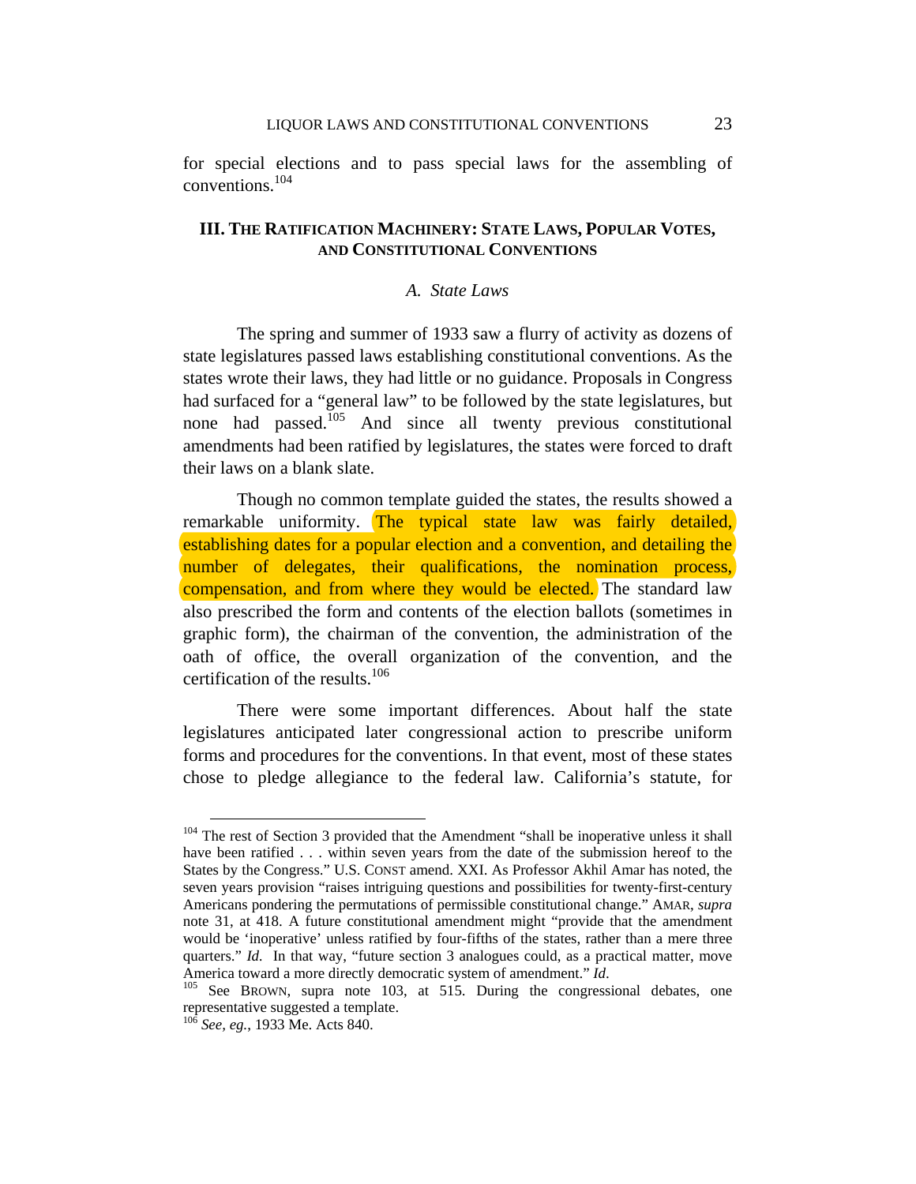for special elections and to pass special laws for the assembling of conventions.[104]

## III. The Ratification Machinery: State Laws, Popular Votes, and Constitutional Conventions

### *A. State Laws*

The spring and summer of 1933 saw a flurry of activity as dozens of state legislatures passed laws establishing constitutional conventions. As the states wrote their laws, they had little or no guidance. Proposals in Congress had surfaced for a "general law" to be followed by the state legislatures, but none had passed.[105] And since all twenty previous constitutional amendments had been ratified by legislatures, the states were forced to draft their laws on a blank slate.

Though no common template guided the states, the results showed a remarkable uniformity. The typical state law was fairly detailed, establishing dates for a popular election and a convention, and detailing the number of delegates, their qualifications, the nomination process, compensation, and from where they would be elected. The standard law also prescribed the form and contents of the election ballots (sometimes in graphic form), the chairman of the convention, the administration of the oath of office, the overall organization of the convention, and the certification of the results.[106]

There were some important differences. About half the state legislatures anticipated later congressional action to prescribe uniform forms and procedures for the conventions. In that event, most of these states chose to pledge allegiance to the federal law. California's statute, for

---

[104] The rest of Section 3 provided that the Amendment "shall be inoperative unless it shall have been ratified . . . within seven years from the date of the submission hereof to the States by the Congress." U.S. CONST amend. XXI. As Professor Akhil Amar has noted, the seven years provision "raises intriguing questions and possibilities for twenty-first-century Americans pondering the permutations of permissible constitutional change." AMAR, *supra* note 31, at 418. A future constitutional amendment might "provide that the amendment would be 'inoperative' unless ratified by four-fifths of the states, rather than a mere three quarters." *Id.* In that way, "future section 3 analogues could, as a practical matter, move America toward a more directly democratic system of amendment." *Id.*

[105] See BROWN, supra note 103, at 515. During the congressional debates, one representative suggested a template.

[106] *See, eg.*, 1933 Me. Acts 840.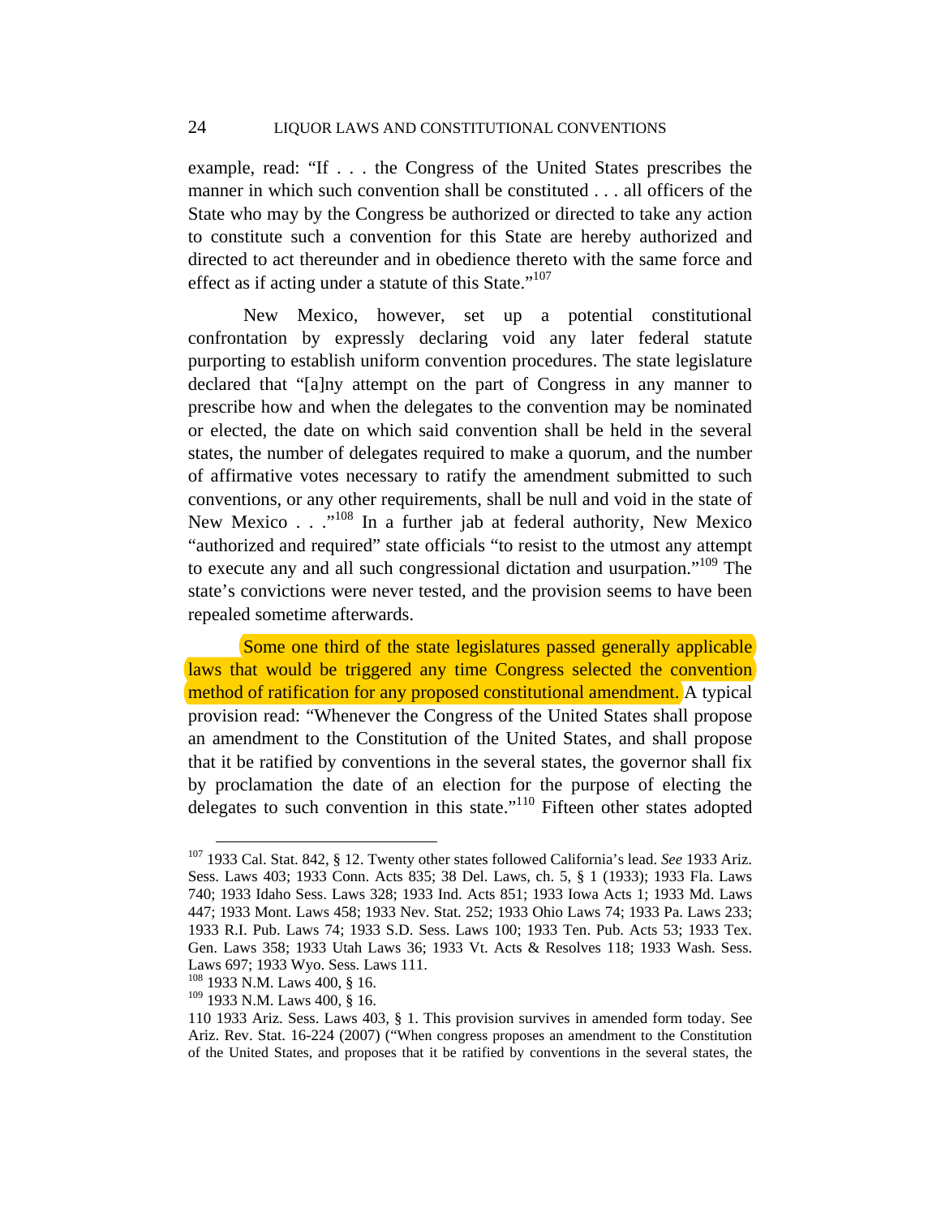example, read: "If . . . the Congress of the United States prescribes the manner in which such convention shall be constituted . . . all officers of the State who may by the Congress be authorized or directed to take any action to constitute such a convention for this State are hereby authorized and directed to act thereunder and in obedience thereto with the same force and effect as if acting under a statute of this State."[107]

New Mexico, however, set up a potential constitutional confrontation by expressly declaring void any later federal statute purporting to establish uniform convention procedures. The state legislature declared that "[a]ny attempt on the part of Congress in any manner to prescribe how and when the delegates to the convention may be nominated or elected, the date on which said convention shall be held in the several states, the number of delegates required to make a quorum, and the number of affirmative votes necessary to ratify the amendment submitted to such conventions, or any other requirements, shall be null and void in the state of New Mexico . . ."[108] In a further jab at federal authority, New Mexico "authorized and required" state officials "to resist to the utmost any attempt to execute any and all such congressional dictation and usurpation."[109] The state's convictions were never tested, and the provision seems to have been repealed sometime afterwards.

Some one third of the state legislatures passed generally applicable laws that would be triggered any time Congress selected the convention method of ratification for any proposed constitutional amendment. A typical provision read: "Whenever the Congress of the United States shall propose an amendment to the Constitution of the United States, and shall propose that it be ratified by conventions in the several states, the governor shall fix by proclamation the date of an election for the purpose of electing the delegates to such convention in this state."[110] Fifteen other states adopted

---

[107] 1933 Cal. Stat. 842, § 12. Twenty other states followed California's lead. *See* 1933 Ariz. Sess. Laws 403; 1933 Conn. Acts 835; 38 Del. Laws, ch. 5, § 1 (1933); 1933 Fla. Laws 740; 1933 Idaho Sess. Laws 328; 1933 Ind. Acts 851; 1933 Iowa Acts 1; 1933 Md. Laws 447; 1933 Mont. Laws 458; 1933 Nev. Stat. 252; 1933 Ohio Laws 74; 1933 Pa. Laws 233; 1933 R.I. Pub. Laws 74; 1933 S.D. Sess. Laws 100; 1933 Ten. Pub. Acts 53; 1933 Tex. Gen. Laws 358; 1933 Utah Laws 36; 1933 Vt. Acts & Resolves 118; 1933 Wash. Sess. Laws 697; 1933 Wyo. Sess. Laws 111.

[108] 1933 N.M. Laws 400, § 16.

[109] 1933 N.M. Laws 400, § 16.

[110] 1933 Ariz. Sess. Laws 403, § 1. This provision survives in amended form today. See Ariz. Rev. Stat. 16-224 (2007) ("When congress proposes an amendment to the Constitution of the United States, and proposes that it be ratified by conventions in the several states, the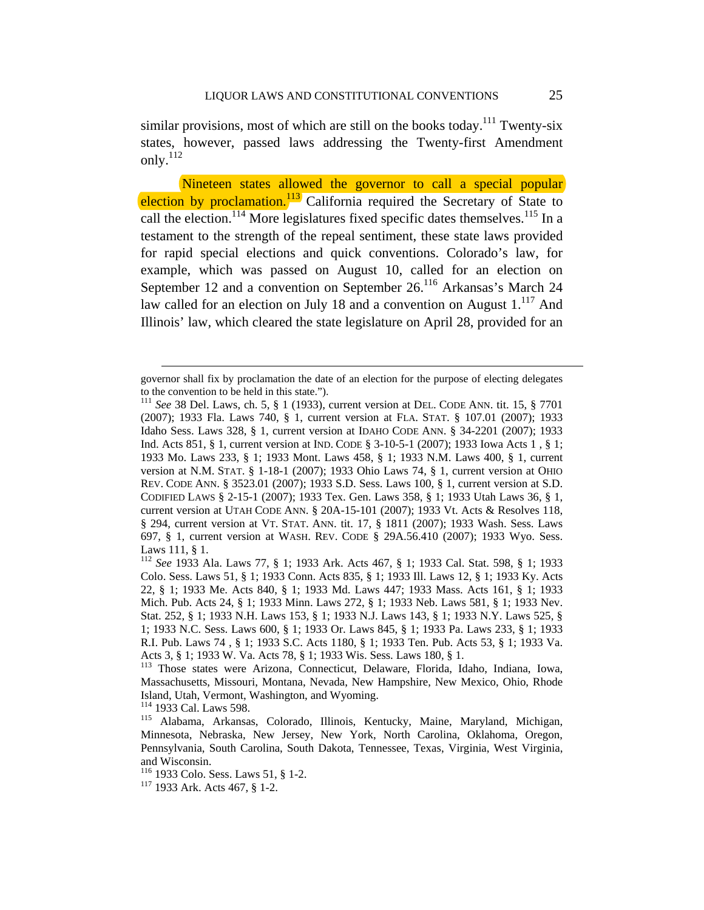similar provisions, most of which are still on the books today.[111] Twenty-six states, however, passed laws addressing the Twenty-first Amendment only.[112]

Nineteen states allowed the governor to call a special popular election by proclamation.[113] California required the Secretary of State to call the election.[114] More legislatures fixed specific dates themselves.[115] In a testament to the strength of the repeal sentiment, these state laws provided for rapid special elections and quick conventions. Colorado's law, for example, which was passed on August 10, called for an election on September 12 and a convention on September 26.[116] Arkansas's March 24 law called for an election on July 18 and a convention on August 1.[117] And Illinois' law, which cleared the state legislature on April 28, provided for an

---

governor shall fix by proclamation the date of an election for the purpose of electing delegates to the convention to be held in this state.").

[111] *See* 38 Del. Laws, ch. 5, § 1 (1933), current version at DEL. CODE ANN. tit. 15, § 7701 (2007); 1933 Fla. Laws 740, § 1, current version at FLA. STAT. § 107.01 (2007); 1933 Idaho Sess. Laws 328, § 1, current version at IDAHO CODE ANN. § 34-2201 (2007); 1933 Ind. Acts 851, § 1, current version at IND. CODE § 3-10-5-1 (2007); 1933 Iowa Acts 1 , § 1; 1933 Mo. Laws 233, § 1; 1933 Mont. Laws 458, § 1; 1933 N.M. Laws 400, § 1, current version at N.M. STAT. § 1-18-1 (2007); 1933 Ohio Laws 74, § 1, current version at OHIO REV. CODE ANN. § 3523.01 (2007); 1933 S.D. Sess. Laws 100, § 1, current version at S.D. CODIFIED LAWS § 2-15-1 (2007); 1933 Tex. Gen. Laws 358, § 1; 1933 Utah Laws 36, § 1, current version at UTAH CODE ANN. § 20A-15-101 (2007); 1933 Vt. Acts & Resolves 118, § 294, current version at VT. STAT. ANN. tit. 17, § 1811 (2007); 1933 Wash. Sess. Laws 697, § 1, current version at WASH. REV. CODE § 29A.56.410 (2007); 1933 Wyo. Sess. Laws 111, § 1.

[112] *See* 1933 Ala. Laws 77, § 1; 1933 Ark. Acts 467, § 1; 1933 Cal. Stat. 598, § 1; 1933 Colo. Sess. Laws 51, § 1; 1933 Conn. Acts 835, § 1; 1933 Ill. Laws 12, § 1; 1933 Ky. Acts 22, § 1; 1933 Me. Acts 840, § 1; 1933 Md. Laws 447; 1933 Mass. Acts 161, § 1; 1933 Mich. Pub. Acts 24, § 1; 1933 Minn. Laws 272, § 1; 1933 Neb. Laws 581, § 1; 1933 Nev. Stat. 252, § 1; 1933 N.H. Laws 153, § 1; 1933 N.J. Laws 143, § 1; 1933 N.Y. Laws 525, § 1; 1933 N.C. Sess. Laws 600, § 1; 1933 Or. Laws 845, § 1; 1933 Pa. Laws 233, § 1; 1933 R.I. Pub. Laws 74 , § 1; 1933 S.C. Acts 1180, § 1; 1933 Ten. Pub. Acts 53, § 1; 1933 Va. Acts 3, § 1; 1933 W. Va. Acts 78, § 1; 1933 Wis. Sess. Laws 180, § 1.

[113] Those states were Arizona, Connecticut, Delaware, Florida, Idaho, Indiana, Iowa, Massachusetts, Missouri, Montana, Nevada, New Hampshire, New Mexico, Ohio, Rhode Island, Utah, Vermont, Washington, and Wyoming.

[114] 1933 Cal. Laws 598.

[115] Alabama, Arkansas, Colorado, Illinois, Kentucky, Maine, Maryland, Michigan, Minnesota, Nebraska, New Jersey, New York, North Carolina, Oklahoma, Oregon, Pennsylvania, South Carolina, South Dakota, Tennessee, Texas, Virginia, West Virginia, and Wisconsin.

[116] 1933 Colo. Sess. Laws 51, § 1-2.

[117] 1933 Ark. Acts 467, § 1-2.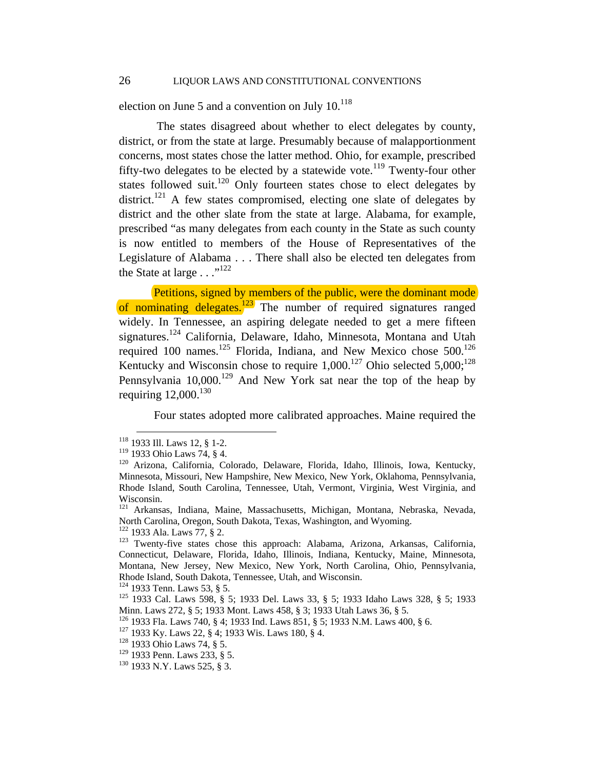election on June 5 and a convention on July 10.[118]

The states disagreed about whether to elect delegates by county, district, or from the state at large. Presumably because of malapportionment concerns, most states chose the latter method. Ohio, for example, prescribed fifty-two delegates to be elected by a statewide vote.[119] Twenty-four other states followed suit.[120] Only fourteen states chose to elect delegates by district.[121] A few states compromised, electing one slate of delegates by district and the other slate from the state at large. Alabama, for example, prescribed "as many delegates from each county in the State as such county is now entitled to members of the House of Representatives of the Legislature of Alabama . . . There shall also be elected ten delegates from the State at large . . ."[122]

Petitions, signed by members of the public, were the dominant mode of nominating delegates.[123] The number of required signatures ranged widely. In Tennessee, an aspiring delegate needed to get a mere fifteen signatures.[124] California, Delaware, Idaho, Minnesota, Montana and Utah required 100 names.[125] Florida, Indiana, and New Mexico chose 500.[126] Kentucky and Wisconsin chose to require 1,000.[127] Ohio selected 5,000;[128] Pennsylvania 10,000.[129] And New York sat near the top of the heap by requiring 12,000.[130]

Four states adopted more calibrated approaches. Maine required the

---

[118] 1933 Ill. Laws 12, § 1-2.

[119] 1933 Ohio Laws 74, § 4.

[120] Arizona, California, Colorado, Delaware, Florida, Idaho, Illinois, Iowa, Kentucky, Minnesota, Missouri, New Hampshire, New Mexico, New York, Oklahoma, Pennsylvania, Rhode Island, South Carolina, Tennessee, Utah, Vermont, Virginia, West Virginia, and Wisconsin.

[121] Arkansas, Indiana, Maine, Massachusetts, Michigan, Montana, Nebraska, Nevada, North Carolina, Oregon, South Dakota, Texas, Washington, and Wyoming.

[122] 1933 Ala. Laws 77, § 2.

[123] Twenty-five states chose this approach: Alabama, Arizona, Arkansas, California, Connecticut, Delaware, Florida, Idaho, Illinois, Indiana, Kentucky, Maine, Minnesota, Montana, New Jersey, New Mexico, New York, North Carolina, Ohio, Pennsylvania, Rhode Island, South Dakota, Tennessee, Utah, and Wisconsin.

[124] 1933 Tenn. Laws 53, § 5.

[125] 1933 Cal. Laws 598, § 5; 1933 Del. Laws 33, § 5; 1933 Idaho Laws 328, § 5; 1933 Minn. Laws 272, § 5; 1933 Mont. Laws 458, § 3; 1933 Utah Laws 36, § 5.

[126] 1933 Fla. Laws 740, § 4; 1933 Ind. Laws 851, § 5; 1933 N.M. Laws 400, § 6.

[127] 1933 Ky. Laws 22, § 4; 1933 Wis. Laws 180, § 4.

[128] 1933 Ohio Laws 74, § 5.

[129] 1933 Penn. Laws 233, § 5.

[130] 1933 N.Y. Laws 525, § 3.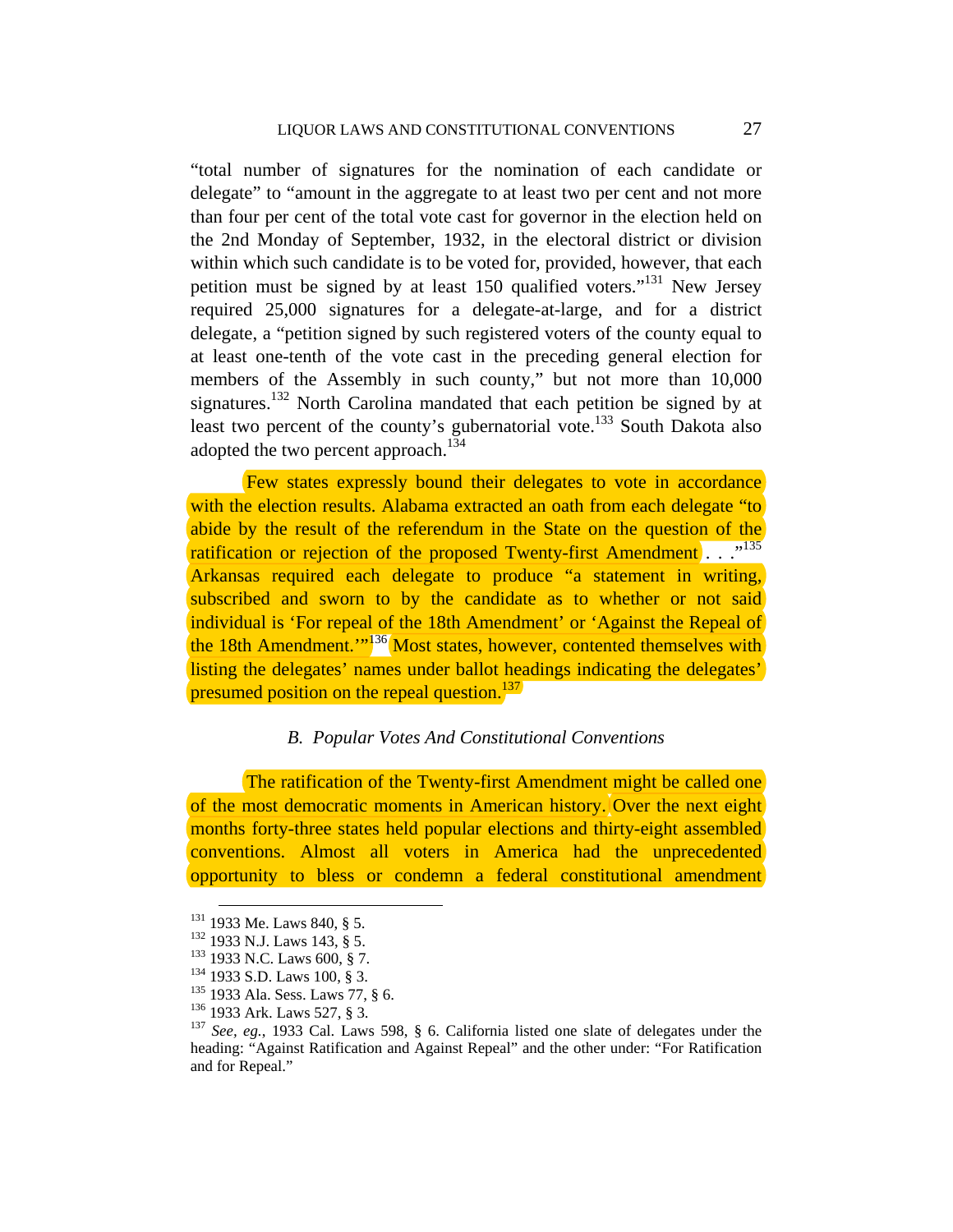"total number of signatures for the nomination of each candidate or delegate" to "amount in the aggregate to at least two per cent and not more than four per cent of the total vote cast for governor in the election held on the 2nd Monday of September, 1932, in the electoral district or division within which such candidate is to be voted for, provided, however, that each petition must be signed by at least 150 qualified voters."[131] New Jersey required 25,000 signatures for a delegate-at-large, and for a district delegate, a "petition signed by such registered voters of the county equal to at least one-tenth of the vote cast in the preceding general election for members of the Assembly in such county," but not more than 10,000 signatures.[132] North Carolina mandated that each petition be signed by at least two percent of the county's gubernatorial vote.[133] South Dakota also adopted the two percent approach.[134]

Few states expressly bound their delegates to vote in accordance with the election results. Alabama extracted an oath from each delegate "to abide by the result of the referendum in the State on the question of the ratification or rejection of the proposed Twenty-first Amendment . . . ."[135] Arkansas required each delegate to produce "a statement in writing, subscribed and sworn to by the candidate as to whether or not said individual is 'For repeal of the 18th Amendment' or 'Against the Repeal of the 18th Amendment.'"[136] Most states, however, contented themselves with listing the delegates' names under ballot headings indicating the delegates' presumed position on the repeal question.[137]

### *B. Popular Votes And Constitutional Conventions*

The ratification of the Twenty-first Amendment might be called one of the most democratic moments in American history. Over the next eight months forty-three states held popular elections and thirty-eight assembled conventions. Almost all voters in America had the unprecedented opportunity to bless or condemn a federal constitutional amendment

---

[131] 1933 Me. Laws 840, § 5.

[132] 1933 N.J. Laws 143, § 5.

[133] 1933 N.C. Laws 600, § 7.

[134] 1933 S.D. Laws 100, § 3.

[135] 1933 Ala. Sess. Laws 77, § 6.

[136] 1933 Ark. Laws 527, § 3.

[137] *See, eg.*, 1933 Cal. Laws 598, § 6. California listed one slate of delegates under the heading: "Against Ratification and Against Repeal" and the other under: "For Ratification and for Repeal."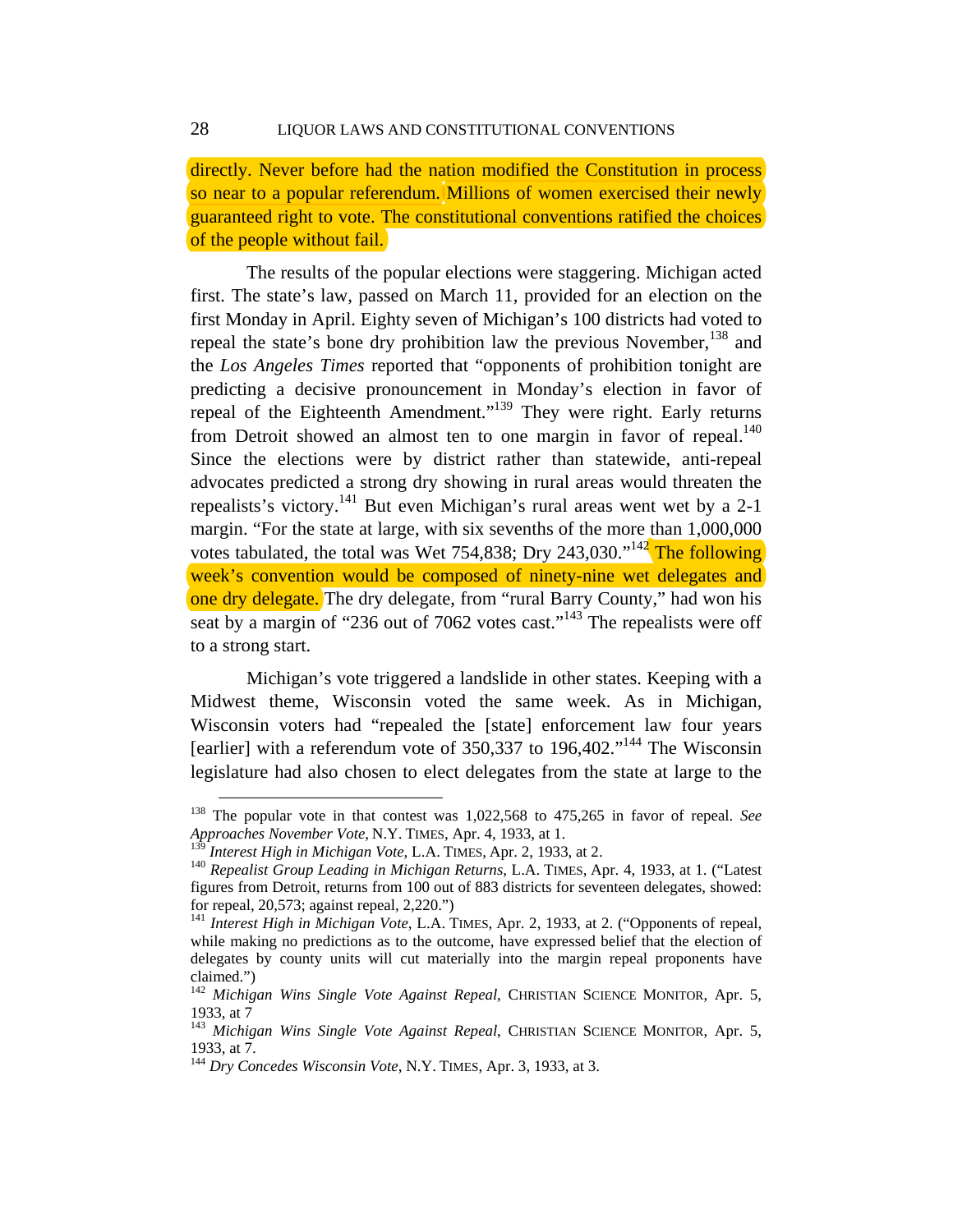directly. Never before had the nation modified the Constitution in process so near to a popular referendum. Millions of women exercised their newly guaranteed right to vote. The constitutional conventions ratified the choices of the people without fail.

The results of the popular elections were staggering. Michigan acted first. The state's law, passed on March 11, provided for an election on the first Monday in April. Eighty seven of Michigan's 100 districts had voted to repeal the state's bone dry prohibition law the previous November,[138] and the *Los Angeles Times* reported that "opponents of prohibition tonight are predicting a decisive pronouncement in Monday's election in favor of repeal of the Eighteenth Amendment."[139] They were right. Early returns from Detroit showed an almost ten to one margin in favor of repeal.[140] Since the elections were by district rather than statewide, anti-repeal advocates predicted a strong dry showing in rural areas would threaten the repealists's victory.[141] But even Michigan's rural areas went wet by a 2-1 margin. "For the state at large, with six sevenths of the more than 1,000,000 votes tabulated, the total was Wet 754,838; Dry 243,030."[142] The following week's convention would be composed of ninety-nine wet delegates and one dry delegate. The dry delegate, from "rural Barry County," had won his seat by a margin of "236 out of 7062 votes cast."[143] The repealists were off to a strong start.

Michigan's vote triggered a landslide in other states. Keeping with a Midwest theme, Wisconsin voted the same week. As in Michigan, Wisconsin voters had "repealed the [state] enforcement law four years [earlier] with a referendum vote of 350,337 to 196,402."[144] The Wisconsin legislature had also chosen to elect delegates from the state at large to the

---

[138] The popular vote in that contest was 1,022,568 to 475,265 in favor of repeal. *See Approaches November Vote*, N.Y. TIMES, Apr. 4, 1933, at 1.

[139] *Interest High in Michigan Vote*, L.A. TIMES, Apr. 2, 1933, at 2.

[140] *Repealist Group Leading in Michigan Returns*, L.A. TIMES, Apr. 4, 1933, at 1. ("Latest figures from Detroit, returns from 100 out of 883 districts for seventeen delegates, showed: for repeal, 20,573; against repeal, 2,220.")

[141] *Interest High in Michigan Vote*, L.A. TIMES, Apr. 2, 1933, at 2. ("Opponents of repeal, while making no predictions as to the outcome, have expressed belief that the election of delegates by county units will cut materially into the margin repeal proponents have claimed.")

[142] *Michigan Wins Single Vote Against Repeal*, CHRISTIAN SCIENCE MONITOR, Apr. 5, 1933, at 7

[143] *Michigan Wins Single Vote Against Repeal*, CHRISTIAN SCIENCE MONITOR, Apr. 5, 1933, at 7.

[144] *Dry Concedes Wisconsin Vote*, N.Y. TIMES, Apr. 3, 1933, at 3.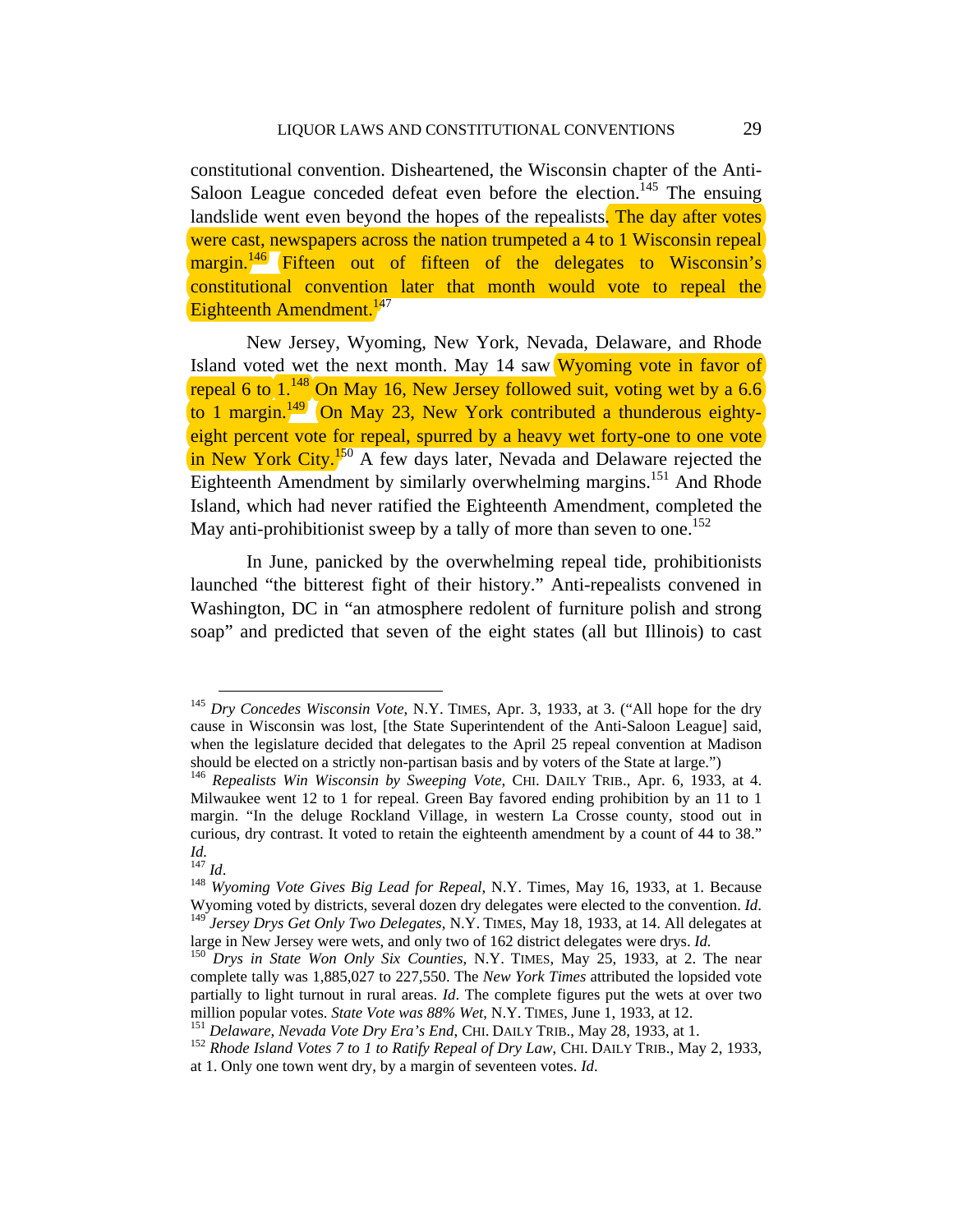constitutional convention. Disheartened, the Wisconsin chapter of the Anti-Saloon League conceded defeat even before the election.[145] The ensuing landslide went even beyond the hopes of the repealists. The day after votes were cast, newspapers across the nation trumpeted a 4 to 1 Wisconsin repeal margin.[146] Fifteen out of fifteen of the delegates to Wisconsin's constitutional convention later that month would vote to repeal the Eighteenth Amendment.[147]

New Jersey, Wyoming, New York, Nevada, Delaware, and Rhode Island voted wet the next month. May 14 saw Wyoming vote in favor of repeal 6 to 1.[148] On May 16, New Jersey followed suit, voting wet by a 6.6 to 1 margin.[149] On May 23, New York contributed a thunderous eighty-eight percent vote for repeal, spurred by a heavy wet forty-one to one vote in New York City.[150] A few days later, Nevada and Delaware rejected the Eighteenth Amendment by similarly overwhelming margins.[151] And Rhode Island, which had never ratified the Eighteenth Amendment, completed the May anti-prohibitionist sweep by a tally of more than seven to one.[152]

In June, panicked by the overwhelming repeal tide, prohibitionists launched "the bitterest fight of their history." Anti-repealists convened in Washington, DC in "an atmosphere redolent of furniture polish and strong soap" and predicted that seven of the eight states (all but Illinois) to cast

---

[145] *Dry Concedes Wisconsin Vote*, N.Y. TIMES, Apr. 3, 1933, at 3. ("All hope for the dry cause in Wisconsin was lost, [the State Superintendent of the Anti-Saloon League] said, when the legislature decided that delegates to the April 25 repeal convention at Madison should be elected on a strictly non-partisan basis and by voters of the State at large.")

[146] *Repealists Win Wisconsin by Sweeping Vote*, CHI. DAILY TRIB., Apr. 6, 1933, at 4. Milwaukee went 12 to 1 for repeal. Green Bay favored ending prohibition by an 11 to 1 margin. "In the deluge Rockland Village, in western La Crosse county, stood out in curious, dry contrast. It voted to retain the eighteenth amendment by a count of 44 to 38." *Id.*

[147] *Id*.

[148] *Wyoming Vote Gives Big Lead for Repeal*, N.Y. Times, May 16, 1933, at 1. Because Wyoming voted by districts, several dozen dry delegates were elected to the convention. *Id*.

[149] *Jersey Drys Get Only Two Delegates*, N.Y. TIMES, May 18, 1933, at 14. All delegates at large in New Jersey were wets, and only two of 162 district delegates were drys. *Id.*

[150] *Drys in State Won Only Six Counties*, N.Y. TIMES, May 25, 1933, at 2. The near complete tally was 1,885,027 to 227,550. The *New York Times* attributed the lopsided vote partially to light turnout in rural areas. *Id*. The complete figures put the wets at over two million popular votes. *State Vote was 88% Wet*, N.Y. TIMES, June 1, 1933, at 12.

[151] *Delaware, Nevada Vote Dry Era's End*, CHI. DAILY TRIB., May 28, 1933, at 1.

[152] *Rhode Island Votes 7 to 1 to Ratify Repeal of Dry Law*, CHI. DAILY TRIB., May 2, 1933, at 1. Only one town went dry, by a margin of seventeen votes. *Id*.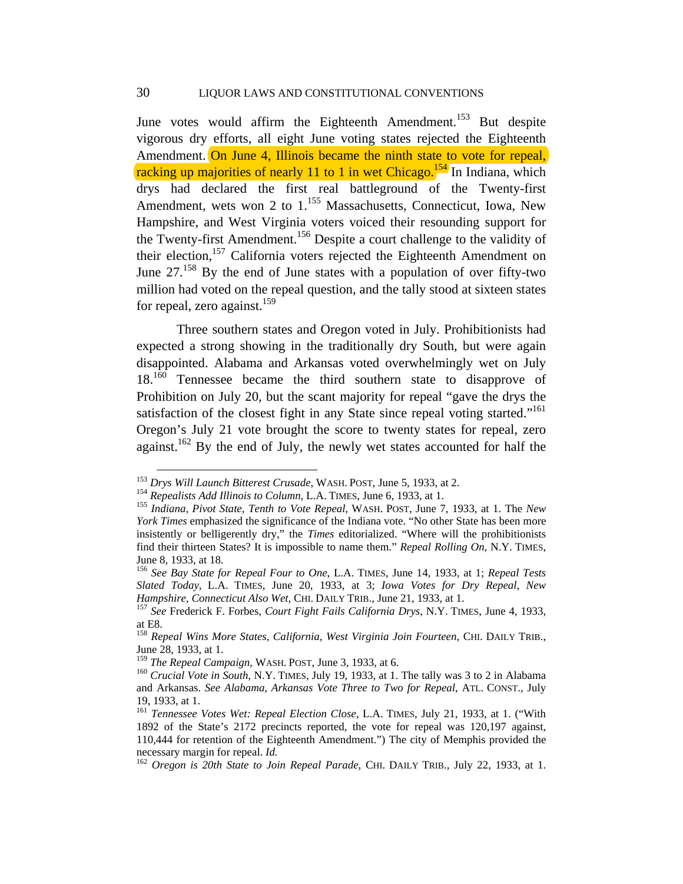June votes would affirm the Eighteenth Amendment.[153] But despite vigorous dry efforts, all eight June voting states rejected the Eighteenth Amendment. On June 4, Illinois became the ninth state to vote for repeal, racking up majorities of nearly 11 to 1 in wet Chicago.[154] In Indiana, which drys had declared the first real battleground of the Twenty-first Amendment, wets won 2 to 1.[155] Massachusetts, Connecticut, Iowa, New Hampshire, and West Virginia voters voiced their resounding support for the Twenty-first Amendment.[156] Despite a court challenge to the validity of their election,[157] California voters rejected the Eighteenth Amendment on June 27.[158] By the end of June states with a population of over fifty-two million had voted on the repeal question, and the tally stood at sixteen states for repeal, zero against.[159]

Three southern states and Oregon voted in July. Prohibitionists had expected a strong showing in the traditionally dry South, but were again disappointed. Alabama and Arkansas voted overwhelmingly wet on July 18.[160] Tennessee became the third southern state to disapprove of Prohibition on July 20, but the scant majority for repeal "gave the drys the satisfaction of the closest fight in any State since repeal voting started."[161] Oregon's July 21 vote brought the score to twenty states for repeal, zero against.[162] By the end of July, the newly wet states accounted for half the

---

[153] *Drys Will Launch Bitterest Crusade*, WASH. POST, June 5, 1933, at 2.

[154] *Repealists Add Illinois to Column*, L.A. TIMES, June 6, 1933, at 1.

[155] *Indiana, Pivot State, Tenth to Vote Repeal*, WASH. POST, June 7, 1933, at 1. The *New York Times* emphasized the significance of the Indiana vote. "No other State has been more insistently or belligerently dry," the *Times* editorialized. "Where will the prohibitionists find their thirteen States? It is impossible to name them." *Repeal Rolling On*, N.Y. TIMES, June 8, 1933, at 18.

[156] *See Bay State for Repeal Four to One*, L.A. TIMES, June 14, 1933, at 1; *Repeal Tests Slated Today*, L.A. TIMES, June 20, 1933, at 3; *Iowa Votes for Dry Repeal, New Hampshire, Connecticut Also Wet*, CHI. DAILY TRIB., June 21, 1933, at 1.

[157] *See* Frederick F. Forbes, *Court Fight Fails California Drys*, N.Y. TIMES, June 4, 1933, at E8.

[158] *Repeal Wins More States, California, West Virginia Join Fourteen*, CHI. DAILY TRIB., June 28, 1933, at 1.

[159] *The Repeal Campaign*, WASH. POST, June 3, 1933, at 6.

[160] *Crucial Vote in South*, N.Y. TIMES, July 19, 1933, at 1. The tally was 3 to 2 in Alabama and Arkansas. *See Alabama, Arkansas Vote Three to Two for Repeal*, ATL. CONST., July 19, 1933, at 1.

[161] *Tennessee Votes Wet: Repeal Election Close*, L.A. TIMES, July 21, 1933, at 1. ("With 1892 of the State's 2172 precincts reported, the vote for repeal was 120,197 against, 110,444 for retention of the Eighteenth Amendment.") The city of Memphis provided the necessary margin for repeal. *Id.*

[162] *Oregon is 20th State to Join Repeal Parade*, CHI. DAILY TRIB., July 22, 1933, at 1.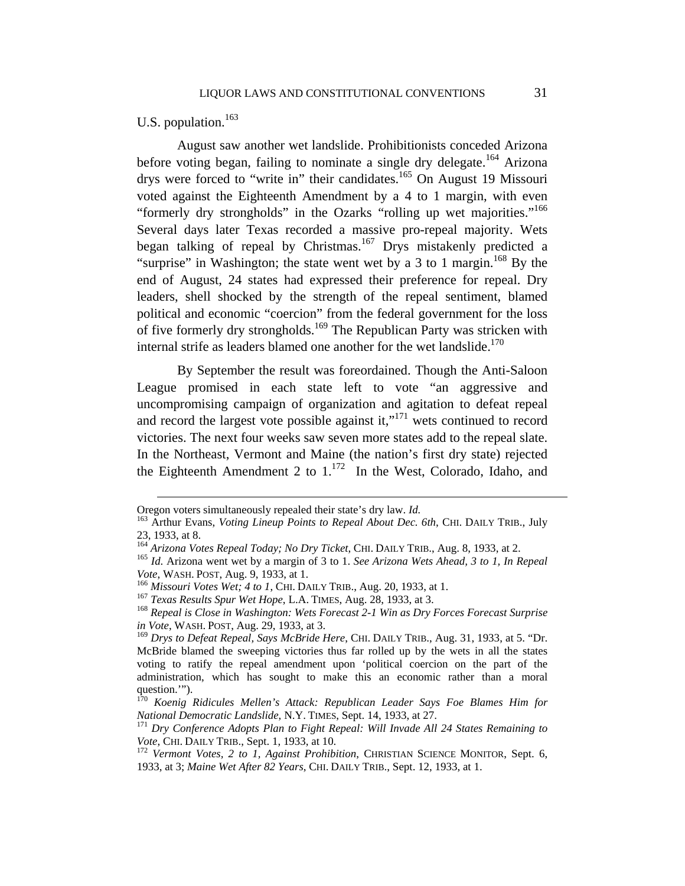U.S. population.[163]

August saw another wet landslide. Prohibitionists conceded Arizona before voting began, failing to nominate a single dry delegate.[164] Arizona drys were forced to "write in" their candidates.[165] On August 19 Missouri voted against the Eighteenth Amendment by a 4 to 1 margin, with even "formerly dry strongholds" in the Ozarks "rolling up wet majorities."[166] Several days later Texas recorded a massive pro-repeal majority. Wets began talking of repeal by Christmas.[167] Drys mistakenly predicted a "surprise" in Washington; the state went wet by a 3 to 1 margin.[168] By the end of August, 24 states had expressed their preference for repeal. Dry leaders, shell shocked by the strength of the repeal sentiment, blamed political and economic "coercion" from the federal government for the loss of five formerly dry strongholds.[169] The Republican Party was stricken with internal strife as leaders blamed one another for the wet landslide.[170]

By September the result was foreordained. Though the Anti-Saloon League promised in each state left to vote "an aggressive and uncompromising campaign of organization and agitation to defeat repeal and record the largest vote possible against it,"[171] wets continued to record victories. The next four weeks saw seven more states add to the repeal slate. In the Northeast, Vermont and Maine (the nation's first dry state) rejected the Eighteenth Amendment 2 to 1.[172] In the West, Colorado, Idaho, and

---

Oregon voters simultaneously repealed their state's dry law. *Id.*

[163] Arthur Evans, *Voting Lineup Points to Repeal About Dec. 6th*, CHI. DAILY TRIB., July 23, 1933, at 8.

[164] *Arizona Votes Repeal Today; No Dry Ticket*, CHI. DAILY TRIB., Aug. 8, 1933, at 2.

[165] *Id.* Arizona went wet by a margin of 3 to 1. *See Arizona Wets Ahead, 3 to 1, In Repeal Vote*, WASH. POST, Aug. 9, 1933, at 1.

[166] *Missouri Votes Wet; 4 to 1*, CHI. DAILY TRIB., Aug. 20, 1933, at 1.

[167] *Texas Results Spur Wet Hope*, L.A. TIMES, Aug. 28, 1933, at 3.

[168] *Repeal is Close in Washington: Wets Forecast 2-1 Win as Dry Forces Forecast Surprise in Vote*, WASH. POST, Aug. 29, 1933, at 3.

[169] *Drys to Defeat Repeal, Says McBride Here*, CHI. DAILY TRIB., Aug. 31, 1933, at 5. "Dr. McBride blamed the sweeping victories thus far rolled up by the wets in all the states voting to ratify the repeal amendment upon 'political coercion on the part of the administration, which has sought to make this an economic rather than a moral question.'").

[170] *Koenig Ridicules Mellen's Attack: Republican Leader Says Foe Blames Him for National Democratic Landslide*, N.Y. TIMES, Sept. 14, 1933, at 27.

[171] *Dry Conference Adopts Plan to Fight Repeal: Will Invade All 24 States Remaining to Vote*, CHI. DAILY TRIB., Sept. 1, 1933, at 10.

[172] *Vermont Votes, 2 to 1, Against Prohibition*, CHRISTIAN SCIENCE MONITOR, Sept. 6, 1933, at 3; *Maine Wet After 82 Years*, CHI. DAILY TRIB., Sept. 12, 1933, at 1.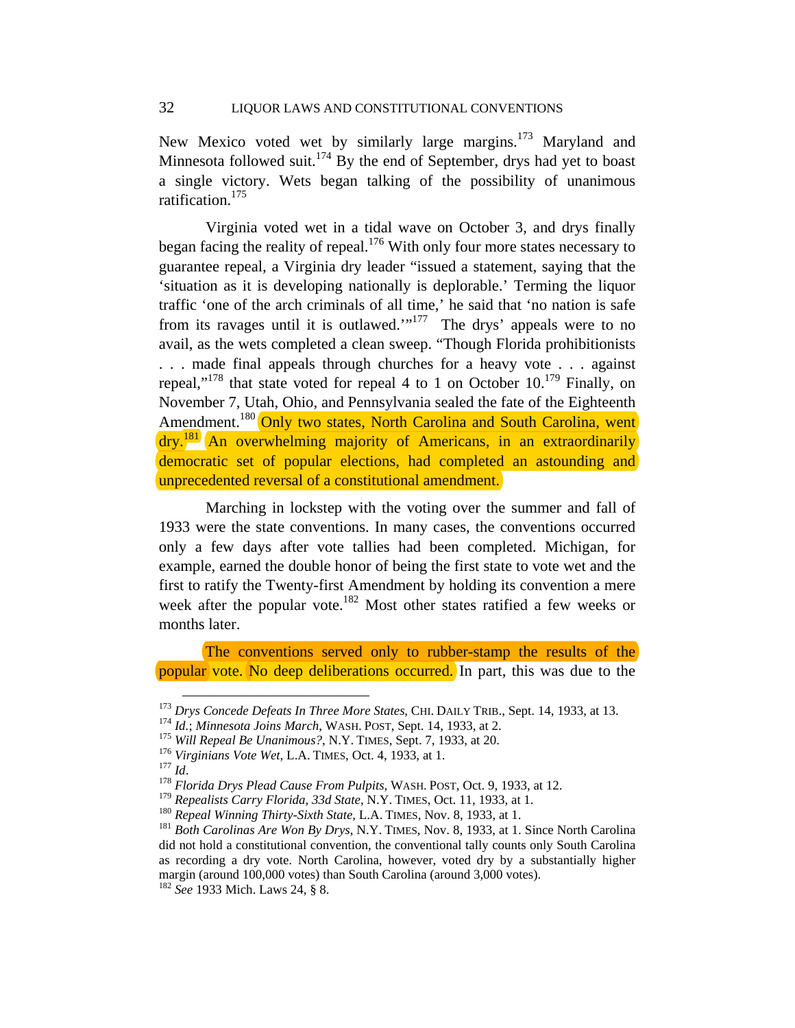New Mexico voted wet by similarly large margins.[173] Maryland and Minnesota followed suit.[174] By the end of September, drys had yet to boast a single victory. Wets began talking of the possibility of unanimous ratification.[175]

Virginia voted wet in a tidal wave on October 3, and drys finally began facing the reality of repeal.[176] With only four more states necessary to guarantee repeal, a Virginia dry leader "issued a statement, saying that the 'situation as it is developing nationally is deplorable.' Terming the liquor traffic 'one of the arch criminals of all time,' he said that 'no nation is safe from its ravages until it is outlawed.'"[177] The drys' appeals were to no avail, as the wets completed a clean sweep. "Though Florida prohibitionists . . . made final appeals through churches for a heavy vote . . . against repeal,"[178] that state voted for repeal 4 to 1 on October 10.[179] Finally, on November 7, Utah, Ohio, and Pennsylvania sealed the fate of the Eighteenth Amendment.[180] Only two states, North Carolina and South Carolina, went dry.[181] An overwhelming majority of Americans, in an extraordinarily democratic set of popular elections, had completed an astounding and unprecedented reversal of a constitutional amendment.

Marching in lockstep with the voting over the summer and fall of 1933 were the state conventions. In many cases, the conventions occurred only a few days after vote tallies had been completed. Michigan, for example, earned the double honor of being the first state to vote wet and the first to ratify the Twenty-first Amendment by holding its convention a mere week after the popular vote.[182] Most other states ratified a few weeks or months later.

The conventions served only to rubber-stamp the results of the popular vote. No deep deliberations occurred. In part, this was due to the

---

[173] *Drys Concede Defeats In Three More States*, CHI. DAILY TRIB., Sept. 14, 1933, at 13.
[174] *Id.*; *Minnesota Joins March*, WASH. POST, Sept. 14, 1933, at 2.
[175] *Will Repeal Be Unanimous?*, N.Y. TIMES, Sept. 7, 1933, at 20.
[176] *Virginians Vote Wet*, L.A. TIMES, Oct. 4, 1933, at 1.
[177] *Id*.
[178] *Florida Drys Plead Cause From Pulpits*, WASH. POST, Oct. 9, 1933, at 12.
[179] *Repealists Carry Florida, 33d State*, N.Y. TIMES, Oct. 11, 1933, at 1.
[180] *Repeal Winning Thirty-Sixth State*, L.A. TIMES, Nov. 8, 1933, at 1.
[181] *Both Carolinas Are Won By Drys*, N.Y. TIMES, Nov. 8, 1933, at 1. Since North Carolina did not hold a constitutional convention, the conventional tally counts only South Carolina as recording a dry vote. North Carolina, however, voted dry by a substantially higher margin (around 100,000 votes) than South Carolina (around 3,000 votes).
[182] *See* 1933 Mich. Laws 24, § 8.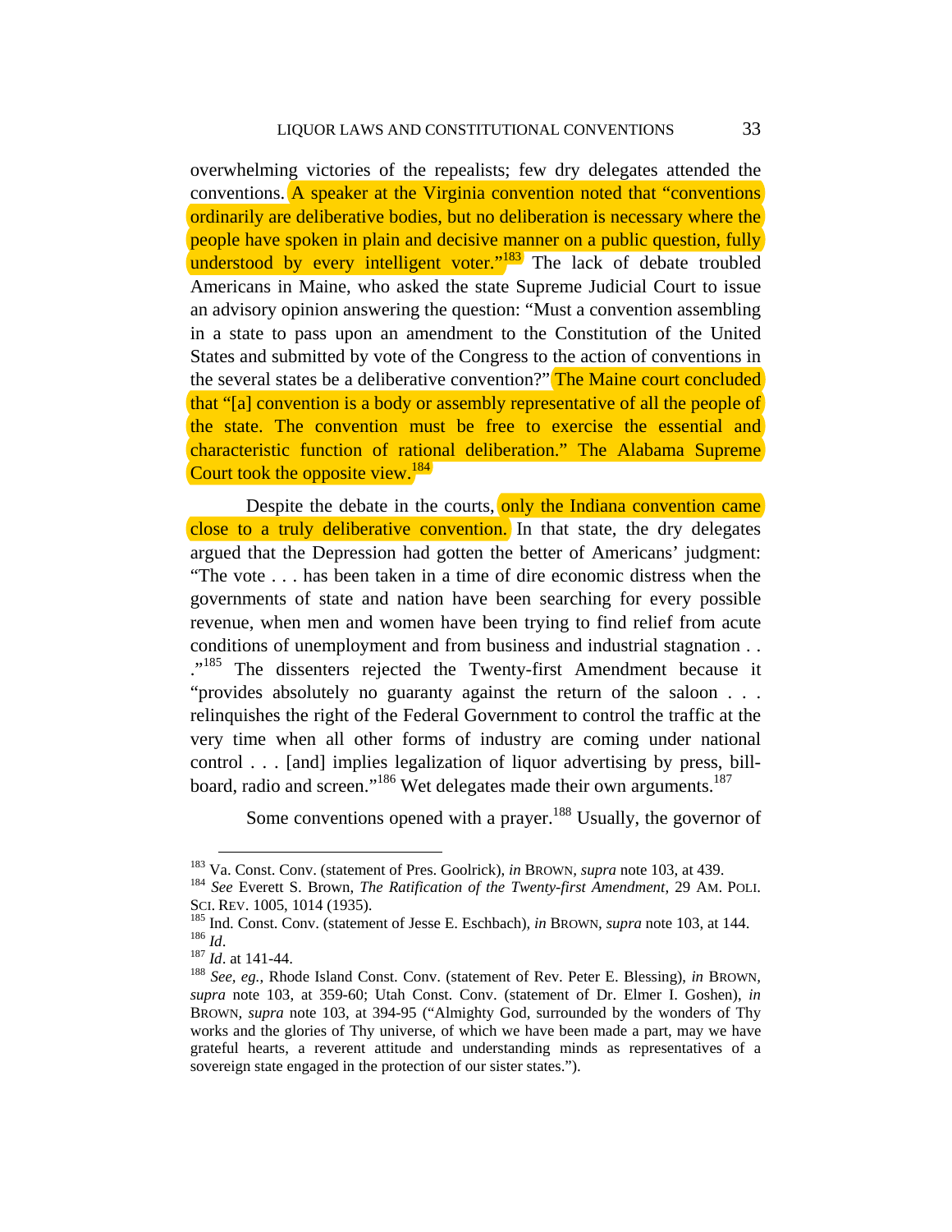overwhelming victories of the repealists; few dry delegates attended the conventions. A speaker at the Virginia convention noted that "conventions ordinarily are deliberative bodies, but no deliberation is necessary where the people have spoken in plain and decisive manner on a public question, fully understood by every intelligent voter."[183] The lack of debate troubled Americans in Maine, who asked the state Supreme Judicial Court to issue an advisory opinion answering the question: "Must a convention assembling in a state to pass upon an amendment to the Constitution of the United States and submitted by vote of the Congress to the action of conventions in the several states be a deliberative convention?" The Maine court concluded that "[a] convention is a body or assembly representative of all the people of the state. The convention must be free to exercise the essential and characteristic function of rational deliberation." The Alabama Supreme Court took the opposite view.[184]

Despite the debate in the courts, only the Indiana convention came close to a truly deliberative convention. In that state, the dry delegates argued that the Depression had gotten the better of Americans' judgment: "The vote . . . has been taken in a time of dire economic distress when the governments of state and nation have been searching for every possible revenue, when men and women have been trying to find relief from acute conditions of unemployment and from business and industrial stagnation . . ."[185] The dissenters rejected the Twenty-first Amendment because it "provides absolutely no guaranty against the return of the saloon . . . relinquishes the right of the Federal Government to control the traffic at the very time when all other forms of industry are coming under national control . . . [and] implies legalization of liquor advertising by press, bill-board, radio and screen."[186] Wet delegates made their own arguments.[187]

Some conventions opened with a prayer.[188] Usually, the governor of

---

[183] Va. Const. Conv. (statement of Pres. Goolrick), *in* BROWN, *supra* note 103, at 439.

[184] *See* Everett S. Brown, *The Ratification of the Twenty-first Amendment*, 29 AM. POLI. SCI. REV. 1005, 1014 (1935).

[185] Ind. Const. Conv. (statement of Jesse E. Eschbach), *in* BROWN, *supra* note 103, at 144.

[186] *Id*.

[187] *Id*. at 141-44.

[188] *See, eg.*, Rhode Island Const. Conv. (statement of Rev. Peter E. Blessing), *in* BROWN, *supra* note 103, at 359-60; Utah Const. Conv. (statement of Dr. Elmer I. Goshen), *in* BROWN, *supra* note 103, at 394-95 ("Almighty God, surrounded by the wonders of Thy works and the glories of Thy universe, of which we have been made a part, may we have grateful hearts, a reverent attitude and understanding minds as representatives of a sovereign state engaged in the protection of our sister states.").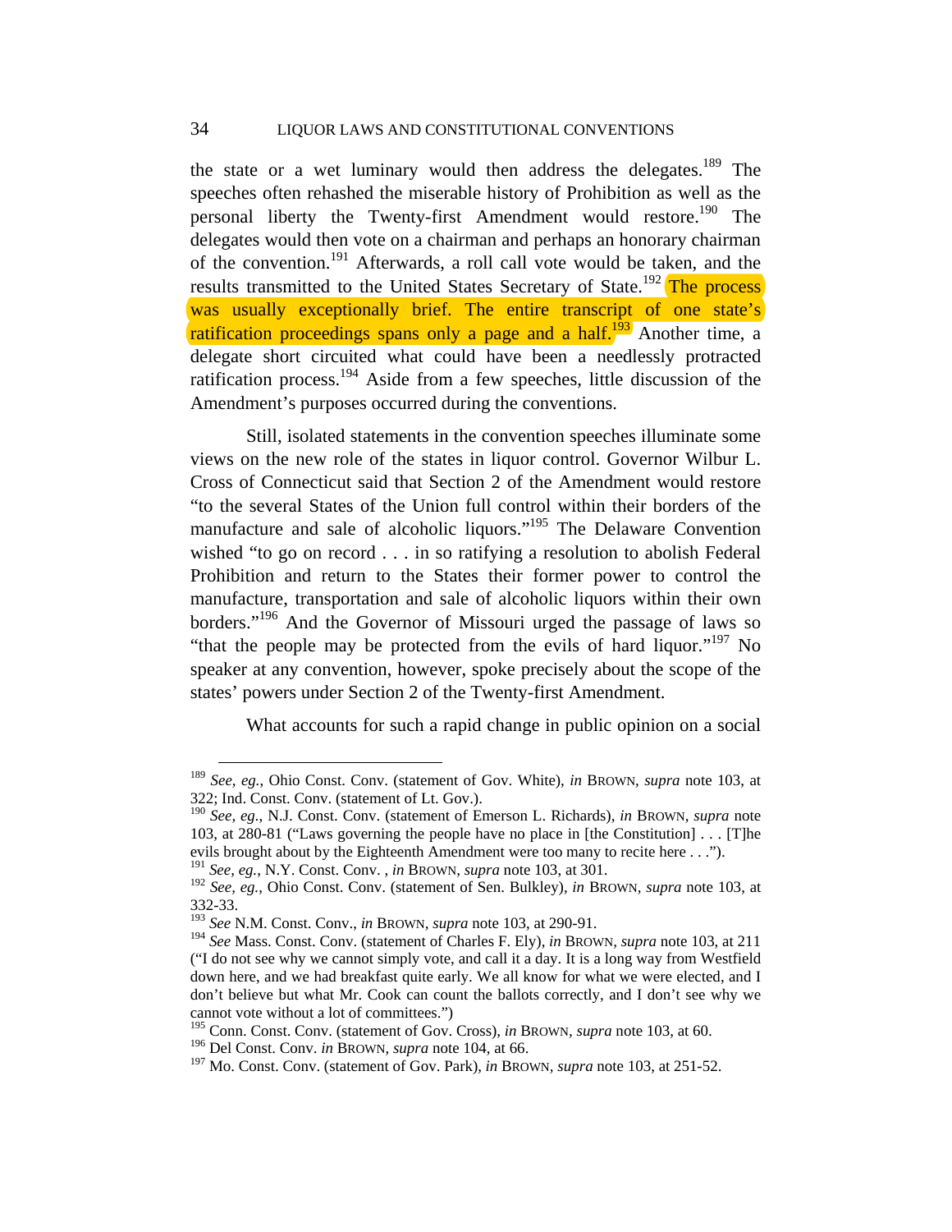the state or a wet luminary would then address the delegates.[189] The speeches often rehashed the miserable history of Prohibition as well as the personal liberty the Twenty-first Amendment would restore.[190] The delegates would then vote on a chairman and perhaps an honorary chairman of the convention.[191] Afterwards, a roll call vote would be taken, and the results transmitted to the United States Secretary of State.[192] The process was usually exceptionally brief. The entire transcript of one state's ratification proceedings spans only a page and a half.[193] Another time, a delegate short circuited what could have been a needlessly protracted ratification process.[194] Aside from a few speeches, little discussion of the Amendment's purposes occurred during the conventions.

Still, isolated statements in the convention speeches illuminate some views on the new role of the states in liquor control. Governor Wilbur L. Cross of Connecticut said that Section 2 of the Amendment would restore "to the several States of the Union full control within their borders of the manufacture and sale of alcoholic liquors."[195] The Delaware Convention wished "to go on record . . . in so ratifying a resolution to abolish Federal Prohibition and return to the States their former power to control the manufacture, transportation and sale of alcoholic liquors within their own borders."[196] And the Governor of Missouri urged the passage of laws so "that the people may be protected from the evils of hard liquor."[197] No speaker at any convention, however, spoke precisely about the scope of the states' powers under Section 2 of the Twenty-first Amendment.

What accounts for such a rapid change in public opinion on a social

---

[189] *See, eg.*, Ohio Const. Conv. (statement of Gov. White), *in* BROWN, *supra* note 103, at 322; Ind. Const. Conv. (statement of Lt. Gov.).

[190] *See, eg.*, N.J. Const. Conv. (statement of Emerson L. Richards), *in* BROWN, *supra* note 103, at 280-81 ("Laws governing the people have no place in [the Constitution] . . . [T]he evils brought about by the Eighteenth Amendment were too many to recite here . . .").

[191] *See, eg.*, N.Y. Const. Conv. , *in* BROWN, *supra* note 103, at 301.

[192] *See, eg.*, Ohio Const. Conv. (statement of Sen. Bulkley), *in* BROWN, *supra* note 103, at 332-33.

[193] *See* N.M. Const. Conv., *in* BROWN, *supra* note 103, at 290-91.

[194] *See* Mass. Const. Conv. (statement of Charles F. Ely), *in* BROWN, *supra* note 103, at 211 ("I do not see why we cannot simply vote, and call it a day. It is a long way from Westfield down here, and we had breakfast quite early. We all know for what we were elected, and I don't believe but what Mr. Cook can count the ballots correctly, and I don't see why we cannot vote without a lot of committees.")

[195] Conn. Const. Conv. (statement of Gov. Cross), *in* BROWN, *supra* note 103, at 60.

[196] Del Const. Conv. *in* BROWN, *supra* note 104, at 66.

[197] Mo. Const. Conv. (statement of Gov. Park), *in* BROWN, *supra* note 103, at 251-52.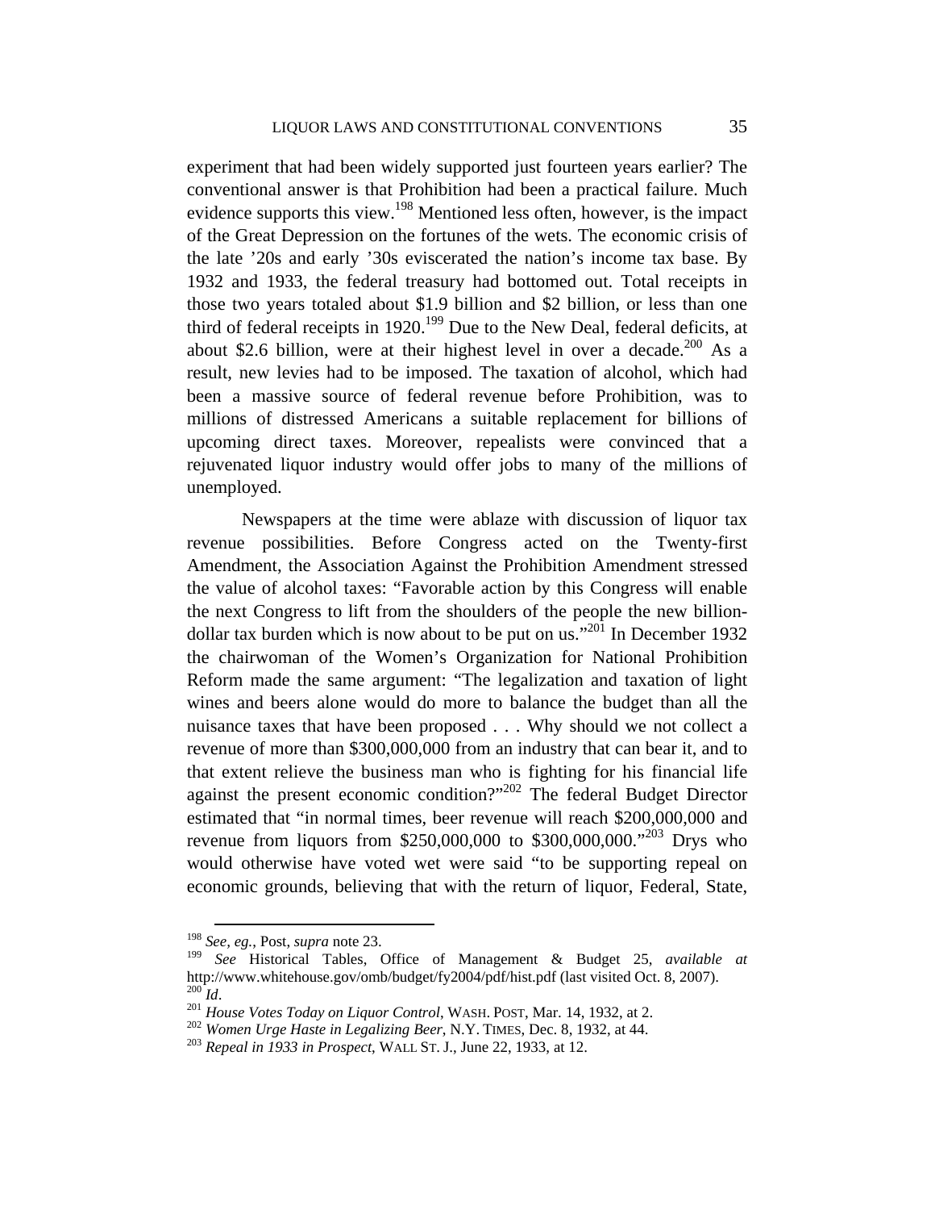experiment that had been widely supported just fourteen years earlier? The conventional answer is that Prohibition had been a practical failure. Much evidence supports this view.[198] Mentioned less often, however, is the impact of the Great Depression on the fortunes of the wets. The economic crisis of the late '20s and early '30s eviscerated the nation's income tax base. By 1932 and 1933, the federal treasury had bottomed out. Total receipts in those two years totaled about $1.9 billion and $2 billion, or less than one third of federal receipts in 1920.[199] Due to the New Deal, federal deficits, at about $2.6 billion, were at their highest level in over a decade.[200] As a result, new levies had to be imposed. The taxation of alcohol, which had been a massive source of federal revenue before Prohibition, was to millions of distressed Americans a suitable replacement for billions of upcoming direct taxes. Moreover, repealists were convinced that a rejuvenated liquor industry would offer jobs to many of the millions of unemployed.

Newspapers at the time were ablaze with discussion of liquor tax revenue possibilities. Before Congress acted on the Twenty-first Amendment, the Association Against the Prohibition Amendment stressed the value of alcohol taxes: "Favorable action by this Congress will enable the next Congress to lift from the shoulders of the people the new billion-dollar tax burden which is now about to be put on us."[201] In December 1932 the chairwoman of the Women's Organization for National Prohibition Reform made the same argument: "The legalization and taxation of light wines and beers alone would do more to balance the budget than all the nuisance taxes that have been proposed . . . Why should we not collect a revenue of more than $300,000,000 from an industry that can bear it, and to that extent relieve the business man who is fighting for his financial life against the present economic condition?"[202] The federal Budget Director estimated that "in normal times, beer revenue will reach $200,000,000 and revenue from liquors from $250,000,000 to $300,000,000."[203] Drys who would otherwise have voted wet were said "to be supporting repeal on economic grounds, believing that with the return of liquor, Federal, State,

---

[198] *See, eg.*, Post, *supra* note 23.

[199] *See* Historical Tables, Office of Management & Budget 25, *available at* http://www.whitehouse.gov/omb/budget/fy2004/pdf/hist.pdf (last visited Oct. 8, 2007).

[200] *Id*.

[201] *House Votes Today on Liquor Control*, WASH. POST, Mar. 14, 1932, at 2.

[202] *Women Urge Haste in Legalizing Beer*, N.Y. TIMES, Dec. 8, 1932, at 44.

[203] *Repeal in 1933 in Prospect*, WALL ST. J., June 22, 1933, at 12.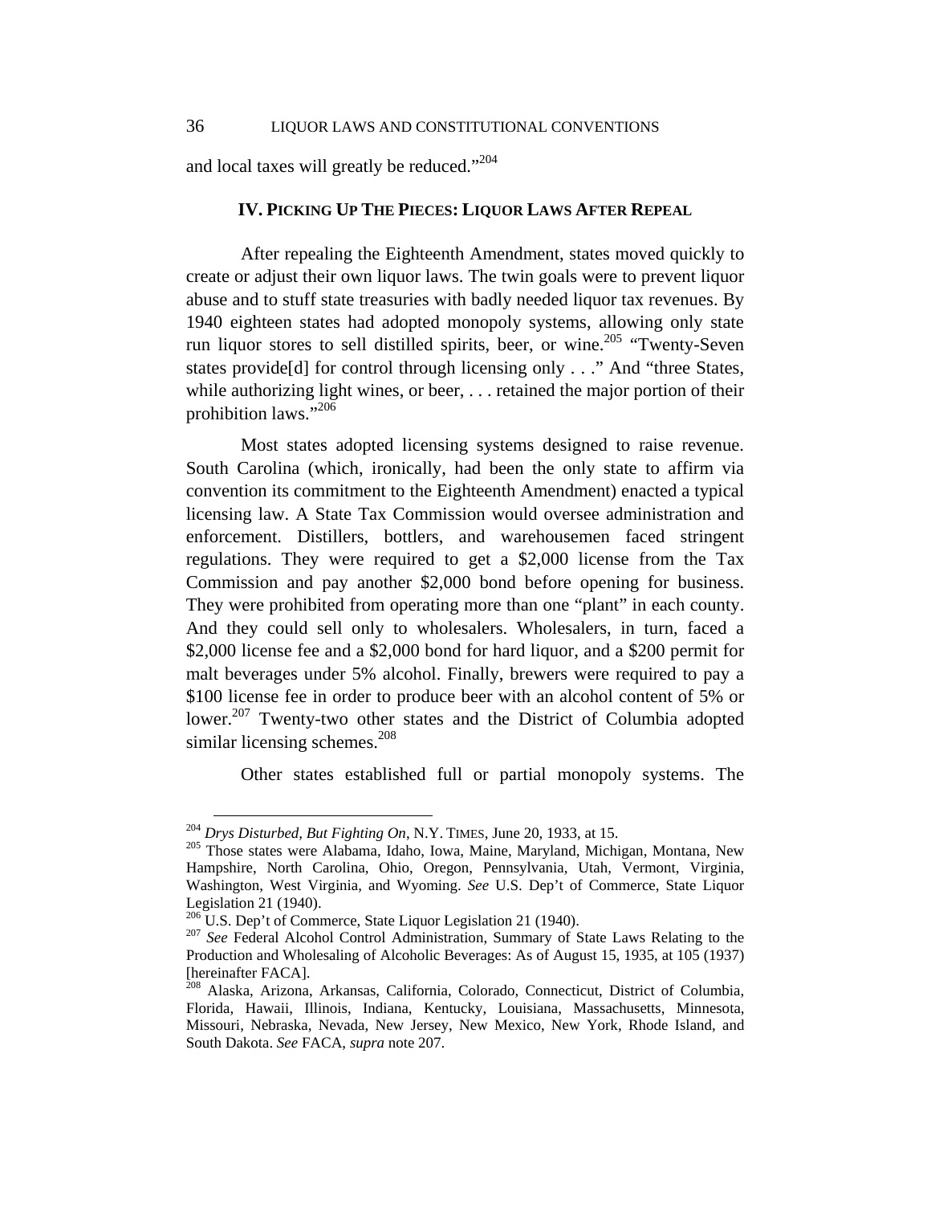and local taxes will greatly be reduced."[204]

## IV. PICKING UP THE PIECES: LIQUOR LAWS AFTER REPEAL

After repealing the Eighteenth Amendment, states moved quickly to create or adjust their own liquor laws. The twin goals were to prevent liquor abuse and to stuff state treasuries with badly needed liquor tax revenues. By 1940 eighteen states had adopted monopoly systems, allowing only state run liquor stores to sell distilled spirits, beer, or wine.[205] "Twenty-Seven states provide[d] for control through licensing only . . ." And "three States, while authorizing light wines, or beer, . . . retained the major portion of their prohibition laws."[206]

Most states adopted licensing systems designed to raise revenue. South Carolina (which, ironically, had been the only state to affirm via convention its commitment to the Eighteenth Amendment) enacted a typical licensing law. A State Tax Commission would oversee administration and enforcement. Distillers, bottlers, and warehousemen faced stringent regulations. They were required to get a $2,000 license from the Tax Commission and pay another $2,000 bond before opening for business. They were prohibited from operating more than one "plant" in each county. And they could sell only to wholesalers. Wholesalers, in turn, faced a $2,000 license fee and a $2,000 bond for hard liquor, and a $200 permit for malt beverages under 5% alcohol. Finally, brewers were required to pay a $100 license fee in order to produce beer with an alcohol content of 5% or lower.[207] Twenty-two other states and the District of Columbia adopted similar licensing schemes.[208]

Other states established full or partial monopoly systems. The

---

[204] *Drys Disturbed, But Fighting On*, N.Y. TIMES, June 20, 1933, at 15.

[205] Those states were Alabama, Idaho, Iowa, Maine, Maryland, Michigan, Montana, New Hampshire, North Carolina, Ohio, Oregon, Pennsylvania, Utah, Vermont, Virginia, Washington, West Virginia, and Wyoming. *See* U.S. Dep't of Commerce, State Liquor Legislation 21 (1940).

[206] U.S. Dep't of Commerce, State Liquor Legislation 21 (1940).

[207] *See* Federal Alcohol Control Administration, Summary of State Laws Relating to the Production and Wholesaling of Alcoholic Beverages: As of August 15, 1935, at 105 (1937) [hereinafter FACA].

[208] Alaska, Arizona, Arkansas, California, Colorado, Connecticut, District of Columbia, Florida, Hawaii, Illinois, Indiana, Kentucky, Louisiana, Massachusetts, Minnesota, Missouri, Nebraska, Nevada, New Jersey, New Mexico, New York, Rhode Island, and South Dakota. *See* FACA, *supra* note 207.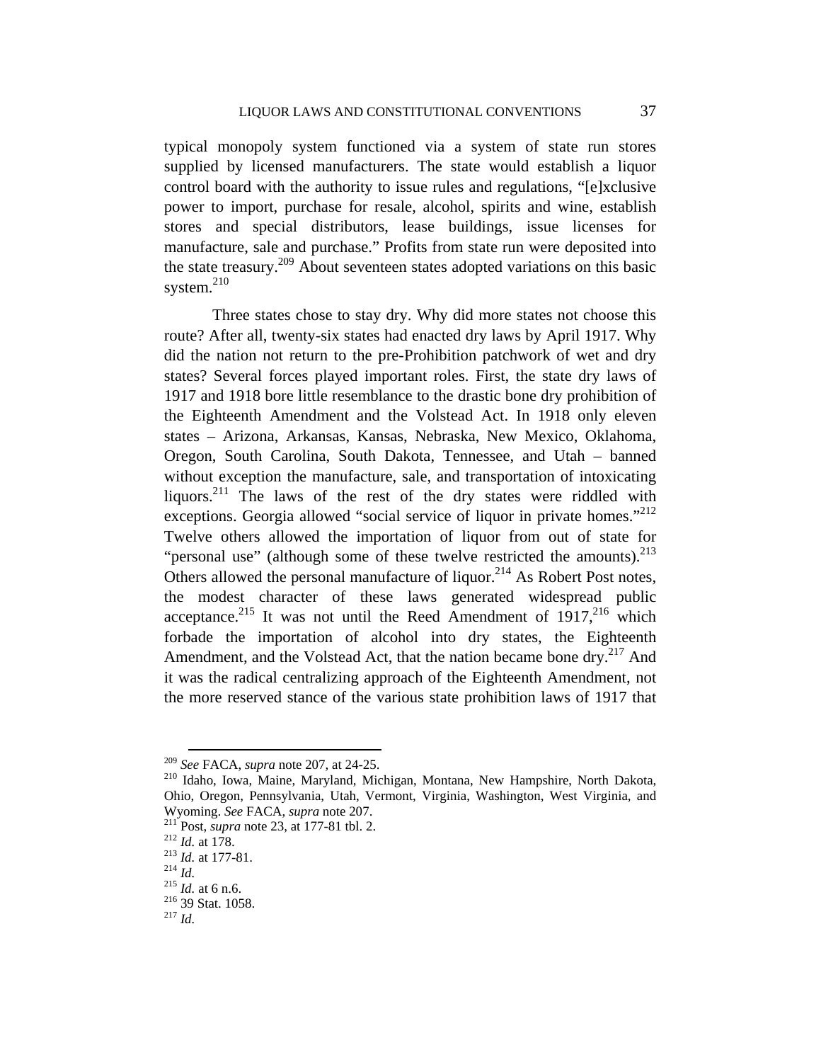typical monopoly system functioned via a system of state run stores supplied by licensed manufacturers. The state would establish a liquor control board with the authority to issue rules and regulations, "[e]xclusive power to import, purchase for resale, alcohol, spirits and wine, establish stores and special distributors, lease buildings, issue licenses for manufacture, sale and purchase." Profits from state run were deposited into the state treasury.[209] About seventeen states adopted variations on this basic system.[210]

Three states chose to stay dry. Why did more states not choose this route? After all, twenty-six states had enacted dry laws by April 1917. Why did the nation not return to the pre-Prohibition patchwork of wet and dry states? Several forces played important roles. First, the state dry laws of 1917 and 1918 bore little resemblance to the drastic bone dry prohibition of the Eighteenth Amendment and the Volstead Act. In 1918 only eleven states – Arizona, Arkansas, Kansas, Nebraska, New Mexico, Oklahoma, Oregon, South Carolina, South Dakota, Tennessee, and Utah – banned without exception the manufacture, sale, and transportation of intoxicating liquors.[211] The laws of the rest of the dry states were riddled with exceptions. Georgia allowed "social service of liquor in private homes."[212] Twelve others allowed the importation of liquor from out of state for "personal use" (although some of these twelve restricted the amounts).[213] Others allowed the personal manufacture of liquor.[214] As Robert Post notes, the modest character of these laws generated widespread public acceptance.[215] It was not until the Reed Amendment of 1917,[216] which forbade the importation of alcohol into dry states, the Eighteenth Amendment, and the Volstead Act, that the nation became bone dry.[217] And it was the radical centralizing approach of the Eighteenth Amendment, not the more reserved stance of the various state prohibition laws of 1917 that

---

[209] *See* FACA, *supra* note 207, at 24-25.

[210] Idaho, Iowa, Maine, Maryland, Michigan, Montana, New Hampshire, North Dakota, Ohio, Oregon, Pennsylvania, Utah, Vermont, Virginia, Washington, West Virginia, and Wyoming. *See* FACA, *supra* note 207.

[211] Post, *supra* note 23, at 177-81 tbl. 2.

[212] *Id.* at 178.

[213] *Id.* at 177-81.

[214] *Id.*

[215] *Id.* at 6 n.6.

[216] 39 Stat. 1058.

[217] *Id.*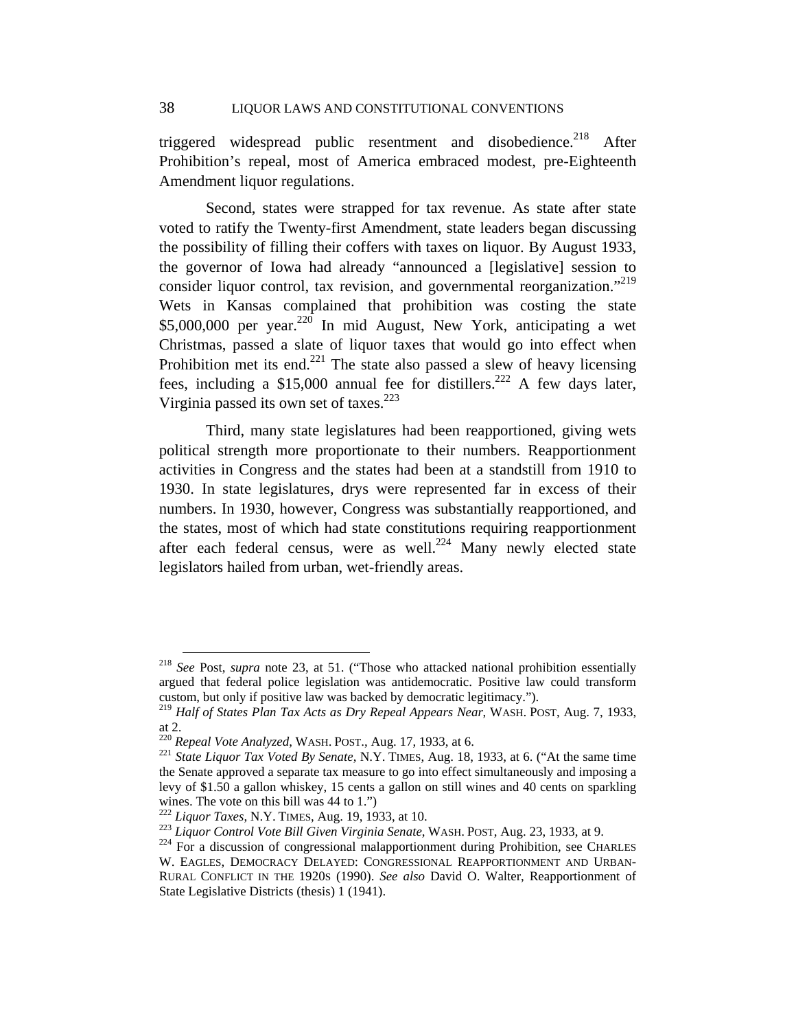triggered widespread public resentment and disobedience.[218] After Prohibition's repeal, most of America embraced modest, pre-Eighteenth Amendment liquor regulations.

Second, states were strapped for tax revenue. As state after state voted to ratify the Twenty-first Amendment, state leaders began discussing the possibility of filling their coffers with taxes on liquor. By August 1933, the governor of Iowa had already "announced a [legislative] session to consider liquor control, tax revision, and governmental reorganization."[219] Wets in Kansas complained that prohibition was costing the state $5,000,000 per year.[220] In mid August, New York, anticipating a wet Christmas, passed a slate of liquor taxes that would go into effect when Prohibition met its end.[221] The state also passed a slew of heavy licensing fees, including a $15,000 annual fee for distillers.[222] A few days later, Virginia passed its own set of taxes.[223]

Third, many state legislatures had been reapportioned, giving wets political strength more proportionate to their numbers. Reapportionment activities in Congress and the states had been at a standstill from 1910 to 1930. In state legislatures, drys were represented far in excess of their numbers. In 1930, however, Congress was substantially reapportioned, and the states, most of which had state constitutions requiring reapportionment after each federal census, were as well.[224] Many newly elected state legislators hailed from urban, wet-friendly areas.

---

[218] *See* Post, *supra* note 23, at 51. ("Those who attacked national prohibition essentially argued that federal police legislation was antidemocratic. Positive law could transform custom, but only if positive law was backed by democratic legitimacy.").

[219] *Half of States Plan Tax Acts as Dry Repeal Appears Near*, WASH. POST, Aug. 7, 1933, at 2.

[220] *Repeal Vote Analyzed*, WASH. POST., Aug. 17, 1933, at 6.

[221] *State Liquor Tax Voted By Senate*, N.Y. TIMES, Aug. 18, 1933, at 6. ("At the same time the Senate approved a separate tax measure to go into effect simultaneously and imposing a levy of $1.50 a gallon whiskey, 15 cents a gallon on still wines and 40 cents on sparkling wines. The vote on this bill was 44 to 1.")

[222] *Liquor Taxes*, N.Y. TIMES, Aug. 19, 1933, at 10.

[223] *Liquor Control Vote Bill Given Virginia Senate*, WASH. POST, Aug. 23, 1933, at 9.

[224] For a discussion of congressional malapportionment during Prohibition, see CHARLES W. EAGLES, DEMOCRACY DELAYED: CONGRESSIONAL REAPPORTIONMENT AND URBAN-RURAL CONFLICT IN THE 1920S (1990). *See also* David O. Walter, Reapportionment of State Legislative Districts (thesis) 1 (1941).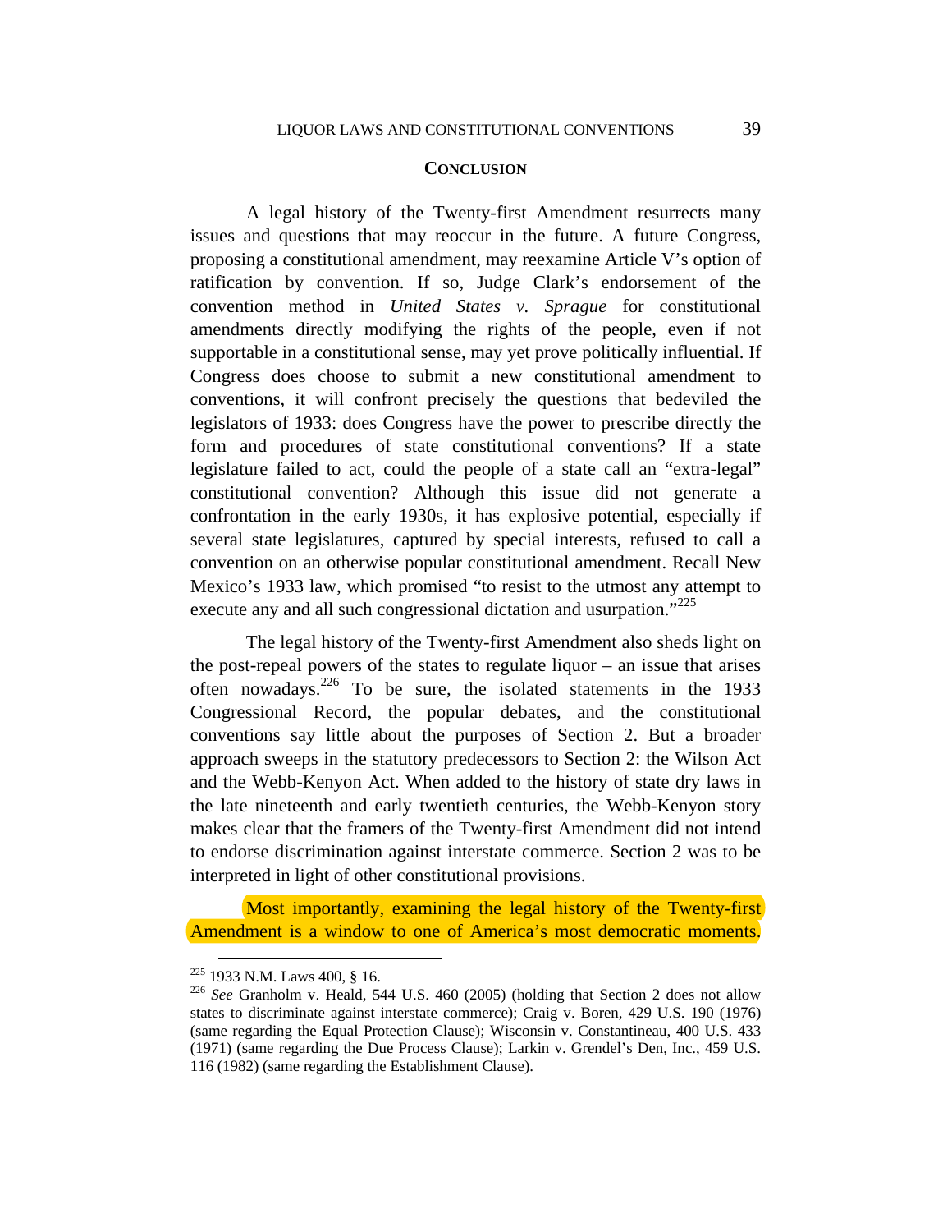## CONCLUSION

A legal history of the Twenty-first Amendment resurrects many issues and questions that may reoccur in the future. A future Congress, proposing a constitutional amendment, may reexamine Article V's option of ratification by convention. If so, Judge Clark's endorsement of the convention method in *United States v. Sprague* for constitutional amendments directly modifying the rights of the people, even if not supportable in a constitutional sense, may yet prove politically influential. If Congress does choose to submit a new constitutional amendment to conventions, it will confront precisely the questions that bedeviled the legislators of 1933: does Congress have the power to prescribe directly the form and procedures of state constitutional conventions? If a state legislature failed to act, could the people of a state call an "extra-legal" constitutional convention? Although this issue did not generate a confrontation in the early 1930s, it has explosive potential, especially if several state legislatures, captured by special interests, refused to call a convention on an otherwise popular constitutional amendment. Recall New Mexico's 1933 law, which promised "to resist to the utmost any attempt to execute any and all such congressional dictation and usurpation."[225]

The legal history of the Twenty-first Amendment also sheds light on the post-repeal powers of the states to regulate liquor – an issue that arises often nowadays.[226] To be sure, the isolated statements in the 1933 Congressional Record, the popular debates, and the constitutional conventions say little about the purposes of Section 2. But a broader approach sweeps in the statutory predecessors to Section 2: the Wilson Act and the Webb-Kenyon Act. When added to the history of state dry laws in the late nineteenth and early twentieth centuries, the Webb-Kenyon story makes clear that the framers of the Twenty-first Amendment did not intend to endorse discrimination against interstate commerce. Section 2 was to be interpreted in light of other constitutional provisions.

Most importantly, examining the legal history of the Twenty-first Amendment is a window to one of America's most democratic moments.

---

[225] 1933 N.M. Laws 400, § 16.

[226] *See* Granholm v. Heald, 544 U.S. 460 (2005) (holding that Section 2 does not allow states to discriminate against interstate commerce); Craig v. Boren, 429 U.S. 190 (1976) (same regarding the Equal Protection Clause); Wisconsin v. Constantineau, 400 U.S. 433 (1971) (same regarding the Due Process Clause); Larkin v. Grendel's Den, Inc., 459 U.S. 116 (1982) (same regarding the Establishment Clause).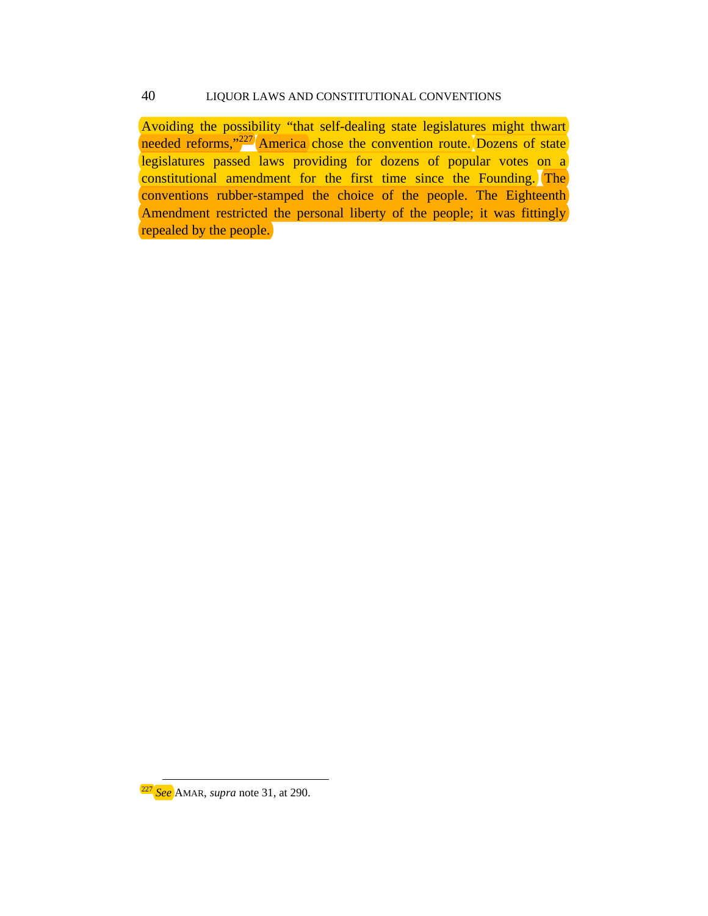Avoiding the possibility "that self-dealing state legislatures might thwart needed reforms,"[227] America chose the convention route. Dozens of state legislatures passed laws providing for dozens of popular votes on a constitutional amendment for the first time since the Founding. The conventions rubber-stamped the choice of the people. The Eighteenth Amendment restricted the personal liberty of the people; it was fittingly repealed by the people.

---

[227] *See* AMAR, *supra* note 31, at 290.